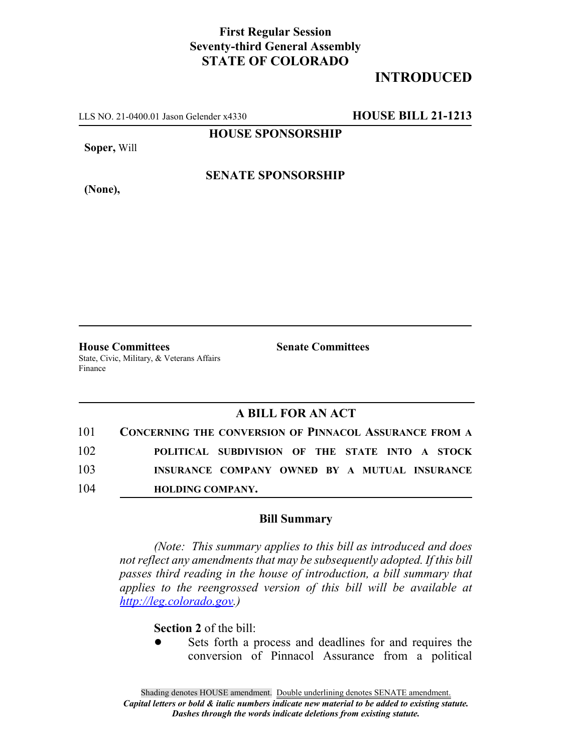**First Regular Session**
**Seventy-third General Assembly**
**STATE OF COLORADO**

# INTRODUCED

LLS NO. 21-0400.01 Jason Gelender x4330 **HOUSE BILL 21-1213**

**HOUSE SPONSORSHIP**

**Soper,** Will

**SENATE SPONSORSHIP**

**(None),**

---

**House Committees**
State, Civic, Military, & Veterans Affairs
Finance

**Senate Committees**

---

## A BILL FOR AN ACT

101 **CONCERNING THE CONVERSION OF PINNACOL ASSURANCE FROM A**
102 **POLITICAL SUBDIVISION OF THE STATE INTO A STOCK**
103 **INSURANCE COMPANY OWNED BY A MUTUAL INSURANCE**
104 **HOLDING COMPANY.**

### Bill Summary

*(Note: This summary applies to this bill as introduced and does not reflect any amendments that may be subsequently adopted. If this bill passes third reading in the house of introduction, a bill summary that applies to the reengrossed version of this bill will be available at http://leg.colorado.gov.)*

**Section 2** of the bill:

- Sets forth a process and deadlines for and requires the conversion of Pinnacol Assurance from a political

Shading denotes HOUSE amendment. Double underlining denotes SENATE amendment.
*Capital letters or bold & italic numbers indicate new material to be added to existing statute.*
*Dashes through the words indicate deletions from existing statute.*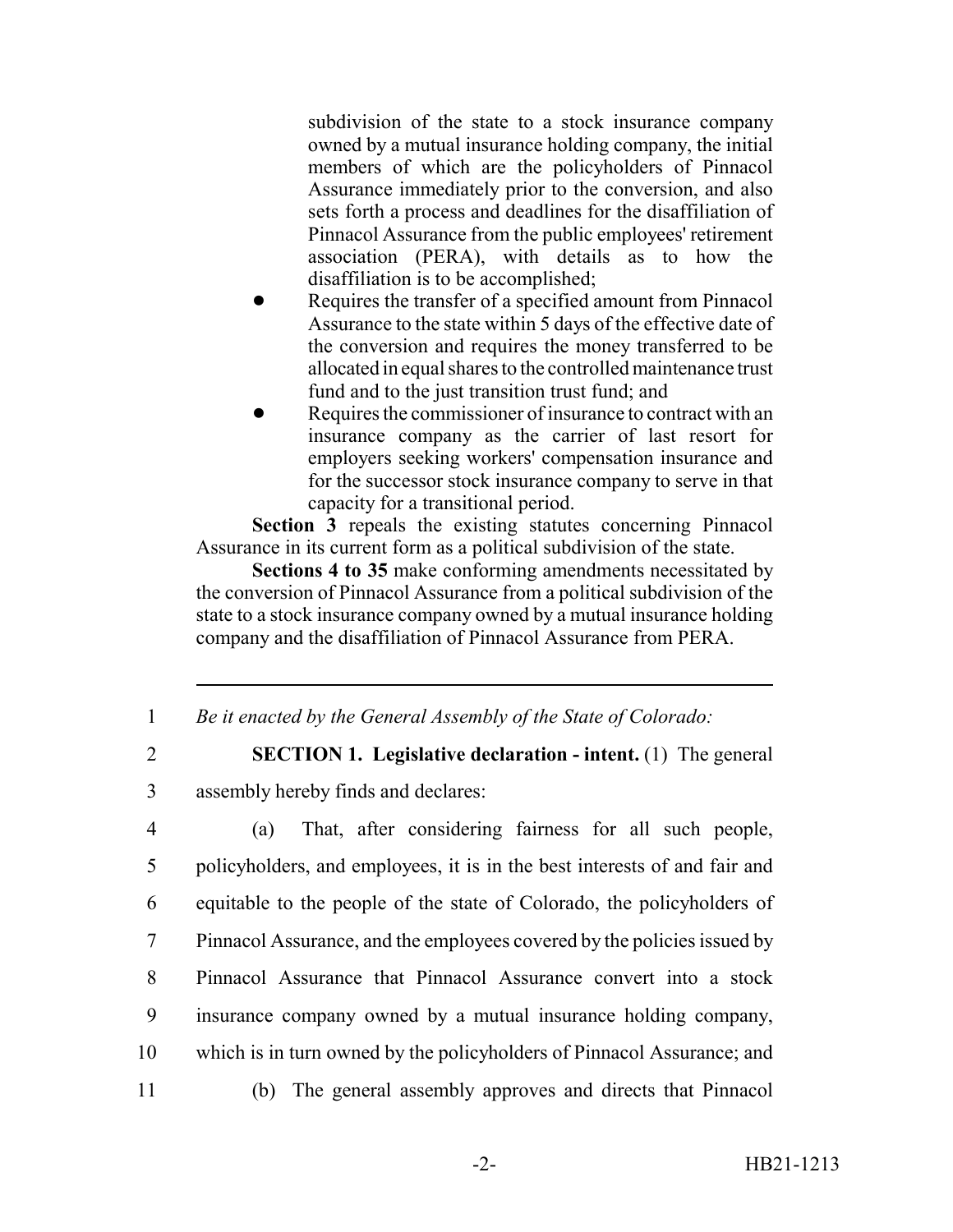subdivision of the state to a stock insurance company owned by a mutual insurance holding company, the initial members of which are the policyholders of Pinnacol Assurance immediately prior to the conversion, and also sets forth a process and deadlines for the disaffiliation of Pinnacol Assurance from the public employees' retirement association (PERA), with details as to how the disaffiliation is to be accomplished;

- Requires the transfer of a specified amount from Pinnacol Assurance to the state within 5 days of the effective date of the conversion and requires the money transferred to be allocated in equal shares to the controlled maintenance trust fund and to the just transition trust fund; and
- Requires the commissioner of insurance to contract with an insurance company as the carrier of last resort for employers seeking workers' compensation insurance and for the successor stock insurance company to serve in that capacity for a transitional period.

**Section 3** repeals the existing statutes concerning Pinnacol Assurance in its current form as a political subdivision of the state.

**Sections 4 to 35** make conforming amendments necessitated by the conversion of Pinnacol Assurance from a political subdivision of the state to a stock insurance company owned by a mutual insurance holding company and the disaffiliation of Pinnacol Assurance from PERA.

---

1 *Be it enacted by the General Assembly of the State of Colorado:*

2 **SECTION 1. Legislative declaration - intent.** (1) The general
3 assembly hereby finds and declares:

4 (a) That, after considering fairness for all such people,
5 policyholders, and employees, it is in the best interests of and fair and
6 equitable to the people of the state of Colorado, the policyholders of
7 Pinnacol Assurance, and the employees covered by the policies issued by
8 Pinnacol Assurance that Pinnacol Assurance convert into a stock
9 insurance company owned by a mutual insurance holding company,
10 which is in turn owned by the policyholders of Pinnacol Assurance; and

11 (b) The general assembly approves and directs that Pinnacol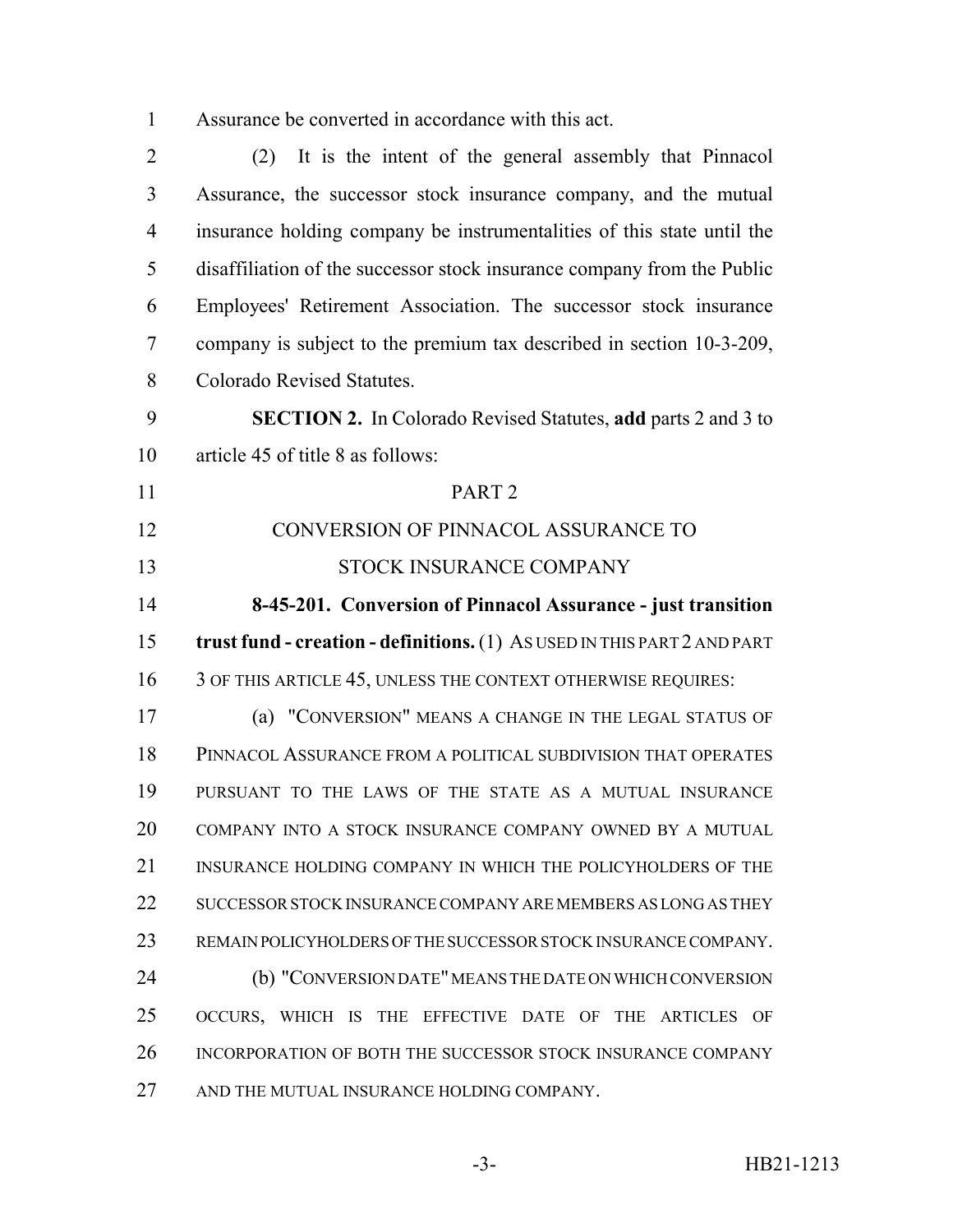Assurance be converted in accordance with this act.

(2) It is the intent of the general assembly that Pinnacol Assurance, the successor stock insurance company, and the mutual insurance holding company be instrumentalities of this state until the disaffiliation of the successor stock insurance company from the Public Employees' Retirement Association. The successor stock insurance company is subject to the premium tax described in section 10-3-209, Colorado Revised Statutes.

**SECTION 2.** In Colorado Revised Statutes, **add** parts 2 and 3 to article 45 of title 8 as follows:

PART 2

CONVERSION OF PINNACOL ASSURANCE TO STOCK INSURANCE COMPANY

**8-45-201. Conversion of Pinnacol Assurance - just transition trust fund - creation - definitions.** (1) AS USED IN THIS PART 2 AND PART 3 OF THIS ARTICLE 45, UNLESS THE CONTEXT OTHERWISE REQUIRES:

(a) "CONVERSION" MEANS A CHANGE IN THE LEGAL STATUS OF PINNACOL ASSURANCE FROM A POLITICAL SUBDIVISION THAT OPERATES PURSUANT TO THE LAWS OF THE STATE AS A MUTUAL INSURANCE COMPANY INTO A STOCK INSURANCE COMPANY OWNED BY A MUTUAL INSURANCE HOLDING COMPANY IN WHICH THE POLICYHOLDERS OF THE SUCCESSOR STOCK INSURANCE COMPANY ARE MEMBERS AS LONG AS THEY REMAIN POLICYHOLDERS OF THE SUCCESSOR STOCK INSURANCE COMPANY.

(b) "CONVERSION DATE" MEANS THE DATE ON WHICH CONVERSION OCCURS, WHICH IS THE EFFECTIVE DATE OF THE ARTICLES OF INCORPORATION OF BOTH THE SUCCESSOR STOCK INSURANCE COMPANY AND THE MUTUAL INSURANCE HOLDING COMPANY.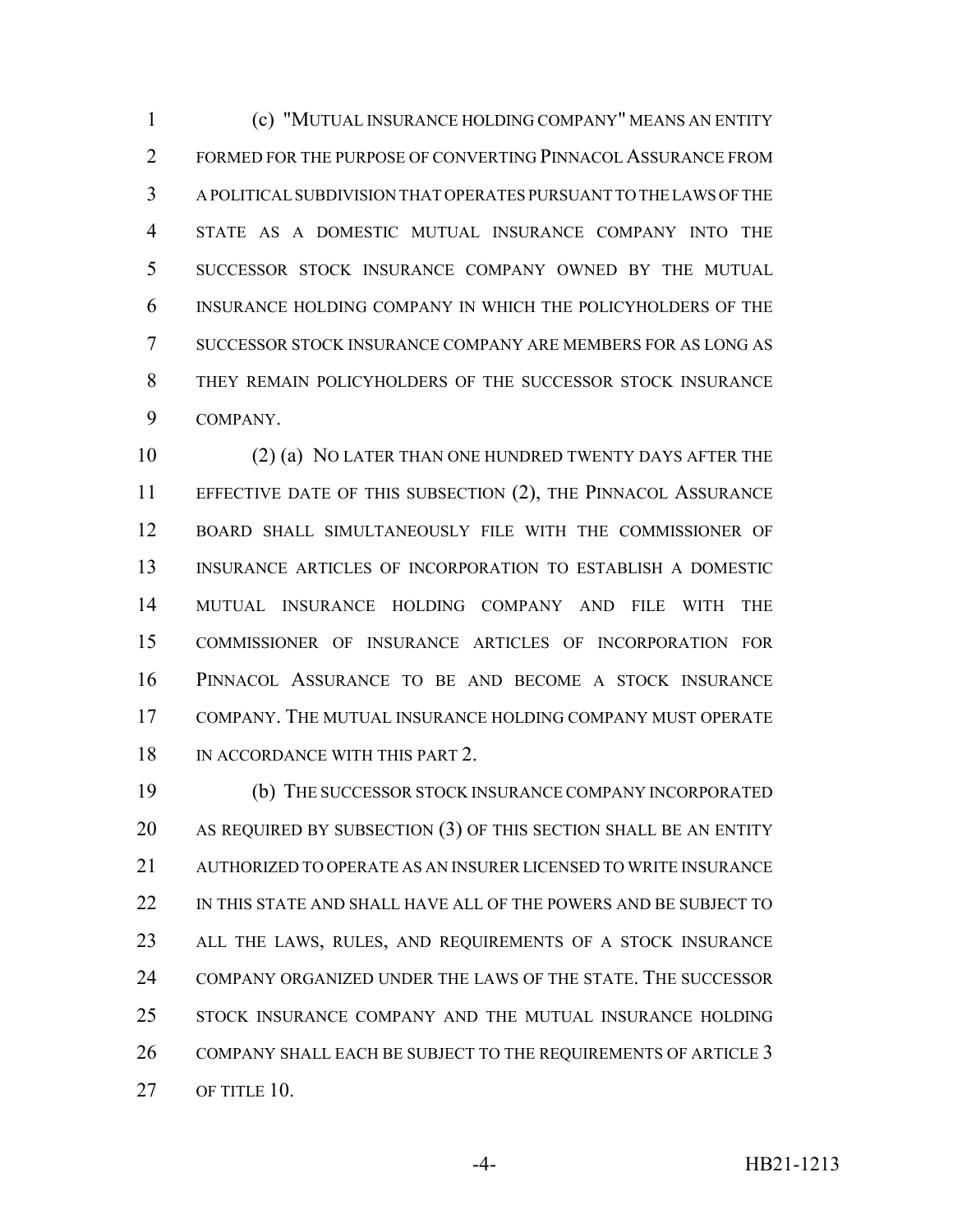(c) "MUTUAL INSURANCE HOLDING COMPANY" MEANS AN ENTITY FORMED FOR THE PURPOSE OF CONVERTING PINNACOL ASSURANCE FROM A POLITICAL SUBDIVISION THAT OPERATES PURSUANT TO THE LAWS OF THE STATE AS A DOMESTIC MUTUAL INSURANCE COMPANY INTO THE SUCCESSOR STOCK INSURANCE COMPANY OWNED BY THE MUTUAL INSURANCE HOLDING COMPANY IN WHICH THE POLICYHOLDERS OF THE SUCCESSOR STOCK INSURANCE COMPANY ARE MEMBERS FOR AS LONG AS THEY REMAIN POLICYHOLDERS OF THE SUCCESSOR STOCK INSURANCE COMPANY.

(2) (a) NO LATER THAN ONE HUNDRED TWENTY DAYS AFTER THE EFFECTIVE DATE OF THIS SUBSECTION (2), THE PINNACOL ASSURANCE BOARD SHALL SIMULTANEOUSLY FILE WITH THE COMMISSIONER OF INSURANCE ARTICLES OF INCORPORATION TO ESTABLISH A DOMESTIC MUTUAL INSURANCE HOLDING COMPANY AND FILE WITH THE COMMISSIONER OF INSURANCE ARTICLES OF INCORPORATION FOR PINNACOL ASSURANCE TO BE AND BECOME A STOCK INSURANCE COMPANY. THE MUTUAL INSURANCE HOLDING COMPANY MUST OPERATE IN ACCORDANCE WITH THIS PART 2.

(b) THE SUCCESSOR STOCK INSURANCE COMPANY INCORPORATED AS REQUIRED BY SUBSECTION (3) OF THIS SECTION SHALL BE AN ENTITY AUTHORIZED TO OPERATE AS AN INSURER LICENSED TO WRITE INSURANCE IN THIS STATE AND SHALL HAVE ALL OF THE POWERS AND BE SUBJECT TO ALL THE LAWS, RULES, AND REQUIREMENTS OF A STOCK INSURANCE COMPANY ORGANIZED UNDER THE LAWS OF THE STATE. THE SUCCESSOR STOCK INSURANCE COMPANY AND THE MUTUAL INSURANCE HOLDING COMPANY SHALL EACH BE SUBJECT TO THE REQUIREMENTS OF ARTICLE 3 OF TITLE 10.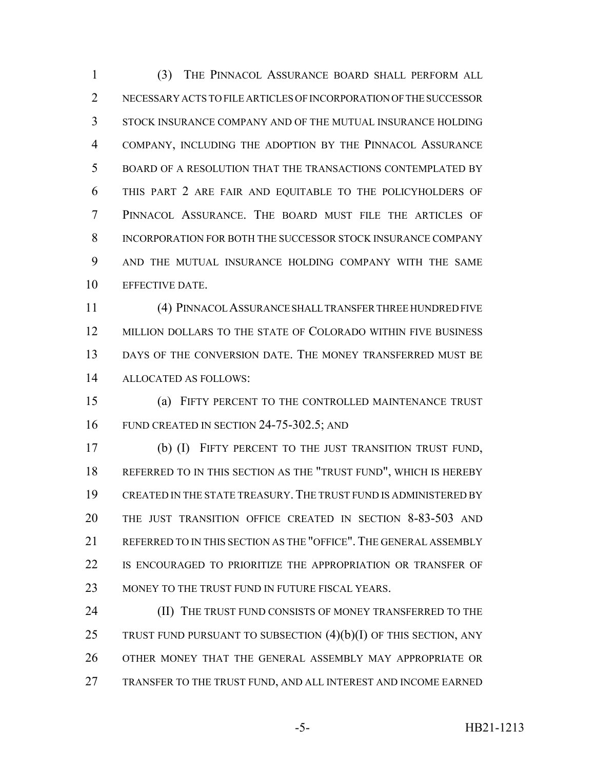(3) THE PINNACOL ASSURANCE BOARD SHALL PERFORM ALL NECESSARY ACTS TO FILE ARTICLES OF INCORPORATION OF THE SUCCESSOR STOCK INSURANCE COMPANY AND OF THE MUTUAL INSURANCE HOLDING COMPANY, INCLUDING THE ADOPTION BY THE PINNACOL ASSURANCE BOARD OF A RESOLUTION THAT THE TRANSACTIONS CONTEMPLATED BY THIS PART 2 ARE FAIR AND EQUITABLE TO THE POLICYHOLDERS OF PINNACOL ASSURANCE. THE BOARD MUST FILE THE ARTICLES OF INCORPORATION FOR BOTH THE SUCCESSOR STOCK INSURANCE COMPANY AND THE MUTUAL INSURANCE HOLDING COMPANY WITH THE SAME EFFECTIVE DATE.

(4) PINNACOL ASSURANCE SHALL TRANSFER THREE HUNDRED FIVE MILLION DOLLARS TO THE STATE OF COLORADO WITHIN FIVE BUSINESS DAYS OF THE CONVERSION DATE. THE MONEY TRANSFERRED MUST BE ALLOCATED AS FOLLOWS:

(a) FIFTY PERCENT TO THE CONTROLLED MAINTENANCE TRUST FUND CREATED IN SECTION 24-75-302.5; AND

(b) (I) FIFTY PERCENT TO THE JUST TRANSITION TRUST FUND, REFERRED TO IN THIS SECTION AS THE "TRUST FUND", WHICH IS HEREBY CREATED IN THE STATE TREASURY. THE TRUST FUND IS ADMINISTERED BY THE JUST TRANSITION OFFICE CREATED IN SECTION 8-83-503 AND REFERRED TO IN THIS SECTION AS THE "OFFICE". THE GENERAL ASSEMBLY IS ENCOURAGED TO PRIORITIZE THE APPROPRIATION OR TRANSFER OF MONEY TO THE TRUST FUND IN FUTURE FISCAL YEARS.

(II) THE TRUST FUND CONSISTS OF MONEY TRANSFERRED TO THE TRUST FUND PURSUANT TO SUBSECTION (4)(b)(I) OF THIS SECTION, ANY OTHER MONEY THAT THE GENERAL ASSEMBLY MAY APPROPRIATE OR TRANSFER TO THE TRUST FUND, AND ALL INTEREST AND INCOME EARNED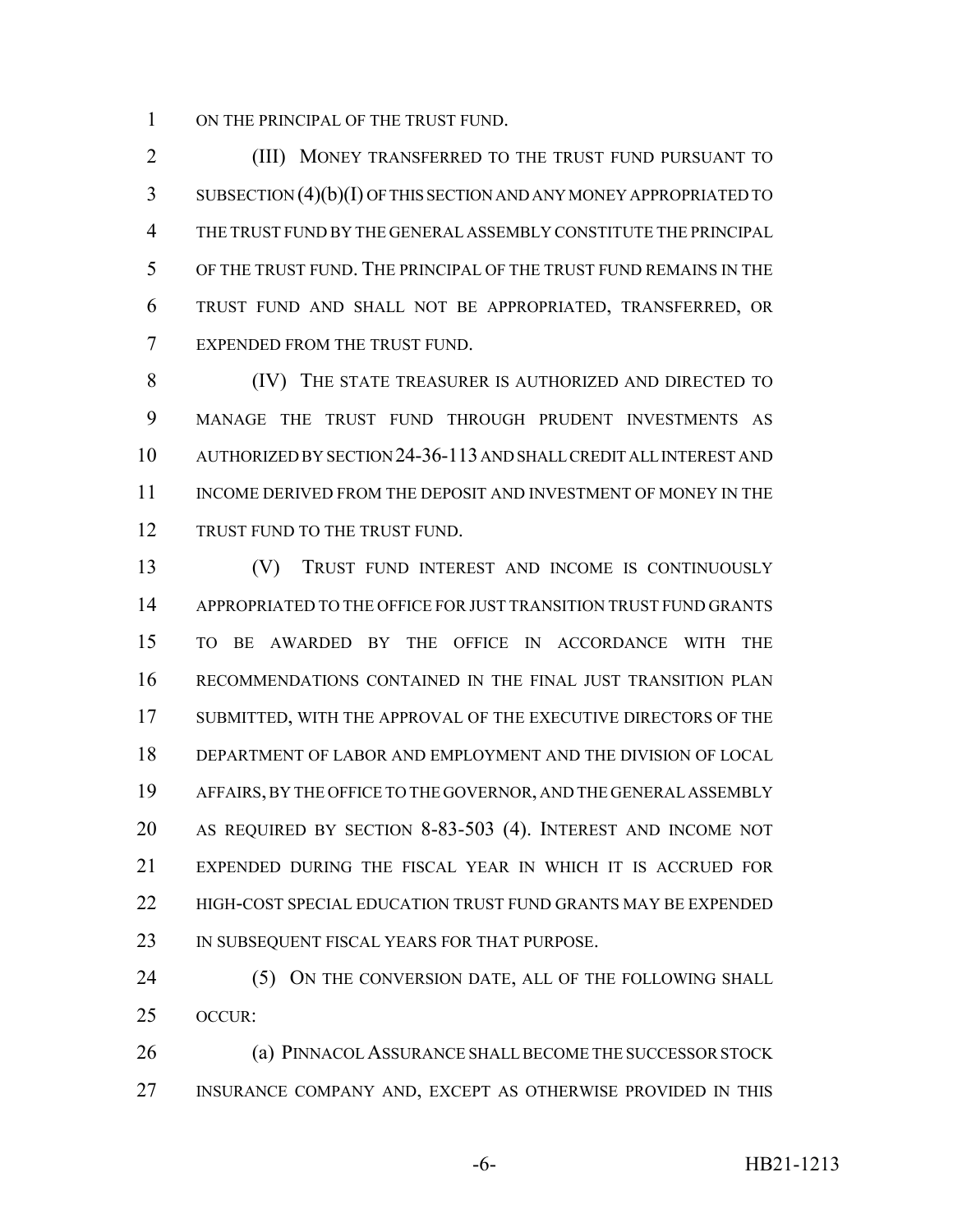ON THE PRINCIPAL OF THE TRUST FUND.

(III) MONEY TRANSFERRED TO THE TRUST FUND PURSUANT TO SUBSECTION (4)(b)(I) OF THIS SECTION AND ANY MONEY APPROPRIATED TO THE TRUST FUND BY THE GENERAL ASSEMBLY CONSTITUTE THE PRINCIPAL OF THE TRUST FUND. THE PRINCIPAL OF THE TRUST FUND REMAINS IN THE TRUST FUND AND SHALL NOT BE APPROPRIATED, TRANSFERRED, OR EXPENDED FROM THE TRUST FUND.

(IV) THE STATE TREASURER IS AUTHORIZED AND DIRECTED TO MANAGE THE TRUST FUND THROUGH PRUDENT INVESTMENTS AS AUTHORIZED BY SECTION 24-36-113 AND SHALL CREDIT ALL INTEREST AND INCOME DERIVED FROM THE DEPOSIT AND INVESTMENT OF MONEY IN THE TRUST FUND TO THE TRUST FUND.

(V) TRUST FUND INTEREST AND INCOME IS CONTINUOUSLY APPROPRIATED TO THE OFFICE FOR JUST TRANSITION TRUST FUND GRANTS TO BE AWARDED BY THE OFFICE IN ACCORDANCE WITH THE RECOMMENDATIONS CONTAINED IN THE FINAL JUST TRANSITION PLAN SUBMITTED, WITH THE APPROVAL OF THE EXECUTIVE DIRECTORS OF THE DEPARTMENT OF LABOR AND EMPLOYMENT AND THE DIVISION OF LOCAL AFFAIRS, BY THE OFFICE TO THE GOVERNOR, AND THE GENERAL ASSEMBLY AS REQUIRED BY SECTION 8-83-503 (4). INTEREST AND INCOME NOT EXPENDED DURING THE FISCAL YEAR IN WHICH IT IS ACCRUED FOR HIGH-COST SPECIAL EDUCATION TRUST FUND GRANTS MAY BE EXPENDED IN SUBSEQUENT FISCAL YEARS FOR THAT PURPOSE.

(5) ON THE CONVERSION DATE, ALL OF THE FOLLOWING SHALL OCCUR:

(a) PINNACOL ASSURANCE SHALL BECOME THE SUCCESSOR STOCK INSURANCE COMPANY AND, EXCEPT AS OTHERWISE PROVIDED IN THIS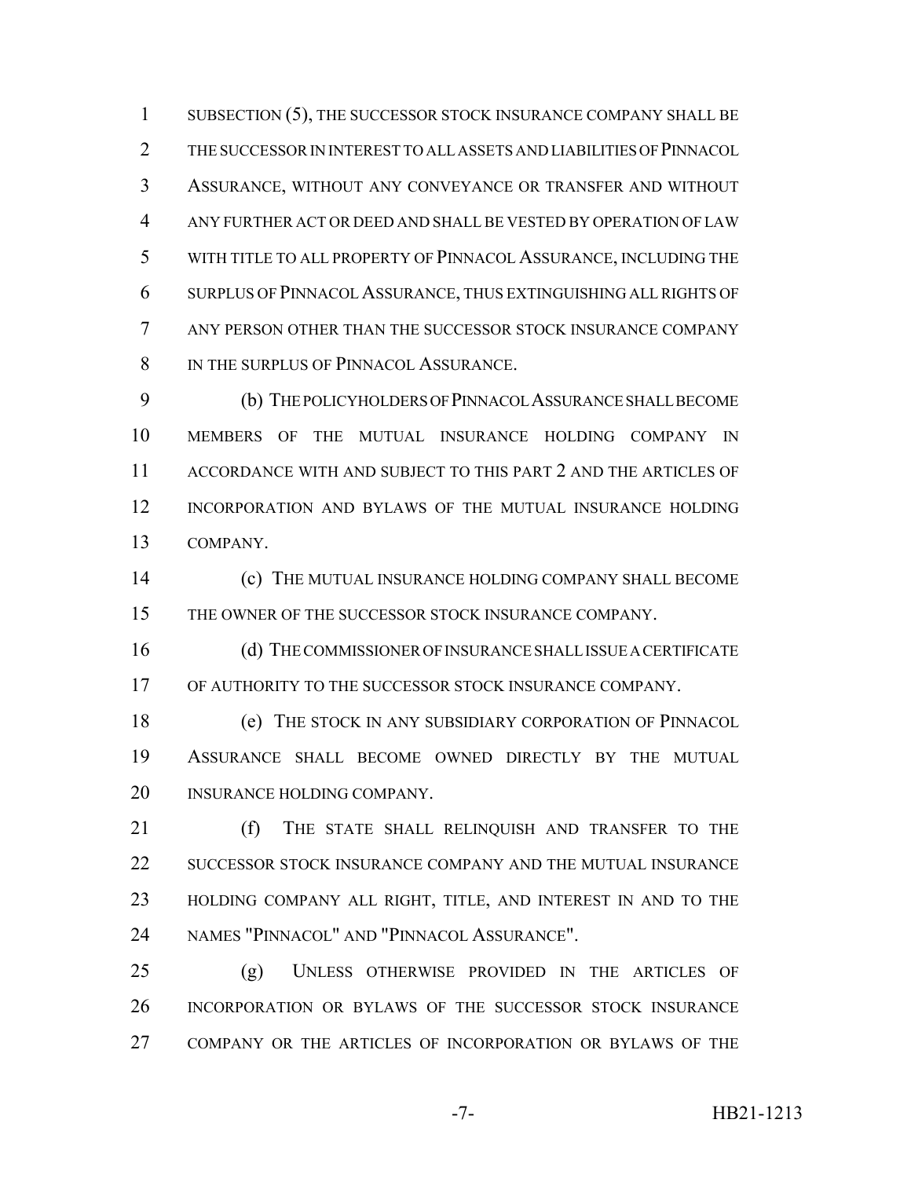SUBSECTION (5), THE SUCCESSOR STOCK INSURANCE COMPANY SHALL BE THE SUCCESSOR IN INTEREST TO ALL ASSETS AND LIABILITIES OF PINNACOL ASSURANCE, WITHOUT ANY CONVEYANCE OR TRANSFER AND WITHOUT ANY FURTHER ACT OR DEED AND SHALL BE VESTED BY OPERATION OF LAW WITH TITLE TO ALL PROPERTY OF PINNACOL ASSURANCE, INCLUDING THE SURPLUS OF PINNACOL ASSURANCE, THUS EXTINGUISHING ALL RIGHTS OF ANY PERSON OTHER THAN THE SUCCESSOR STOCK INSURANCE COMPANY IN THE SURPLUS OF PINNACOL ASSURANCE.

(b) THE POLICYHOLDERS OF PINNACOL ASSURANCE SHALL BECOME MEMBERS OF THE MUTUAL INSURANCE HOLDING COMPANY IN ACCORDANCE WITH AND SUBJECT TO THIS PART 2 AND THE ARTICLES OF INCORPORATION AND BYLAWS OF THE MUTUAL INSURANCE HOLDING COMPANY.

(c) THE MUTUAL INSURANCE HOLDING COMPANY SHALL BECOME THE OWNER OF THE SUCCESSOR STOCK INSURANCE COMPANY.

(d) THE COMMISSIONER OF INSURANCE SHALL ISSUE A CERTIFICATE OF AUTHORITY TO THE SUCCESSOR STOCK INSURANCE COMPANY.

(e) THE STOCK IN ANY SUBSIDIARY CORPORATION OF PINNACOL ASSURANCE SHALL BECOME OWNED DIRECTLY BY THE MUTUAL INSURANCE HOLDING COMPANY.

(f) THE STATE SHALL RELINQUISH AND TRANSFER TO THE SUCCESSOR STOCK INSURANCE COMPANY AND THE MUTUAL INSURANCE HOLDING COMPANY ALL RIGHT, TITLE, AND INTEREST IN AND TO THE NAMES "PINNACOL" AND "PINNACOL ASSURANCE".

(g) UNLESS OTHERWISE PROVIDED IN THE ARTICLES OF INCORPORATION OR BYLAWS OF THE SUCCESSOR STOCK INSURANCE COMPANY OR THE ARTICLES OF INCORPORATION OR BYLAWS OF THE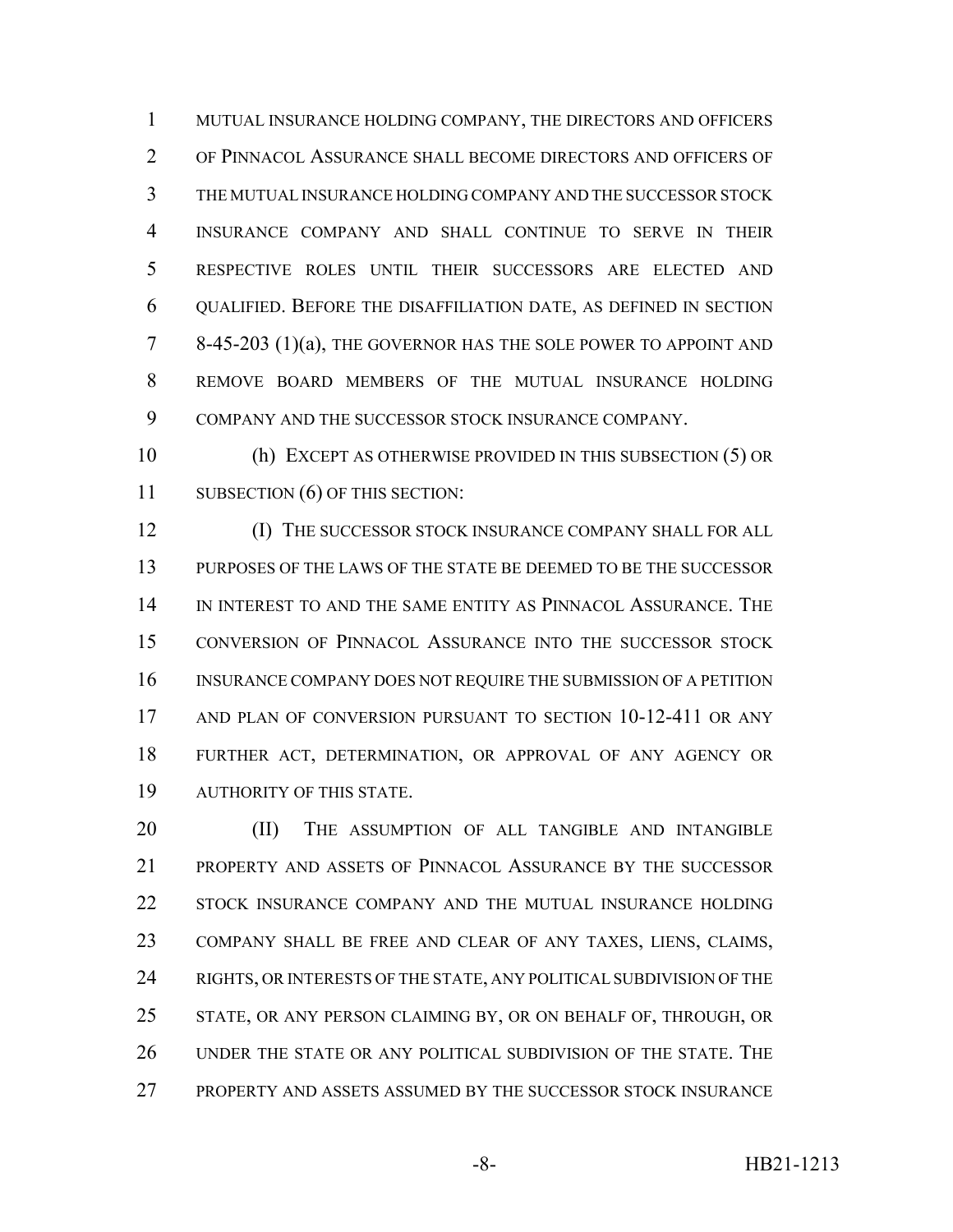MUTUAL INSURANCE HOLDING COMPANY, THE DIRECTORS AND OFFICERS OF PINNACOL ASSURANCE SHALL BECOME DIRECTORS AND OFFICERS OF THE MUTUAL INSURANCE HOLDING COMPANY AND THE SUCCESSOR STOCK INSURANCE COMPANY AND SHALL CONTINUE TO SERVE IN THEIR RESPECTIVE ROLES UNTIL THEIR SUCCESSORS ARE ELECTED AND QUALIFIED. BEFORE THE DISAFFILIATION DATE, AS DEFINED IN SECTION 8-45-203 (1)(a), THE GOVERNOR HAS THE SOLE POWER TO APPOINT AND REMOVE BOARD MEMBERS OF THE MUTUAL INSURANCE HOLDING COMPANY AND THE SUCCESSOR STOCK INSURANCE COMPANY.

(h) EXCEPT AS OTHERWISE PROVIDED IN THIS SUBSECTION (5) OR SUBSECTION (6) OF THIS SECTION:

(I) THE SUCCESSOR STOCK INSURANCE COMPANY SHALL FOR ALL PURPOSES OF THE LAWS OF THE STATE BE DEEMED TO BE THE SUCCESSOR IN INTEREST TO AND THE SAME ENTITY AS PINNACOL ASSURANCE. THE CONVERSION OF PINNACOL ASSURANCE INTO THE SUCCESSOR STOCK INSURANCE COMPANY DOES NOT REQUIRE THE SUBMISSION OF A PETITION AND PLAN OF CONVERSION PURSUANT TO SECTION 10-12-411 OR ANY FURTHER ACT, DETERMINATION, OR APPROVAL OF ANY AGENCY OR AUTHORITY OF THIS STATE.

(II) THE ASSUMPTION OF ALL TANGIBLE AND INTANGIBLE PROPERTY AND ASSETS OF PINNACOL ASSURANCE BY THE SUCCESSOR STOCK INSURANCE COMPANY AND THE MUTUAL INSURANCE HOLDING COMPANY SHALL BE FREE AND CLEAR OF ANY TAXES, LIENS, CLAIMS, RIGHTS, OR INTERESTS OF THE STATE, ANY POLITICAL SUBDIVISION OF THE STATE, OR ANY PERSON CLAIMING BY, OR ON BEHALF OF, THROUGH, OR UNDER THE STATE OR ANY POLITICAL SUBDIVISION OF THE STATE. THE PROPERTY AND ASSETS ASSUMED BY THE SUCCESSOR STOCK INSURANCE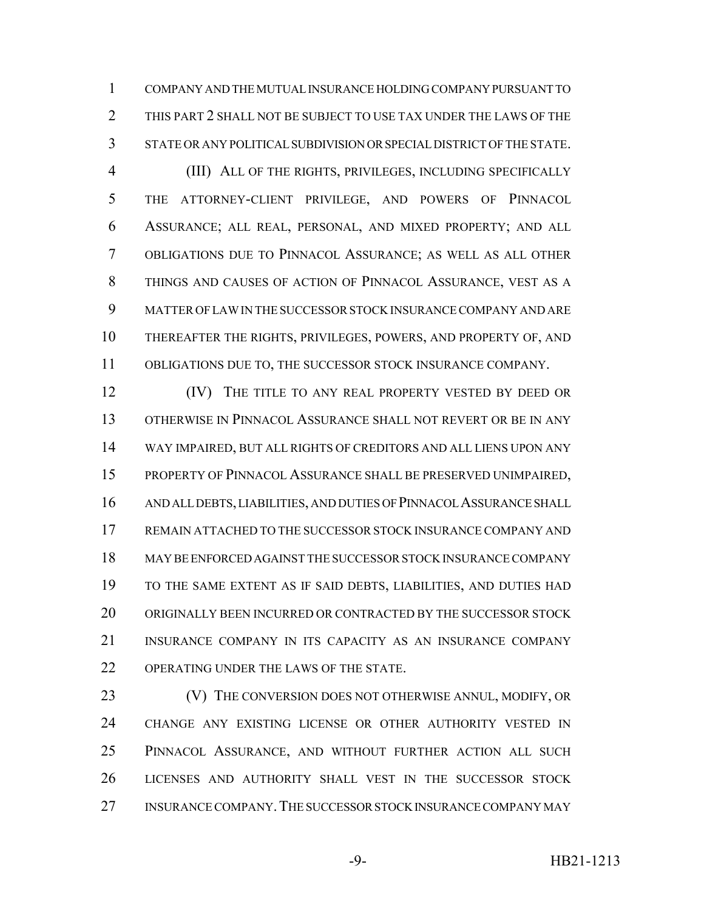COMPANY AND THE MUTUAL INSURANCE HOLDING COMPANY PURSUANT TO THIS PART 2 SHALL NOT BE SUBJECT TO USE TAX UNDER THE LAWS OF THE STATE OR ANY POLITICAL SUBDIVISION OR SPECIAL DISTRICT OF THE STATE.

(III) ALL OF THE RIGHTS, PRIVILEGES, INCLUDING SPECIFICALLY THE ATTORNEY-CLIENT PRIVILEGE, AND POWERS OF PINNACOL ASSURANCE; ALL REAL, PERSONAL, AND MIXED PROPERTY; AND ALL OBLIGATIONS DUE TO PINNACOL ASSURANCE; AS WELL AS ALL OTHER THINGS AND CAUSES OF ACTION OF PINNACOL ASSURANCE, VEST AS A MATTER OF LAW IN THE SUCCESSOR STOCK INSURANCE COMPANY AND ARE THEREAFTER THE RIGHTS, PRIVILEGES, POWERS, AND PROPERTY OF, AND OBLIGATIONS DUE TO, THE SUCCESSOR STOCK INSURANCE COMPANY.

(IV) THE TITLE TO ANY REAL PROPERTY VESTED BY DEED OR OTHERWISE IN PINNACOL ASSURANCE SHALL NOT REVERT OR BE IN ANY WAY IMPAIRED, BUT ALL RIGHTS OF CREDITORS AND ALL LIENS UPON ANY PROPERTY OF PINNACOL ASSURANCE SHALL BE PRESERVED UNIMPAIRED, AND ALL DEBTS, LIABILITIES, AND DUTIES OF PINNACOL ASSURANCE SHALL REMAIN ATTACHED TO THE SUCCESSOR STOCK INSURANCE COMPANY AND MAY BE ENFORCED AGAINST THE SUCCESSOR STOCK INSURANCE COMPANY TO THE SAME EXTENT AS IF SAID DEBTS, LIABILITIES, AND DUTIES HAD ORIGINALLY BEEN INCURRED OR CONTRACTED BY THE SUCCESSOR STOCK INSURANCE COMPANY IN ITS CAPACITY AS AN INSURANCE COMPANY OPERATING UNDER THE LAWS OF THE STATE.

(V) THE CONVERSION DOES NOT OTHERWISE ANNUL, MODIFY, OR CHANGE ANY EXISTING LICENSE OR OTHER AUTHORITY VESTED IN PINNACOL ASSURANCE, AND WITHOUT FURTHER ACTION ALL SUCH LICENSES AND AUTHORITY SHALL VEST IN THE SUCCESSOR STOCK INSURANCE COMPANY. THE SUCCESSOR STOCK INSURANCE COMPANY MAY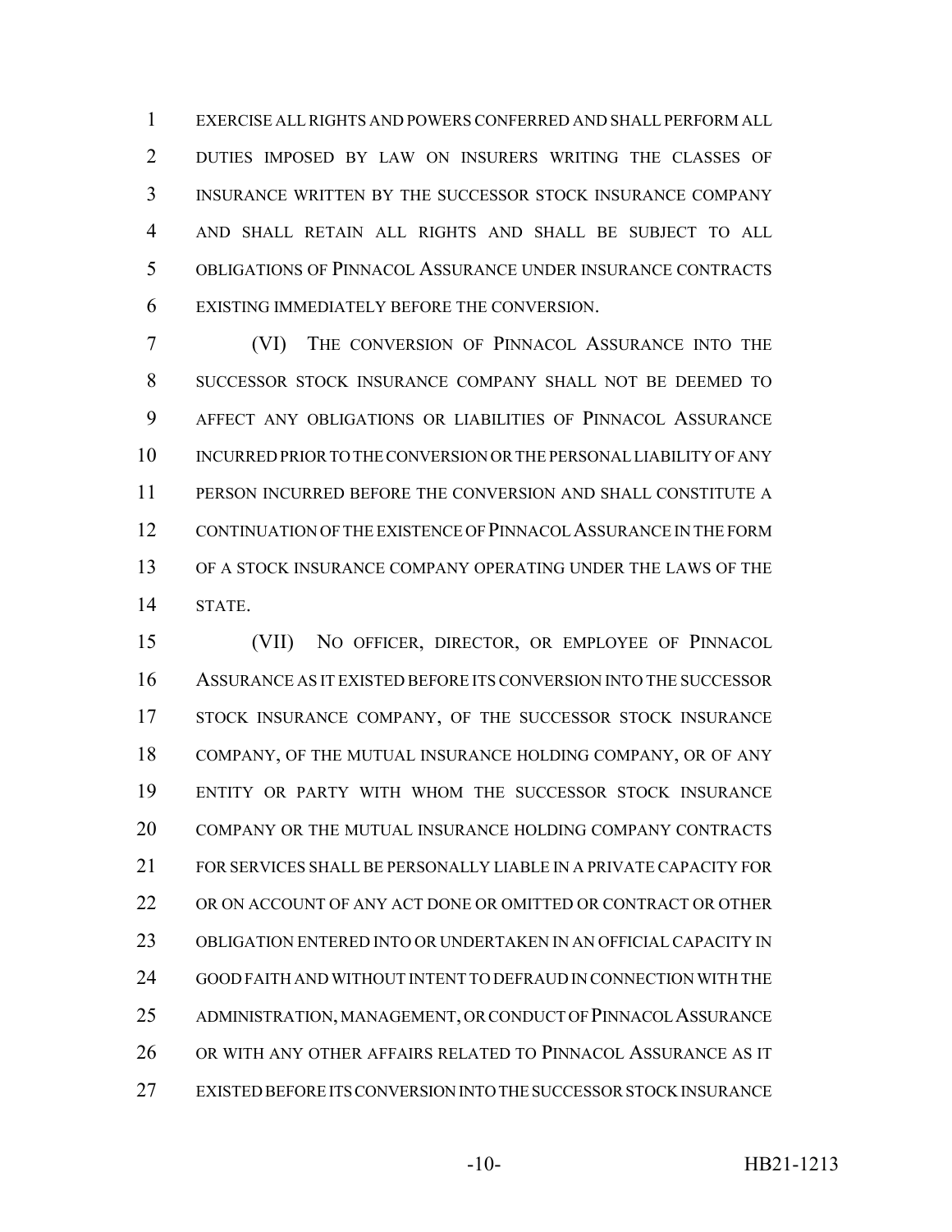EXERCISE ALL RIGHTS AND POWERS CONFERRED AND SHALL PERFORM ALL DUTIES IMPOSED BY LAW ON INSURERS WRITING THE CLASSES OF INSURANCE WRITTEN BY THE SUCCESSOR STOCK INSURANCE COMPANY AND SHALL RETAIN ALL RIGHTS AND SHALL BE SUBJECT TO ALL OBLIGATIONS OF PINNACOL ASSURANCE UNDER INSURANCE CONTRACTS EXISTING IMMEDIATELY BEFORE THE CONVERSION.

(VI) THE CONVERSION OF PINNACOL ASSURANCE INTO THE SUCCESSOR STOCK INSURANCE COMPANY SHALL NOT BE DEEMED TO AFFECT ANY OBLIGATIONS OR LIABILITIES OF PINNACOL ASSURANCE INCURRED PRIOR TO THE CONVERSION OR THE PERSONAL LIABILITY OF ANY PERSON INCURRED BEFORE THE CONVERSION AND SHALL CONSTITUTE A CONTINUATION OF THE EXISTENCE OF PINNACOL ASSURANCE IN THE FORM OF A STOCK INSURANCE COMPANY OPERATING UNDER THE LAWS OF THE STATE.

(VII) NO OFFICER, DIRECTOR, OR EMPLOYEE OF PINNACOL ASSURANCE AS IT EXISTED BEFORE ITS CONVERSION INTO THE SUCCESSOR STOCK INSURANCE COMPANY, OF THE SUCCESSOR STOCK INSURANCE COMPANY, OF THE MUTUAL INSURANCE HOLDING COMPANY, OR OF ANY ENTITY OR PARTY WITH WHOM THE SUCCESSOR STOCK INSURANCE COMPANY OR THE MUTUAL INSURANCE HOLDING COMPANY CONTRACTS FOR SERVICES SHALL BE PERSONALLY LIABLE IN A PRIVATE CAPACITY FOR OR ON ACCOUNT OF ANY ACT DONE OR OMITTED OR CONTRACT OR OTHER OBLIGATION ENTERED INTO OR UNDERTAKEN IN AN OFFICIAL CAPACITY IN GOOD FAITH AND WITHOUT INTENT TO DEFRAUD IN CONNECTION WITH THE ADMINISTRATION, MANAGEMENT, OR CONDUCT OF PINNACOL ASSURANCE OR WITH ANY OTHER AFFAIRS RELATED TO PINNACOL ASSURANCE AS IT EXISTED BEFORE ITS CONVERSION INTO THE SUCCESSOR STOCK INSURANCE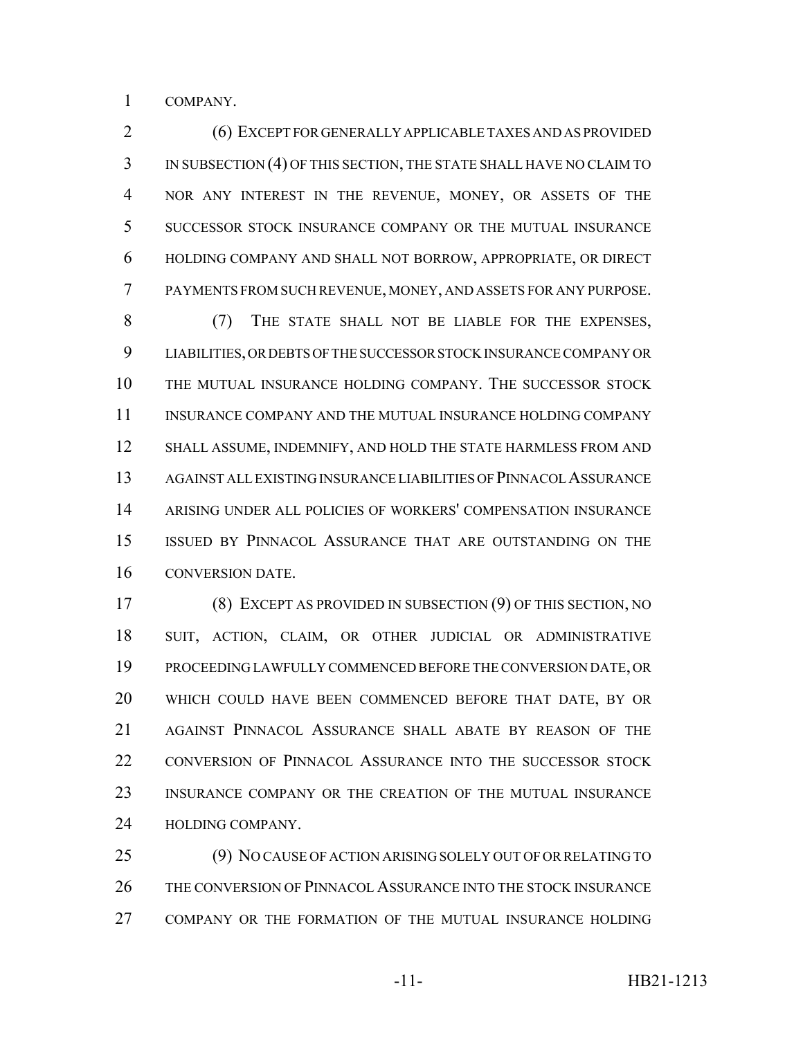COMPANY.

(6) EXCEPT FOR GENERALLY APPLICABLE TAXES AND AS PROVIDED IN SUBSECTION (4) OF THIS SECTION, THE STATE SHALL HAVE NO CLAIM TO NOR ANY INTEREST IN THE REVENUE, MONEY, OR ASSETS OF THE SUCCESSOR STOCK INSURANCE COMPANY OR THE MUTUAL INSURANCE HOLDING COMPANY AND SHALL NOT BORROW, APPROPRIATE, OR DIRECT PAYMENTS FROM SUCH REVENUE, MONEY, AND ASSETS FOR ANY PURPOSE.

(7) THE STATE SHALL NOT BE LIABLE FOR THE EXPENSES, LIABILITIES, OR DEBTS OF THE SUCCESSOR STOCK INSURANCE COMPANY OR THE MUTUAL INSURANCE HOLDING COMPANY. THE SUCCESSOR STOCK INSURANCE COMPANY AND THE MUTUAL INSURANCE HOLDING COMPANY SHALL ASSUME, INDEMNIFY, AND HOLD THE STATE HARMLESS FROM AND AGAINST ALL EXISTING INSURANCE LIABILITIES OF PINNACOL ASSURANCE ARISING UNDER ALL POLICIES OF WORKERS' COMPENSATION INSURANCE ISSUED BY PINNACOL ASSURANCE THAT ARE OUTSTANDING ON THE CONVERSION DATE.

(8) EXCEPT AS PROVIDED IN SUBSECTION (9) OF THIS SECTION, NO SUIT, ACTION, CLAIM, OR OTHER JUDICIAL OR ADMINISTRATIVE PROCEEDING LAWFULLY COMMENCED BEFORE THE CONVERSION DATE, OR WHICH COULD HAVE BEEN COMMENCED BEFORE THAT DATE, BY OR AGAINST PINNACOL ASSURANCE SHALL ABATE BY REASON OF THE CONVERSION OF PINNACOL ASSURANCE INTO THE SUCCESSOR STOCK INSURANCE COMPANY OR THE CREATION OF THE MUTUAL INSURANCE HOLDING COMPANY.

(9) NO CAUSE OF ACTION ARISING SOLELY OUT OF OR RELATING TO THE CONVERSION OF PINNACOL ASSURANCE INTO THE STOCK INSURANCE COMPANY OR THE FORMATION OF THE MUTUAL INSURANCE HOLDING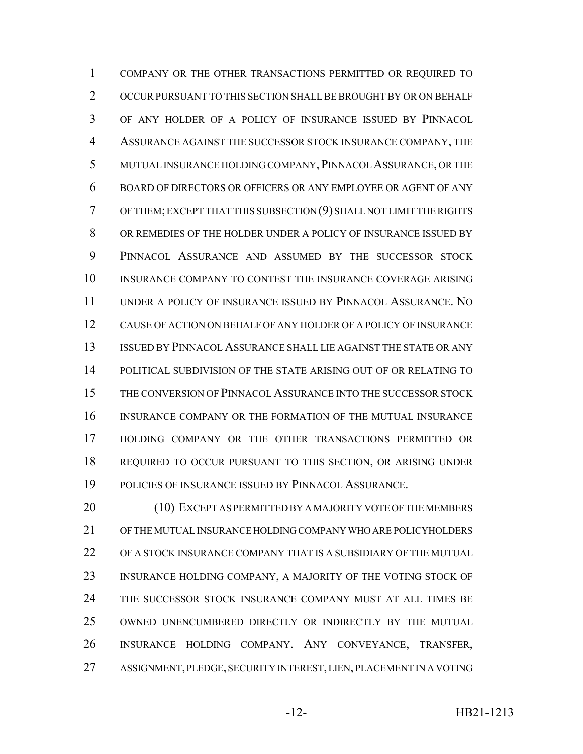COMPANY OR THE OTHER TRANSACTIONS PERMITTED OR REQUIRED TO OCCUR PURSUANT TO THIS SECTION SHALL BE BROUGHT BY OR ON BEHALF OF ANY HOLDER OF A POLICY OF INSURANCE ISSUED BY PINNACOL ASSURANCE AGAINST THE SUCCESSOR STOCK INSURANCE COMPANY, THE MUTUAL INSURANCE HOLDING COMPANY, PINNACOL ASSURANCE, OR THE BOARD OF DIRECTORS OR OFFICERS OR ANY EMPLOYEE OR AGENT OF ANY OF THEM; EXCEPT THAT THIS SUBSECTION (9) SHALL NOT LIMIT THE RIGHTS OR REMEDIES OF THE HOLDER UNDER A POLICY OF INSURANCE ISSUED BY PINNACOL ASSURANCE AND ASSUMED BY THE SUCCESSOR STOCK INSURANCE COMPANY TO CONTEST THE INSURANCE COVERAGE ARISING UNDER A POLICY OF INSURANCE ISSUED BY PINNACOL ASSURANCE. NO CAUSE OF ACTION ON BEHALF OF ANY HOLDER OF A POLICY OF INSURANCE ISSUED BY PINNACOL ASSURANCE SHALL LIE AGAINST THE STATE OR ANY POLITICAL SUBDIVISION OF THE STATE ARISING OUT OF OR RELATING TO THE CONVERSION OF PINNACOL ASSURANCE INTO THE SUCCESSOR STOCK INSURANCE COMPANY OR THE FORMATION OF THE MUTUAL INSURANCE HOLDING COMPANY OR THE OTHER TRANSACTIONS PERMITTED OR REQUIRED TO OCCUR PURSUANT TO THIS SECTION, OR ARISING UNDER POLICIES OF INSURANCE ISSUED BY PINNACOL ASSURANCE.

(10) EXCEPT AS PERMITTED BY A MAJORITY VOTE OF THE MEMBERS OF THE MUTUAL INSURANCE HOLDING COMPANY WHO ARE POLICYHOLDERS OF A STOCK INSURANCE COMPANY THAT IS A SUBSIDIARY OF THE MUTUAL INSURANCE HOLDING COMPANY, A MAJORITY OF THE VOTING STOCK OF THE SUCCESSOR STOCK INSURANCE COMPANY MUST AT ALL TIMES BE OWNED UNENCUMBERED DIRECTLY OR INDIRECTLY BY THE MUTUAL INSURANCE HOLDING COMPANY. ANY CONVEYANCE, TRANSFER, ASSIGNMENT, PLEDGE, SECURITY INTEREST, LIEN, PLACEMENT IN A VOTING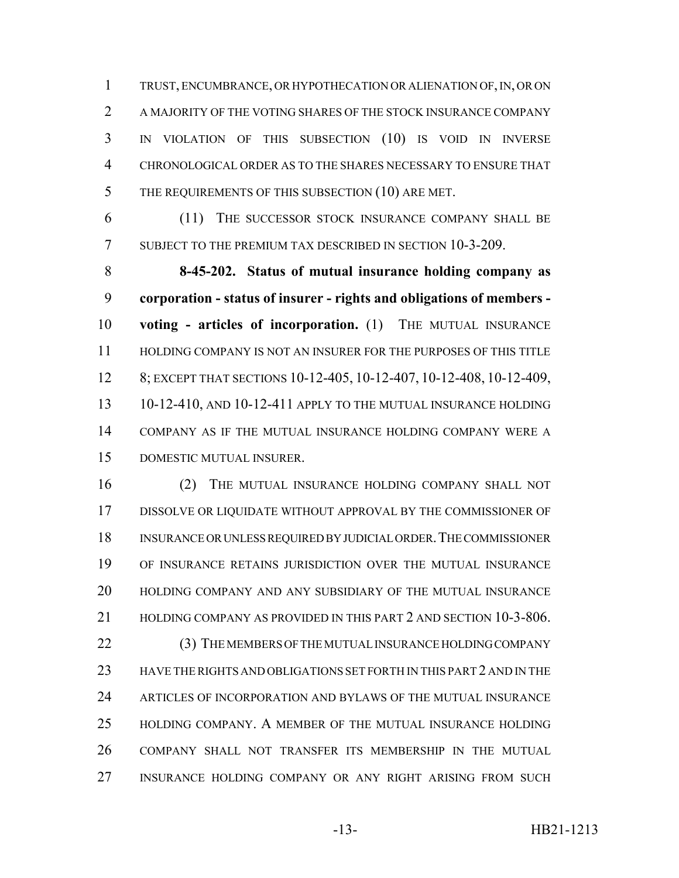TRUST, ENCUMBRANCE, OR HYPOTHECATION OR ALIENATION OF, IN, OR ON A MAJORITY OF THE VOTING SHARES OF THE STOCK INSURANCE COMPANY IN VIOLATION OF THIS SUBSECTION (10) IS VOID IN INVERSE CHRONOLOGICAL ORDER AS TO THE SHARES NECESSARY TO ENSURE THAT THE REQUIREMENTS OF THIS SUBSECTION (10) ARE MET.

(11) THE SUCCESSOR STOCK INSURANCE COMPANY SHALL BE SUBJECT TO THE PREMIUM TAX DESCRIBED IN SECTION 10-3-209.

**8-45-202. Status of mutual insurance holding company as corporation - status of insurer - rights and obligations of members - voting - articles of incorporation.** (1) THE MUTUAL INSURANCE HOLDING COMPANY IS NOT AN INSURER FOR THE PURPOSES OF THIS TITLE 8; EXCEPT THAT SECTIONS 10-12-405, 10-12-407, 10-12-408, 10-12-409, 10-12-410, AND 10-12-411 APPLY TO THE MUTUAL INSURANCE HOLDING COMPANY AS IF THE MUTUAL INSURANCE HOLDING COMPANY WERE A DOMESTIC MUTUAL INSURER.

(2) THE MUTUAL INSURANCE HOLDING COMPANY SHALL NOT DISSOLVE OR LIQUIDATE WITHOUT APPROVAL BY THE COMMISSIONER OF INSURANCE OR UNLESS REQUIRED BY JUDICIAL ORDER. THE COMMISSIONER OF INSURANCE RETAINS JURISDICTION OVER THE MUTUAL INSURANCE HOLDING COMPANY AND ANY SUBSIDIARY OF THE MUTUAL INSURANCE HOLDING COMPANY AS PROVIDED IN THIS PART 2 AND SECTION 10-3-806.

(3) THE MEMBERS OF THE MUTUAL INSURANCE HOLDING COMPANY HAVE THE RIGHTS AND OBLIGATIONS SET FORTH IN THIS PART 2 AND IN THE ARTICLES OF INCORPORATION AND BYLAWS OF THE MUTUAL INSURANCE HOLDING COMPANY. A MEMBER OF THE MUTUAL INSURANCE HOLDING COMPANY SHALL NOT TRANSFER ITS MEMBERSHIP IN THE MUTUAL INSURANCE HOLDING COMPANY OR ANY RIGHT ARISING FROM SUCH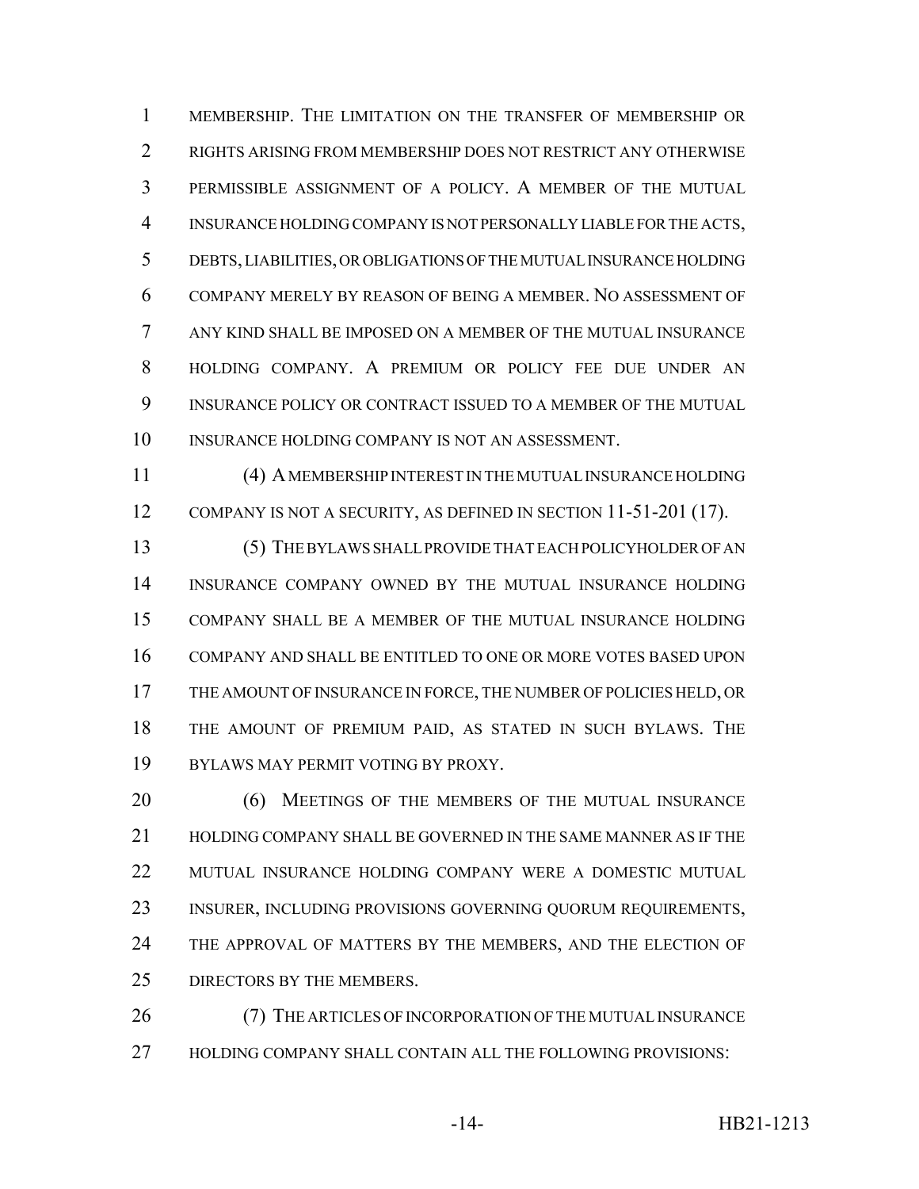MEMBERSHIP. THE LIMITATION ON THE TRANSFER OF MEMBERSHIP OR RIGHTS ARISING FROM MEMBERSHIP DOES NOT RESTRICT ANY OTHERWISE PERMISSIBLE ASSIGNMENT OF A POLICY. A MEMBER OF THE MUTUAL INSURANCE HOLDING COMPANY IS NOT PERSONALLY LIABLE FOR THE ACTS, DEBTS, LIABILITIES, OR OBLIGATIONS OF THE MUTUAL INSURANCE HOLDING COMPANY MERELY BY REASON OF BEING A MEMBER. NO ASSESSMENT OF ANY KIND SHALL BE IMPOSED ON A MEMBER OF THE MUTUAL INSURANCE HOLDING COMPANY. A PREMIUM OR POLICY FEE DUE UNDER AN INSURANCE POLICY OR CONTRACT ISSUED TO A MEMBER OF THE MUTUAL INSURANCE HOLDING COMPANY IS NOT AN ASSESSMENT.

(4) A MEMBERSHIP INTEREST IN THE MUTUAL INSURANCE HOLDING COMPANY IS NOT A SECURITY, AS DEFINED IN SECTION 11-51-201 (17).

(5) THE BYLAWS SHALL PROVIDE THAT EACH POLICYHOLDER OF AN INSURANCE COMPANY OWNED BY THE MUTUAL INSURANCE HOLDING COMPANY SHALL BE A MEMBER OF THE MUTUAL INSURANCE HOLDING COMPANY AND SHALL BE ENTITLED TO ONE OR MORE VOTES BASED UPON THE AMOUNT OF INSURANCE IN FORCE, THE NUMBER OF POLICIES HELD, OR THE AMOUNT OF PREMIUM PAID, AS STATED IN SUCH BYLAWS. THE BYLAWS MAY PERMIT VOTING BY PROXY.

(6) MEETINGS OF THE MEMBERS OF THE MUTUAL INSURANCE HOLDING COMPANY SHALL BE GOVERNED IN THE SAME MANNER AS IF THE MUTUAL INSURANCE HOLDING COMPANY WERE A DOMESTIC MUTUAL INSURER, INCLUDING PROVISIONS GOVERNING QUORUM REQUIREMENTS, THE APPROVAL OF MATTERS BY THE MEMBERS, AND THE ELECTION OF DIRECTORS BY THE MEMBERS.

(7) THE ARTICLES OF INCORPORATION OF THE MUTUAL INSURANCE HOLDING COMPANY SHALL CONTAIN ALL THE FOLLOWING PROVISIONS: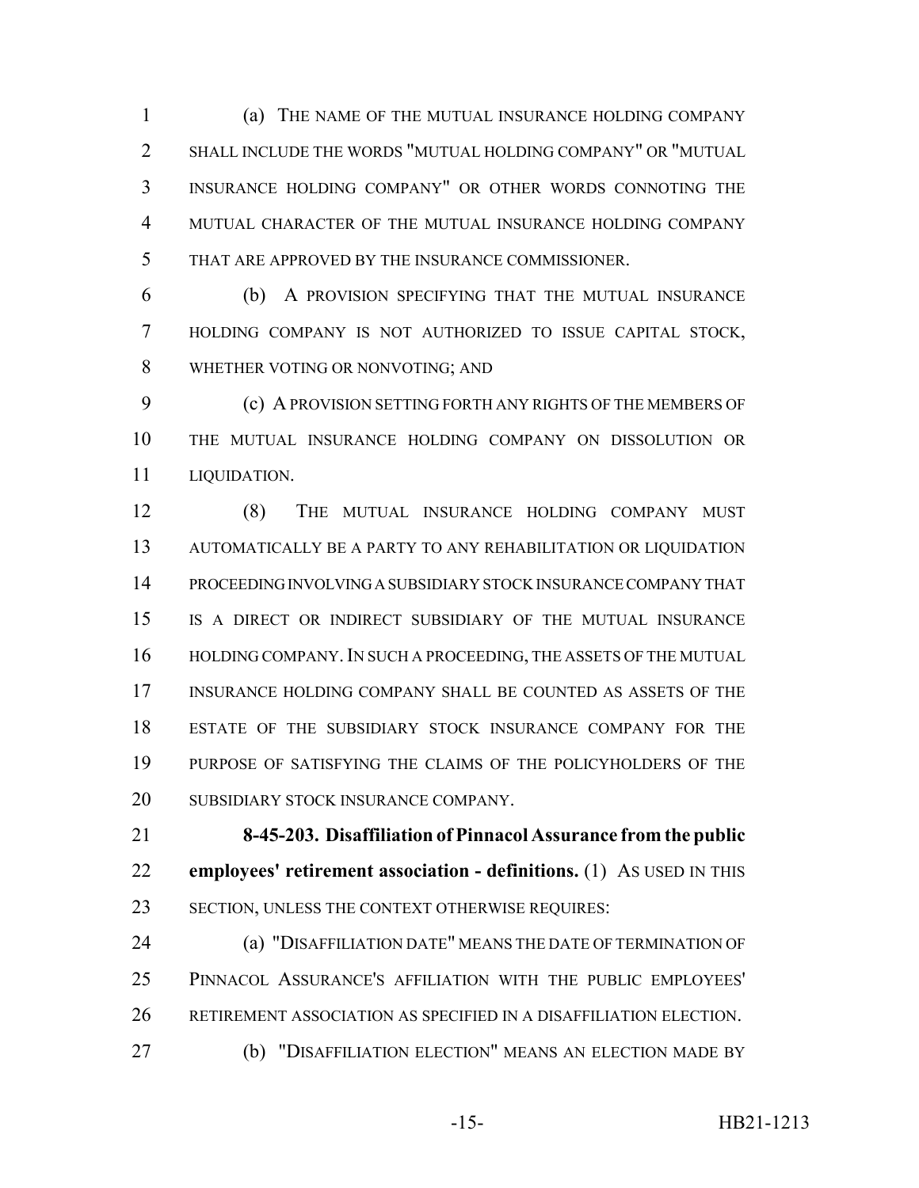(a) THE NAME OF THE MUTUAL INSURANCE HOLDING COMPANY SHALL INCLUDE THE WORDS "MUTUAL HOLDING COMPANY" OR "MUTUAL INSURANCE HOLDING COMPANY" OR OTHER WORDS CONNOTING THE MUTUAL CHARACTER OF THE MUTUAL INSURANCE HOLDING COMPANY THAT ARE APPROVED BY THE INSURANCE COMMISSIONER.

(b) A PROVISION SPECIFYING THAT THE MUTUAL INSURANCE HOLDING COMPANY IS NOT AUTHORIZED TO ISSUE CAPITAL STOCK, WHETHER VOTING OR NONVOTING; AND

(c) A PROVISION SETTING FORTH ANY RIGHTS OF THE MEMBERS OF THE MUTUAL INSURANCE HOLDING COMPANY ON DISSOLUTION OR LIQUIDATION.

(8) THE MUTUAL INSURANCE HOLDING COMPANY MUST AUTOMATICALLY BE A PARTY TO ANY REHABILITATION OR LIQUIDATION PROCEEDING INVOLVING A SUBSIDIARY STOCK INSURANCE COMPANY THAT IS A DIRECT OR INDIRECT SUBSIDIARY OF THE MUTUAL INSURANCE HOLDING COMPANY. IN SUCH A PROCEEDING, THE ASSETS OF THE MUTUAL INSURANCE HOLDING COMPANY SHALL BE COUNTED AS ASSETS OF THE ESTATE OF THE SUBSIDIARY STOCK INSURANCE COMPANY FOR THE PURPOSE OF SATISFYING THE CLAIMS OF THE POLICYHOLDERS OF THE SUBSIDIARY STOCK INSURANCE COMPANY.

**8-45-203. Disaffiliation of Pinnacol Assurance from the public employees' retirement association - definitions.** (1) AS USED IN THIS SECTION, UNLESS THE CONTEXT OTHERWISE REQUIRES:

(a) "DISAFFILIATION DATE" MEANS THE DATE OF TERMINATION OF PINNACOL ASSURANCE'S AFFILIATION WITH THE PUBLIC EMPLOYEES' RETIREMENT ASSOCIATION AS SPECIFIED IN A DISAFFILIATION ELECTION.

(b) "DISAFFILIATION ELECTION" MEANS AN ELECTION MADE BY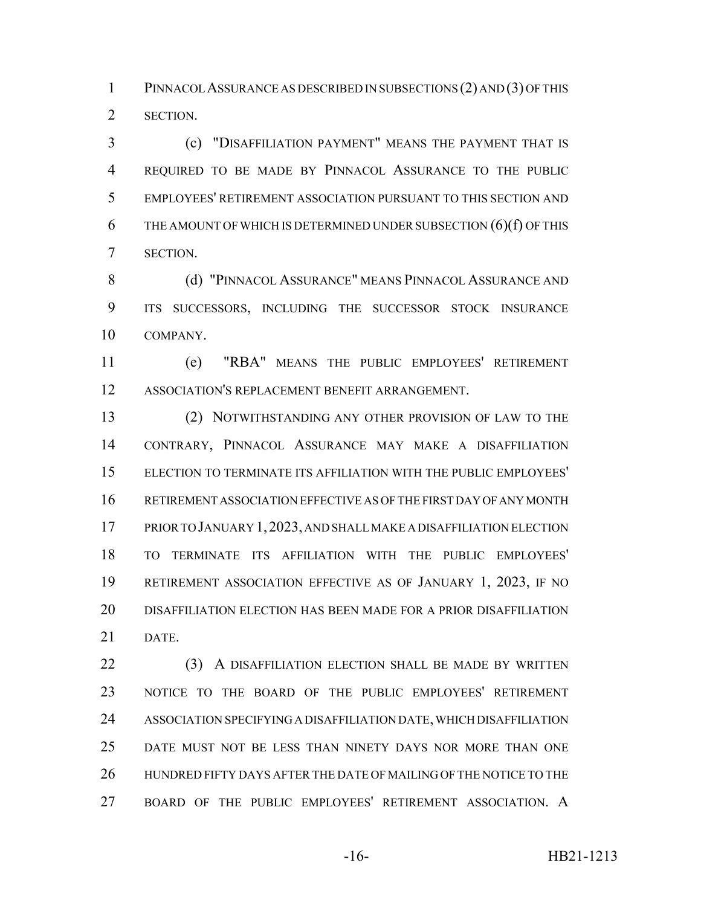PINNACOL ASSURANCE AS DESCRIBED IN SUBSECTIONS (2) AND (3) OF THIS SECTION.

(c) "DISAFFILIATION PAYMENT" MEANS THE PAYMENT THAT IS REQUIRED TO BE MADE BY PINNACOL ASSURANCE TO THE PUBLIC EMPLOYEES' RETIREMENT ASSOCIATION PURSUANT TO THIS SECTION AND THE AMOUNT OF WHICH IS DETERMINED UNDER SUBSECTION (6)(f) OF THIS SECTION.

(d) "PINNACOL ASSURANCE" MEANS PINNACOL ASSURANCE AND ITS SUCCESSORS, INCLUDING THE SUCCESSOR STOCK INSURANCE COMPANY.

(e) "RBA" MEANS THE PUBLIC EMPLOYEES' RETIREMENT ASSOCIATION'S REPLACEMENT BENEFIT ARRANGEMENT.

(2) NOTWITHSTANDING ANY OTHER PROVISION OF LAW TO THE CONTRARY, PINNACOL ASSURANCE MAY MAKE A DISAFFILIATION ELECTION TO TERMINATE ITS AFFILIATION WITH THE PUBLIC EMPLOYEES' RETIREMENT ASSOCIATION EFFECTIVE AS OF THE FIRST DAY OF ANY MONTH PRIOR TO JANUARY 1, 2023, AND SHALL MAKE A DISAFFILIATION ELECTION TO TERMINATE ITS AFFILIATION WITH THE PUBLIC EMPLOYEES' RETIREMENT ASSOCIATION EFFECTIVE AS OF JANUARY 1, 2023, IF NO DISAFFILIATION ELECTION HAS BEEN MADE FOR A PRIOR DISAFFILIATION DATE.

(3) A DISAFFILIATION ELECTION SHALL BE MADE BY WRITTEN NOTICE TO THE BOARD OF THE PUBLIC EMPLOYEES' RETIREMENT ASSOCIATION SPECIFYING A DISAFFILIATION DATE, WHICH DISAFFILIATION DATE MUST NOT BE LESS THAN NINETY DAYS NOR MORE THAN ONE HUNDRED FIFTY DAYS AFTER THE DATE OF MAILING OF THE NOTICE TO THE BOARD OF THE PUBLIC EMPLOYEES' RETIREMENT ASSOCIATION. A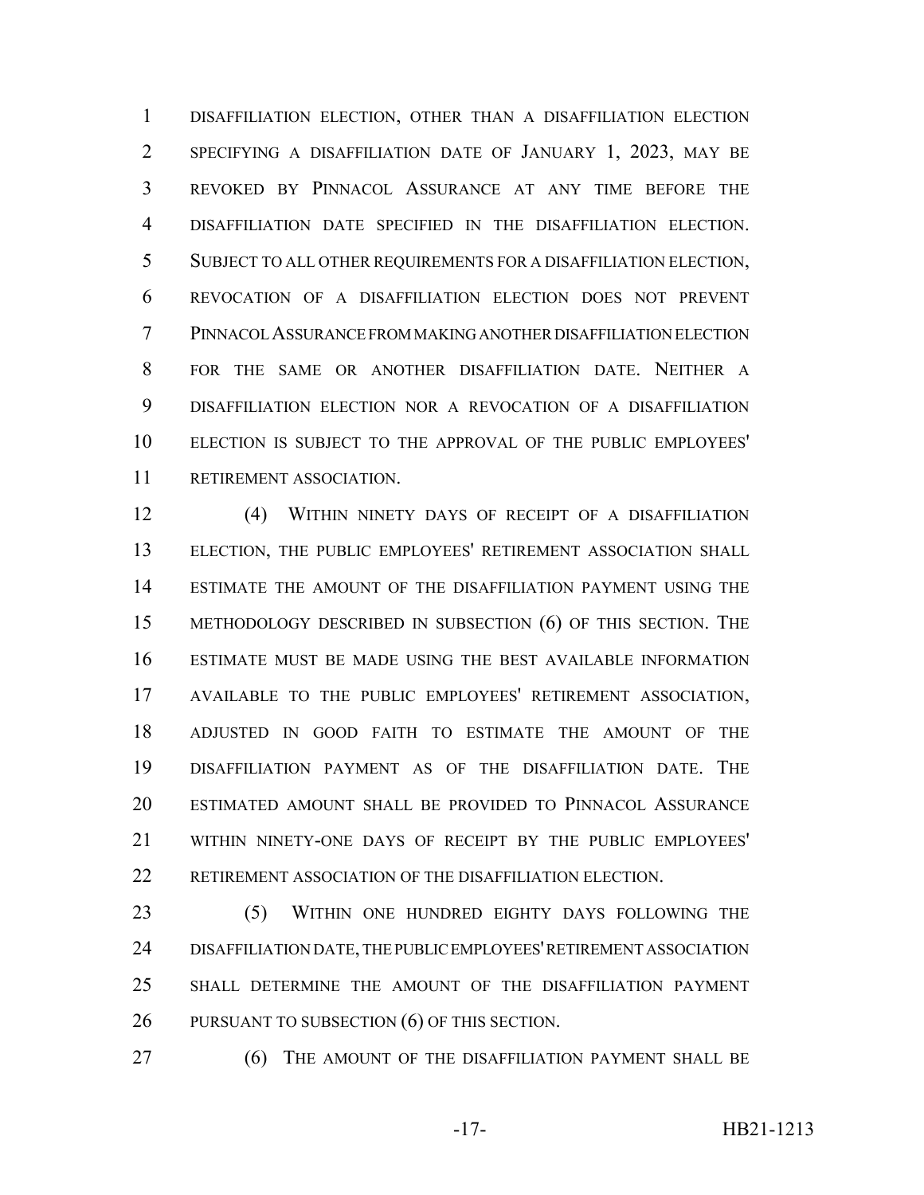DISAFFILIATION ELECTION, OTHER THAN A DISAFFILIATION ELECTION SPECIFYING A DISAFFILIATION DATE OF JANUARY 1, 2023, MAY BE REVOKED BY PINNACOL ASSURANCE AT ANY TIME BEFORE THE DISAFFILIATION DATE SPECIFIED IN THE DISAFFILIATION ELECTION. SUBJECT TO ALL OTHER REQUIREMENTS FOR A DISAFFILIATION ELECTION, REVOCATION OF A DISAFFILIATION ELECTION DOES NOT PREVENT PINNACOL ASSURANCE FROM MAKING ANOTHER DISAFFILIATION ELECTION FOR THE SAME OR ANOTHER DISAFFILIATION DATE. NEITHER A DISAFFILIATION ELECTION NOR A REVOCATION OF A DISAFFILIATION ELECTION IS SUBJECT TO THE APPROVAL OF THE PUBLIC EMPLOYEES' RETIREMENT ASSOCIATION.

(4) WITHIN NINETY DAYS OF RECEIPT OF A DISAFFILIATION ELECTION, THE PUBLIC EMPLOYEES' RETIREMENT ASSOCIATION SHALL ESTIMATE THE AMOUNT OF THE DISAFFILIATION PAYMENT USING THE METHODOLOGY DESCRIBED IN SUBSECTION (6) OF THIS SECTION. THE ESTIMATE MUST BE MADE USING THE BEST AVAILABLE INFORMATION AVAILABLE TO THE PUBLIC EMPLOYEES' RETIREMENT ASSOCIATION, ADJUSTED IN GOOD FAITH TO ESTIMATE THE AMOUNT OF THE DISAFFILIATION PAYMENT AS OF THE DISAFFILIATION DATE. THE ESTIMATED AMOUNT SHALL BE PROVIDED TO PINNACOL ASSURANCE WITHIN NINETY-ONE DAYS OF RECEIPT BY THE PUBLIC EMPLOYEES' RETIREMENT ASSOCIATION OF THE DISAFFILIATION ELECTION.

(5) WITHIN ONE HUNDRED EIGHTY DAYS FOLLOWING THE DISAFFILIATION DATE, THE PUBLIC EMPLOYEES' RETIREMENT ASSOCIATION SHALL DETERMINE THE AMOUNT OF THE DISAFFILIATION PAYMENT PURSUANT TO SUBSECTION (6) OF THIS SECTION.

(6) THE AMOUNT OF THE DISAFFILIATION PAYMENT SHALL BE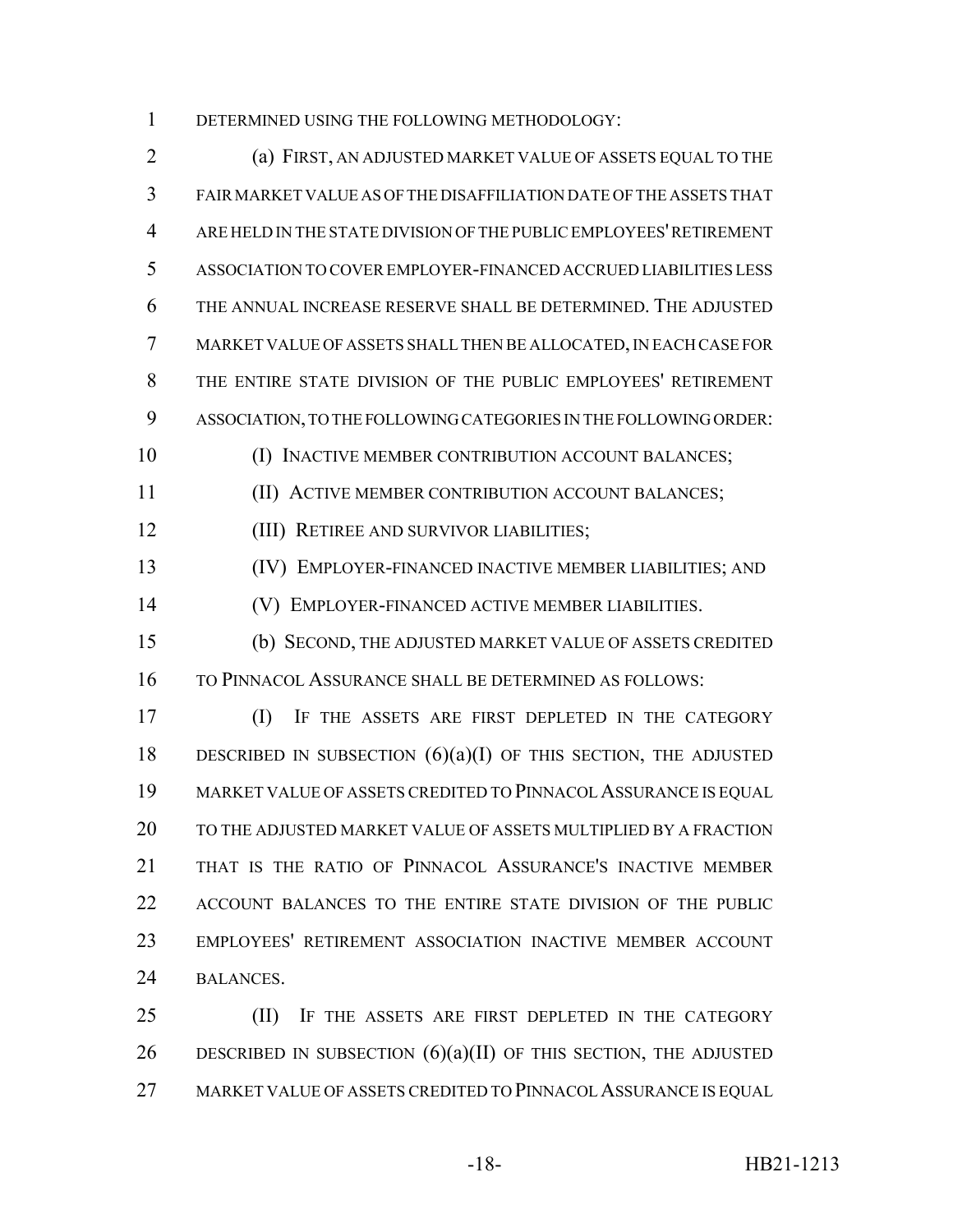DETERMINED USING THE FOLLOWING METHODOLOGY:

(a) FIRST, AN ADJUSTED MARKET VALUE OF ASSETS EQUAL TO THE FAIR MARKET VALUE AS OF THE DISAFFILIATION DATE OF THE ASSETS THAT ARE HELD IN THE STATE DIVISION OF THE PUBLIC EMPLOYEES' RETIREMENT ASSOCIATION TO COVER EMPLOYER-FINANCED ACCRUED LIABILITIES LESS THE ANNUAL INCREASE RESERVE SHALL BE DETERMINED. THE ADJUSTED MARKET VALUE OF ASSETS SHALL THEN BE ALLOCATED, IN EACH CASE FOR THE ENTIRE STATE DIVISION OF THE PUBLIC EMPLOYEES' RETIREMENT ASSOCIATION, TO THE FOLLOWING CATEGORIES IN THE FOLLOWING ORDER:

(I) INACTIVE MEMBER CONTRIBUTION ACCOUNT BALANCES;

(II) ACTIVE MEMBER CONTRIBUTION ACCOUNT BALANCES;

(III) RETIREE AND SURVIVOR LIABILITIES;

(IV) EMPLOYER-FINANCED INACTIVE MEMBER LIABILITIES; AND

(V) EMPLOYER-FINANCED ACTIVE MEMBER LIABILITIES.

(b) SECOND, THE ADJUSTED MARKET VALUE OF ASSETS CREDITED TO PINNACOL ASSURANCE SHALL BE DETERMINED AS FOLLOWS:

(I) IF THE ASSETS ARE FIRST DEPLETED IN THE CATEGORY DESCRIBED IN SUBSECTION (6)(a)(I) OF THIS SECTION, THE ADJUSTED MARKET VALUE OF ASSETS CREDITED TO PINNACOL ASSURANCE IS EQUAL TO THE ADJUSTED MARKET VALUE OF ASSETS MULTIPLIED BY A FRACTION THAT IS THE RATIO OF PINNACOL ASSURANCE'S INACTIVE MEMBER ACCOUNT BALANCES TO THE ENTIRE STATE DIVISION OF THE PUBLIC EMPLOYEES' RETIREMENT ASSOCIATION INACTIVE MEMBER ACCOUNT BALANCES.

(II) IF THE ASSETS ARE FIRST DEPLETED IN THE CATEGORY DESCRIBED IN SUBSECTION (6)(a)(II) OF THIS SECTION, THE ADJUSTED MARKET VALUE OF ASSETS CREDITED TO PINNACOL ASSURANCE IS EQUAL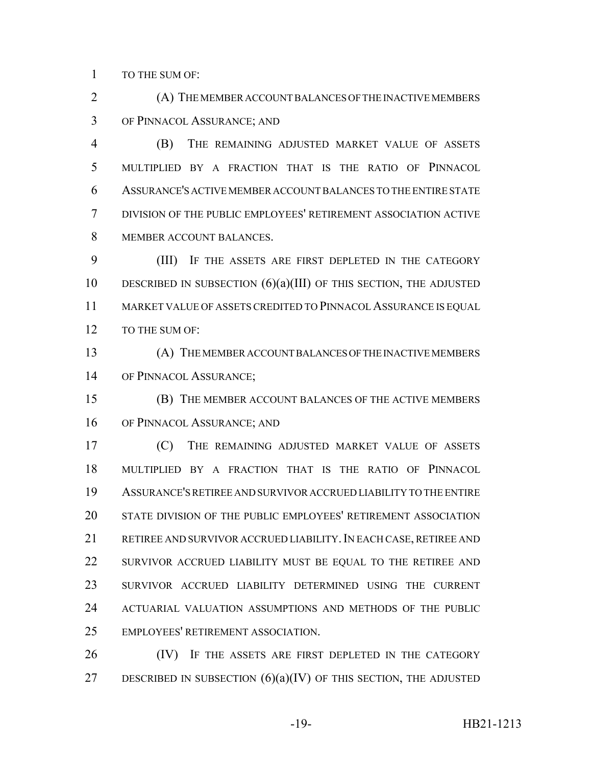TO THE SUM OF:

(A) THE MEMBER ACCOUNT BALANCES OF THE INACTIVE MEMBERS OF PINNACOL ASSURANCE; AND

(B) THE REMAINING ADJUSTED MARKET VALUE OF ASSETS MULTIPLIED BY A FRACTION THAT IS THE RATIO OF PINNACOL ASSURANCE'S ACTIVE MEMBER ACCOUNT BALANCES TO THE ENTIRE STATE DIVISION OF THE PUBLIC EMPLOYEES' RETIREMENT ASSOCIATION ACTIVE MEMBER ACCOUNT BALANCES.

(III) IF THE ASSETS ARE FIRST DEPLETED IN THE CATEGORY DESCRIBED IN SUBSECTION (6)(a)(III) OF THIS SECTION, THE ADJUSTED MARKET VALUE OF ASSETS CREDITED TO PINNACOL ASSURANCE IS EQUAL TO THE SUM OF:

(A) THE MEMBER ACCOUNT BALANCES OF THE INACTIVE MEMBERS OF PINNACOL ASSURANCE;

(B) THE MEMBER ACCOUNT BALANCES OF THE ACTIVE MEMBERS OF PINNACOL ASSURANCE; AND

(C) THE REMAINING ADJUSTED MARKET VALUE OF ASSETS MULTIPLIED BY A FRACTION THAT IS THE RATIO OF PINNACOL ASSURANCE'S RETIREE AND SURVIVOR ACCRUED LIABILITY TO THE ENTIRE STATE DIVISION OF THE PUBLIC EMPLOYEES' RETIREMENT ASSOCIATION RETIREE AND SURVIVOR ACCRUED LIABILITY. IN EACH CASE, RETIREE AND SURVIVOR ACCRUED LIABILITY MUST BE EQUAL TO THE RETIREE AND SURVIVOR ACCRUED LIABILITY DETERMINED USING THE CURRENT ACTUARIAL VALUATION ASSUMPTIONS AND METHODS OF THE PUBLIC EMPLOYEES' RETIREMENT ASSOCIATION.

(IV) IF THE ASSETS ARE FIRST DEPLETED IN THE CATEGORY DESCRIBED IN SUBSECTION (6)(a)(IV) OF THIS SECTION, THE ADJUSTED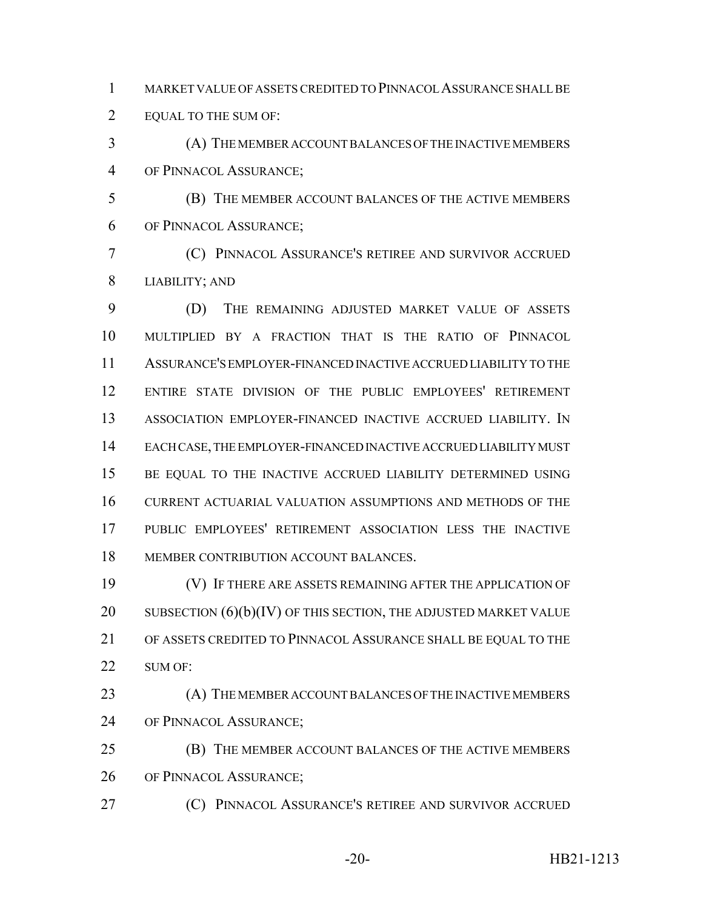MARKET VALUE OF ASSETS CREDITED TO PINNACOL ASSURANCE SHALL BE EQUAL TO THE SUM OF:

(A) THE MEMBER ACCOUNT BALANCES OF THE INACTIVE MEMBERS OF PINNACOL ASSURANCE;

(B) THE MEMBER ACCOUNT BALANCES OF THE ACTIVE MEMBERS OF PINNACOL ASSURANCE;

(C) PINNACOL ASSURANCE'S RETIREE AND SURVIVOR ACCRUED LIABILITY; AND

(D) THE REMAINING ADJUSTED MARKET VALUE OF ASSETS MULTIPLIED BY A FRACTION THAT IS THE RATIO OF PINNACOL ASSURANCE'S EMPLOYER-FINANCED INACTIVE ACCRUED LIABILITY TO THE ENTIRE STATE DIVISION OF THE PUBLIC EMPLOYEES' RETIREMENT ASSOCIATION EMPLOYER-FINANCED INACTIVE ACCRUED LIABILITY. IN EACH CASE, THE EMPLOYER-FINANCED INACTIVE ACCRUED LIABILITY MUST BE EQUAL TO THE INACTIVE ACCRUED LIABILITY DETERMINED USING CURRENT ACTUARIAL VALUATION ASSUMPTIONS AND METHODS OF THE PUBLIC EMPLOYEES' RETIREMENT ASSOCIATION LESS THE INACTIVE MEMBER CONTRIBUTION ACCOUNT BALANCES.

(V) IF THERE ARE ASSETS REMAINING AFTER THE APPLICATION OF SUBSECTION (6)(b)(IV) OF THIS SECTION, THE ADJUSTED MARKET VALUE OF ASSETS CREDITED TO PINNACOL ASSURANCE SHALL BE EQUAL TO THE SUM OF:

(A) THE MEMBER ACCOUNT BALANCES OF THE INACTIVE MEMBERS OF PINNACOL ASSURANCE;

(B) THE MEMBER ACCOUNT BALANCES OF THE ACTIVE MEMBERS OF PINNACOL ASSURANCE;

(C) PINNACOL ASSURANCE'S RETIREE AND SURVIVOR ACCRUED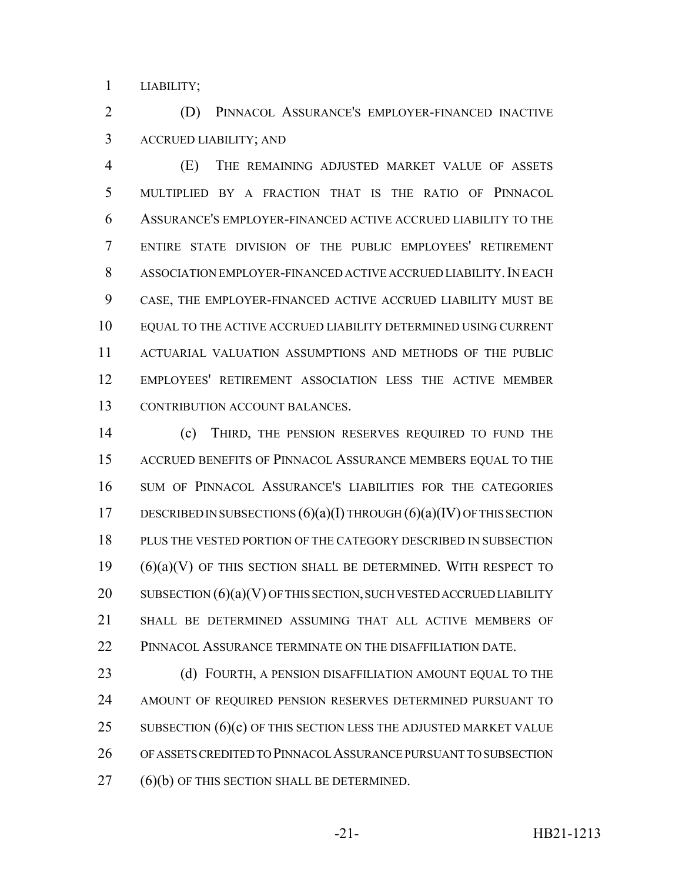LIABILITY;

(D) PINNACOL ASSURANCE'S EMPLOYER-FINANCED INACTIVE ACCRUED LIABILITY; AND

(E) THE REMAINING ADJUSTED MARKET VALUE OF ASSETS MULTIPLIED BY A FRACTION THAT IS THE RATIO OF PINNACOL ASSURANCE'S EMPLOYER-FINANCED ACTIVE ACCRUED LIABILITY TO THE ENTIRE STATE DIVISION OF THE PUBLIC EMPLOYEES' RETIREMENT ASSOCIATION EMPLOYER-FINANCED ACTIVE ACCRUED LIABILITY. IN EACH CASE, THE EMPLOYER-FINANCED ACTIVE ACCRUED LIABILITY MUST BE EQUAL TO THE ACTIVE ACCRUED LIABILITY DETERMINED USING CURRENT ACTUARIAL VALUATION ASSUMPTIONS AND METHODS OF THE PUBLIC EMPLOYEES' RETIREMENT ASSOCIATION LESS THE ACTIVE MEMBER CONTRIBUTION ACCOUNT BALANCES.

(c) THIRD, THE PENSION RESERVES REQUIRED TO FUND THE ACCRUED BENEFITS OF PINNACOL ASSURANCE MEMBERS EQUAL TO THE SUM OF PINNACOL ASSURANCE'S LIABILITIES FOR THE CATEGORIES DESCRIBED IN SUBSECTIONS (6)(a)(I) THROUGH (6)(a)(IV) OF THIS SECTION PLUS THE VESTED PORTION OF THE CATEGORY DESCRIBED IN SUBSECTION (6)(a)(V) OF THIS SECTION SHALL BE DETERMINED. WITH RESPECT TO SUBSECTION (6)(a)(V) OF THIS SECTION, SUCH VESTED ACCRUED LIABILITY SHALL BE DETERMINED ASSUMING THAT ALL ACTIVE MEMBERS OF PINNACOL ASSURANCE TERMINATE ON THE DISAFFILIATION DATE.

(d) FOURTH, A PENSION DISAFFILIATION AMOUNT EQUAL TO THE AMOUNT OF REQUIRED PENSION RESERVES DETERMINED PURSUANT TO SUBSECTION (6)(c) OF THIS SECTION LESS THE ADJUSTED MARKET VALUE OF ASSETS CREDITED TO PINNACOL ASSURANCE PURSUANT TO SUBSECTION (6)(b) OF THIS SECTION SHALL BE DETERMINED.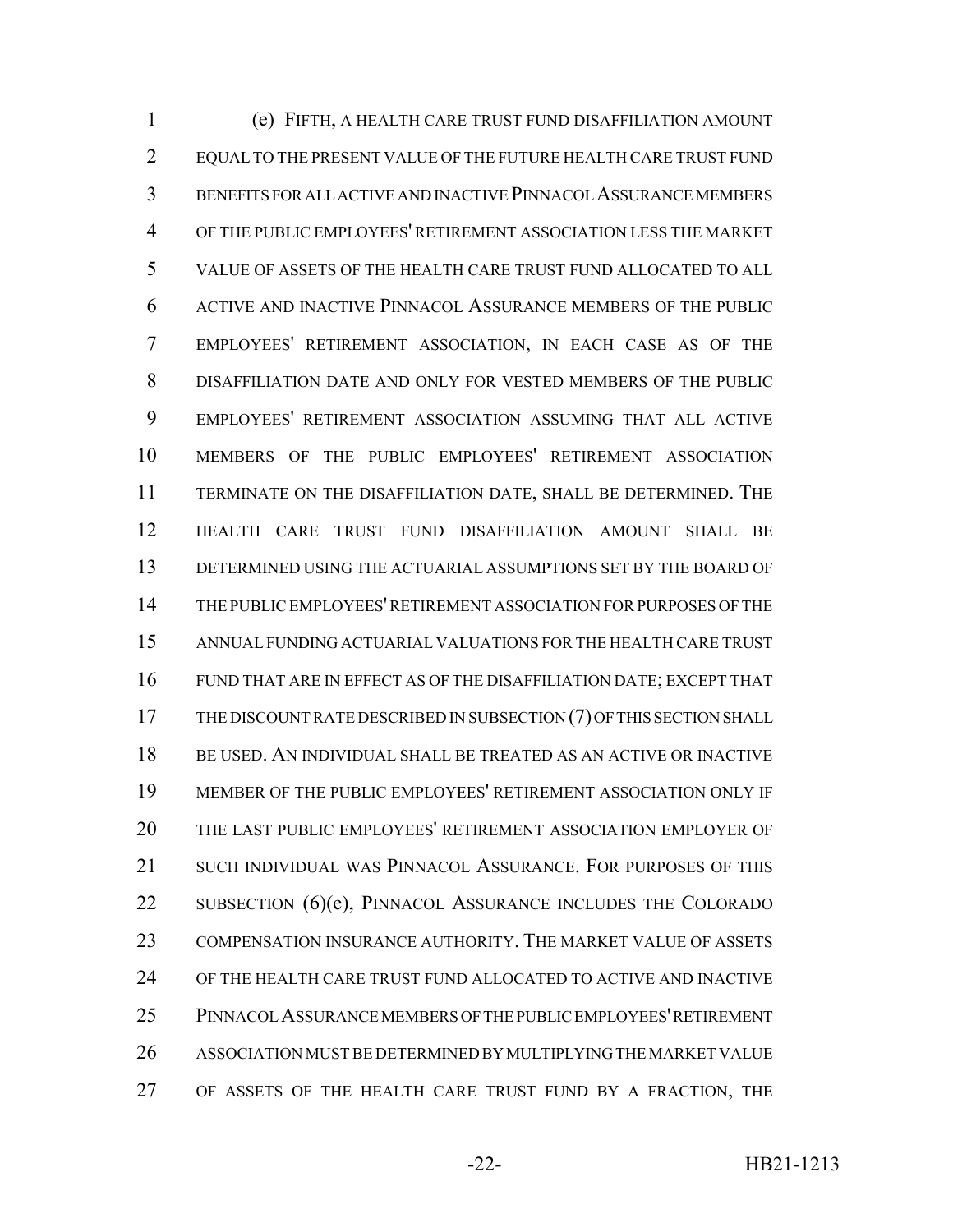(e) FIFTH, A HEALTH CARE TRUST FUND DISAFFILIATION AMOUNT EQUAL TO THE PRESENT VALUE OF THE FUTURE HEALTH CARE TRUST FUND BENEFITS FOR ALL ACTIVE AND INACTIVE PINNACOL ASSURANCE MEMBERS OF THE PUBLIC EMPLOYEES' RETIREMENT ASSOCIATION LESS THE MARKET VALUE OF ASSETS OF THE HEALTH CARE TRUST FUND ALLOCATED TO ALL ACTIVE AND INACTIVE PINNACOL ASSURANCE MEMBERS OF THE PUBLIC EMPLOYEES' RETIREMENT ASSOCIATION, IN EACH CASE AS OF THE DISAFFILIATION DATE AND ONLY FOR VESTED MEMBERS OF THE PUBLIC EMPLOYEES' RETIREMENT ASSOCIATION ASSUMING THAT ALL ACTIVE MEMBERS OF THE PUBLIC EMPLOYEES' RETIREMENT ASSOCIATION TERMINATE ON THE DISAFFILIATION DATE, SHALL BE DETERMINED. THE HEALTH CARE TRUST FUND DISAFFILIATION AMOUNT SHALL BE DETERMINED USING THE ACTUARIAL ASSUMPTIONS SET BY THE BOARD OF THE PUBLIC EMPLOYEES' RETIREMENT ASSOCIATION FOR PURPOSES OF THE ANNUAL FUNDING ACTUARIAL VALUATIONS FOR THE HEALTH CARE TRUST FUND THAT ARE IN EFFECT AS OF THE DISAFFILIATION DATE; EXCEPT THAT THE DISCOUNT RATE DESCRIBED IN SUBSECTION (7) OF THIS SECTION SHALL BE USED. AN INDIVIDUAL SHALL BE TREATED AS AN ACTIVE OR INACTIVE MEMBER OF THE PUBLIC EMPLOYEES' RETIREMENT ASSOCIATION ONLY IF THE LAST PUBLIC EMPLOYEES' RETIREMENT ASSOCIATION EMPLOYER OF SUCH INDIVIDUAL WAS PINNACOL ASSURANCE. FOR PURPOSES OF THIS SUBSECTION (6)(e), PINNACOL ASSURANCE INCLUDES THE COLORADO COMPENSATION INSURANCE AUTHORITY. THE MARKET VALUE OF ASSETS OF THE HEALTH CARE TRUST FUND ALLOCATED TO ACTIVE AND INACTIVE PINNACOL ASSURANCE MEMBERS OF THE PUBLIC EMPLOYEES' RETIREMENT ASSOCIATION MUST BE DETERMINED BY MULTIPLYING THE MARKET VALUE OF ASSETS OF THE HEALTH CARE TRUST FUND BY A FRACTION, THE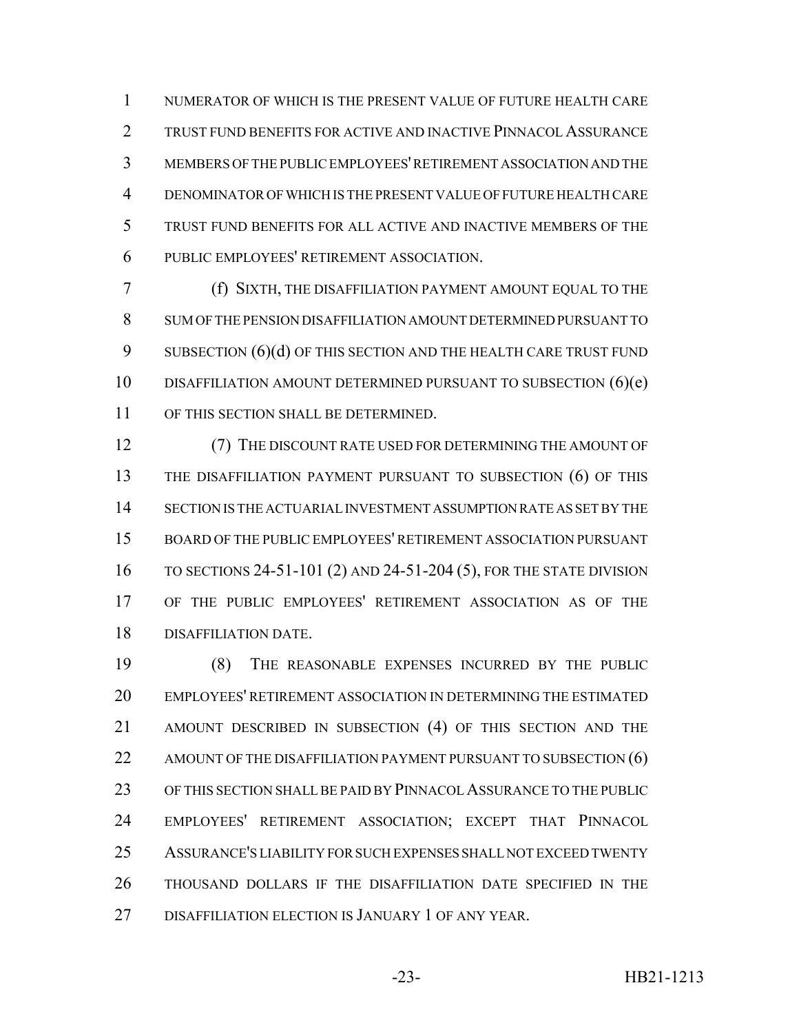NUMERATOR OF WHICH IS THE PRESENT VALUE OF FUTURE HEALTH CARE TRUST FUND BENEFITS FOR ACTIVE AND INACTIVE PINNACOL ASSURANCE MEMBERS OF THE PUBLIC EMPLOYEES' RETIREMENT ASSOCIATION AND THE DENOMINATOR OF WHICH IS THE PRESENT VALUE OF FUTURE HEALTH CARE TRUST FUND BENEFITS FOR ALL ACTIVE AND INACTIVE MEMBERS OF THE PUBLIC EMPLOYEES' RETIREMENT ASSOCIATION.

(f) SIXTH, THE DISAFFILIATION PAYMENT AMOUNT EQUAL TO THE SUM OF THE PENSION DISAFFILIATION AMOUNT DETERMINED PURSUANT TO SUBSECTION (6)(d) OF THIS SECTION AND THE HEALTH CARE TRUST FUND DISAFFILIATION AMOUNT DETERMINED PURSUANT TO SUBSECTION (6)(e) OF THIS SECTION SHALL BE DETERMINED.

(7) THE DISCOUNT RATE USED FOR DETERMINING THE AMOUNT OF THE DISAFFILIATION PAYMENT PURSUANT TO SUBSECTION (6) OF THIS SECTION IS THE ACTUARIAL INVESTMENT ASSUMPTION RATE AS SET BY THE BOARD OF THE PUBLIC EMPLOYEES' RETIREMENT ASSOCIATION PURSUANT TO SECTIONS 24-51-101 (2) AND 24-51-204 (5), FOR THE STATE DIVISION OF THE PUBLIC EMPLOYEES' RETIREMENT ASSOCIATION AS OF THE DISAFFILIATION DATE.

(8) THE REASONABLE EXPENSES INCURRED BY THE PUBLIC EMPLOYEES' RETIREMENT ASSOCIATION IN DETERMINING THE ESTIMATED AMOUNT DESCRIBED IN SUBSECTION (4) OF THIS SECTION AND THE AMOUNT OF THE DISAFFILIATION PAYMENT PURSUANT TO SUBSECTION (6) OF THIS SECTION SHALL BE PAID BY PINNACOL ASSURANCE TO THE PUBLIC EMPLOYEES' RETIREMENT ASSOCIATION; EXCEPT THAT PINNACOL ASSURANCE'S LIABILITY FOR SUCH EXPENSES SHALL NOT EXCEED TWENTY THOUSAND DOLLARS IF THE DISAFFILIATION DATE SPECIFIED IN THE DISAFFILIATION ELECTION IS JANUARY 1 OF ANY YEAR.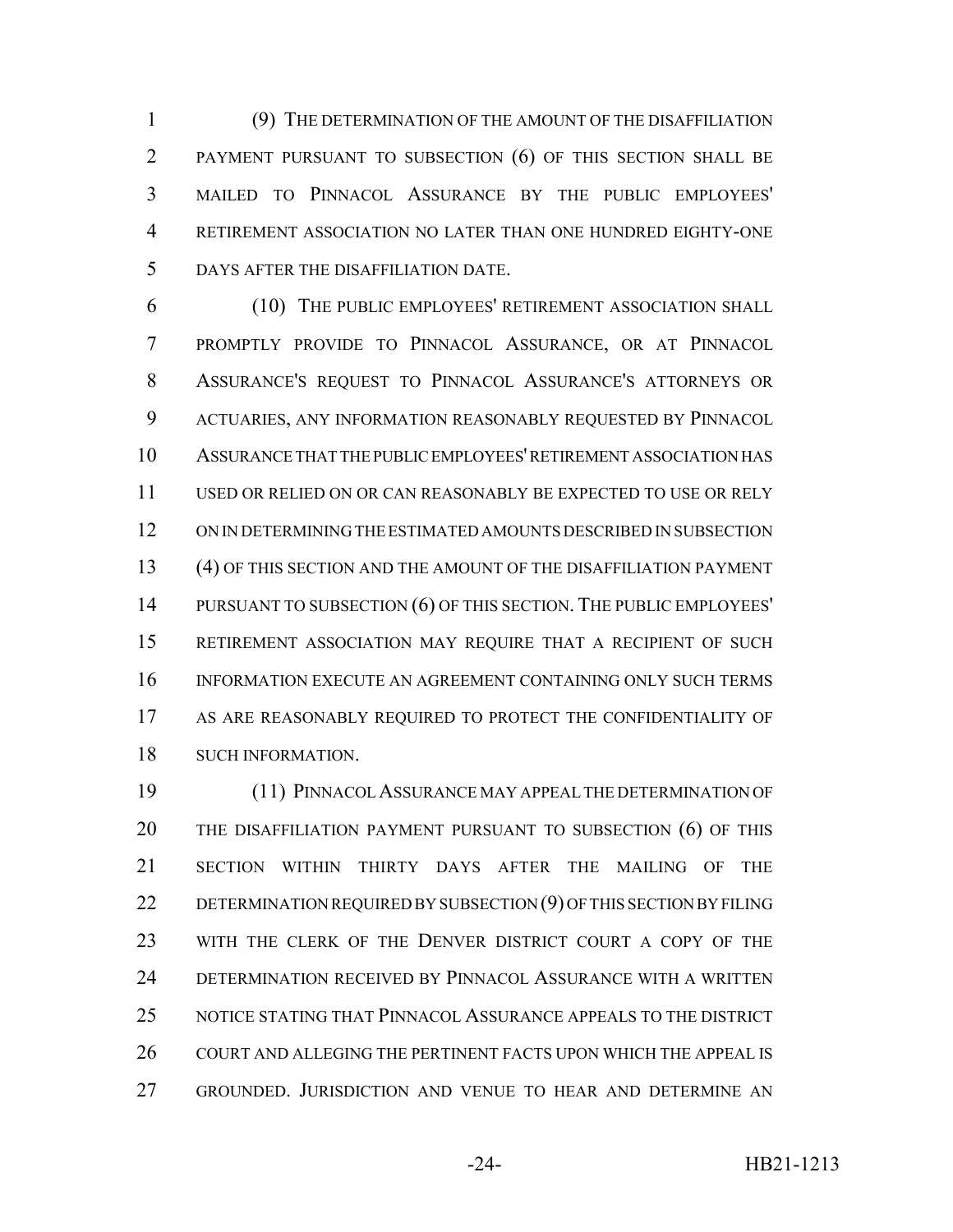(9) THE DETERMINATION OF THE AMOUNT OF THE DISAFFILIATION PAYMENT PURSUANT TO SUBSECTION (6) OF THIS SECTION SHALL BE MAILED TO PINNACOL ASSURANCE BY THE PUBLIC EMPLOYEES' RETIREMENT ASSOCIATION NO LATER THAN ONE HUNDRED EIGHTY-ONE DAYS AFTER THE DISAFFILIATION DATE.

(10) THE PUBLIC EMPLOYEES' RETIREMENT ASSOCIATION SHALL PROMPTLY PROVIDE TO PINNACOL ASSURANCE, OR AT PINNACOL ASSURANCE'S REQUEST TO PINNACOL ASSURANCE'S ATTORNEYS OR ACTUARIES, ANY INFORMATION REASONABLY REQUESTED BY PINNACOL ASSURANCE THAT THE PUBLIC EMPLOYEES' RETIREMENT ASSOCIATION HAS USED OR RELIED ON OR CAN REASONABLY BE EXPECTED TO USE OR RELY ON IN DETERMINING THE ESTIMATED AMOUNTS DESCRIBED IN SUBSECTION (4) OF THIS SECTION AND THE AMOUNT OF THE DISAFFILIATION PAYMENT PURSUANT TO SUBSECTION (6) OF THIS SECTION. THE PUBLIC EMPLOYEES' RETIREMENT ASSOCIATION MAY REQUIRE THAT A RECIPIENT OF SUCH INFORMATION EXECUTE AN AGREEMENT CONTAINING ONLY SUCH TERMS AS ARE REASONABLY REQUIRED TO PROTECT THE CONFIDENTIALITY OF SUCH INFORMATION.

(11) PINNACOL ASSURANCE MAY APPEAL THE DETERMINATION OF THE DISAFFILIATION PAYMENT PURSUANT TO SUBSECTION (6) OF THIS SECTION WITHIN THIRTY DAYS AFTER THE MAILING OF THE DETERMINATION REQUIRED BY SUBSECTION (9) OF THIS SECTION BY FILING WITH THE CLERK OF THE DENVER DISTRICT COURT A COPY OF THE DETERMINATION RECEIVED BY PINNACOL ASSURANCE WITH A WRITTEN NOTICE STATING THAT PINNACOL ASSURANCE APPEALS TO THE DISTRICT COURT AND ALLEGING THE PERTINENT FACTS UPON WHICH THE APPEAL IS GROUNDED. JURISDICTION AND VENUE TO HEAR AND DETERMINE AN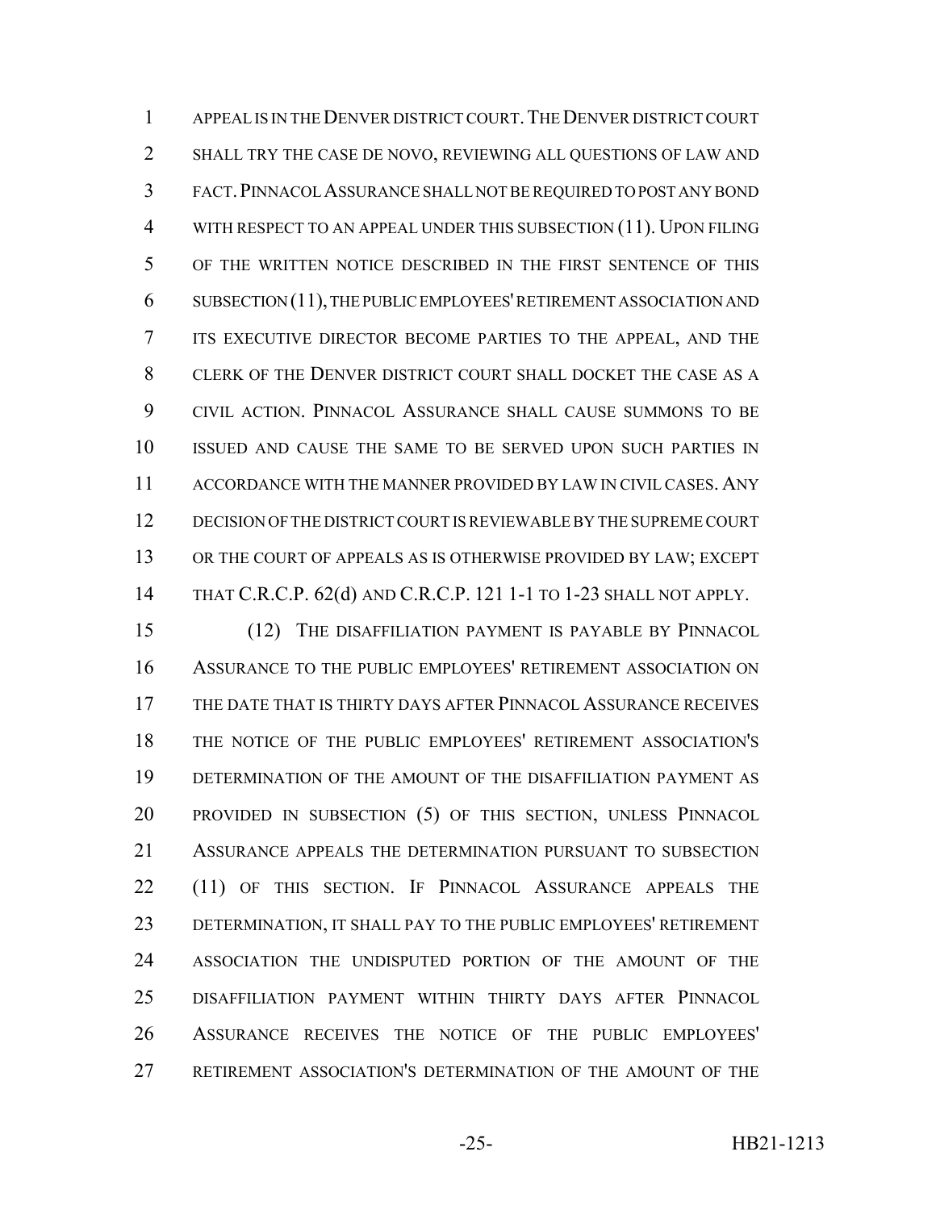APPEAL IS IN THE DENVER DISTRICT COURT. THE DENVER DISTRICT COURT SHALL TRY THE CASE DE NOVO, REVIEWING ALL QUESTIONS OF LAW AND FACT. PINNACOL ASSURANCE SHALL NOT BE REQUIRED TO POST ANY BOND WITH RESPECT TO AN APPEAL UNDER THIS SUBSECTION (11). UPON FILING OF THE WRITTEN NOTICE DESCRIBED IN THE FIRST SENTENCE OF THIS SUBSECTION (11), THE PUBLIC EMPLOYEES' RETIREMENT ASSOCIATION AND ITS EXECUTIVE DIRECTOR BECOME PARTIES TO THE APPEAL, AND THE CLERK OF THE DENVER DISTRICT COURT SHALL DOCKET THE CASE AS A CIVIL ACTION. PINNACOL ASSURANCE SHALL CAUSE SUMMONS TO BE ISSUED AND CAUSE THE SAME TO BE SERVED UPON SUCH PARTIES IN ACCORDANCE WITH THE MANNER PROVIDED BY LAW IN CIVIL CASES. ANY DECISION OF THE DISTRICT COURT IS REVIEWABLE BY THE SUPREME COURT OR THE COURT OF APPEALS AS IS OTHERWISE PROVIDED BY LAW; EXCEPT THAT C.R.C.P. 62(d) AND C.R.C.P. 121 1-1 TO 1-23 SHALL NOT APPLY.

(12) THE DISAFFILIATION PAYMENT IS PAYABLE BY PINNACOL ASSURANCE TO THE PUBLIC EMPLOYEES' RETIREMENT ASSOCIATION ON THE DATE THAT IS THIRTY DAYS AFTER PINNACOL ASSURANCE RECEIVES THE NOTICE OF THE PUBLIC EMPLOYEES' RETIREMENT ASSOCIATION'S DETERMINATION OF THE AMOUNT OF THE DISAFFILIATION PAYMENT AS PROVIDED IN SUBSECTION (5) OF THIS SECTION, UNLESS PINNACOL ASSURANCE APPEALS THE DETERMINATION PURSUANT TO SUBSECTION (11) OF THIS SECTION. IF PINNACOL ASSURANCE APPEALS THE DETERMINATION, IT SHALL PAY TO THE PUBLIC EMPLOYEES' RETIREMENT ASSOCIATION THE UNDISPUTED PORTION OF THE AMOUNT OF THE DISAFFILIATION PAYMENT WITHIN THIRTY DAYS AFTER PINNACOL ASSURANCE RECEIVES THE NOTICE OF THE PUBLIC EMPLOYEES' RETIREMENT ASSOCIATION'S DETERMINATION OF THE AMOUNT OF THE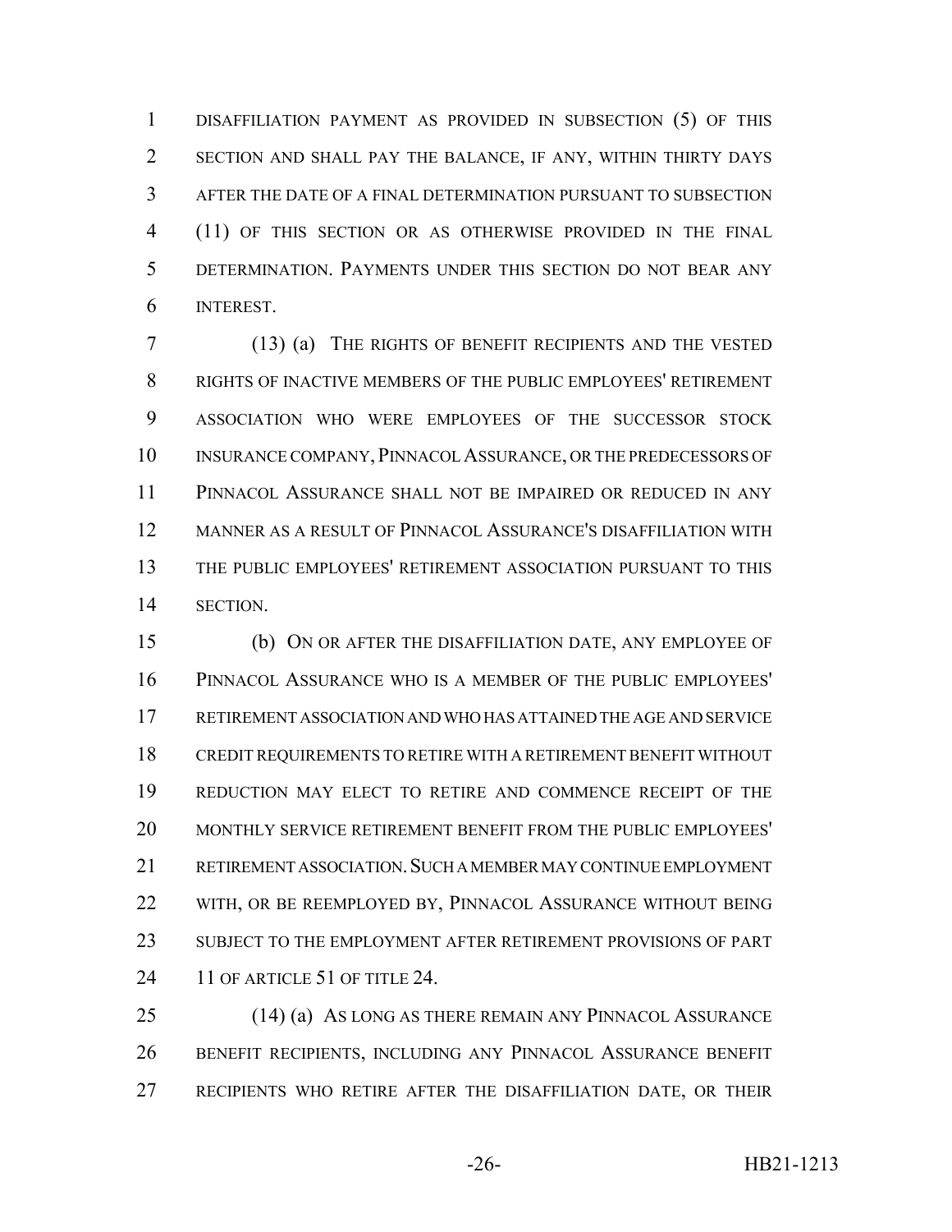DISAFFILIATION PAYMENT AS PROVIDED IN SUBSECTION (5) OF THIS SECTION AND SHALL PAY THE BALANCE, IF ANY, WITHIN THIRTY DAYS AFTER THE DATE OF A FINAL DETERMINATION PURSUANT TO SUBSECTION (11) OF THIS SECTION OR AS OTHERWISE PROVIDED IN THE FINAL DETERMINATION. PAYMENTS UNDER THIS SECTION DO NOT BEAR ANY INTEREST.

(13) (a) THE RIGHTS OF BENEFIT RECIPIENTS AND THE VESTED RIGHTS OF INACTIVE MEMBERS OF THE PUBLIC EMPLOYEES' RETIREMENT ASSOCIATION WHO WERE EMPLOYEES OF THE SUCCESSOR STOCK INSURANCE COMPANY, PINNACOL ASSURANCE, OR THE PREDECESSORS OF PINNACOL ASSURANCE SHALL NOT BE IMPAIRED OR REDUCED IN ANY MANNER AS A RESULT OF PINNACOL ASSURANCE'S DISAFFILIATION WITH THE PUBLIC EMPLOYEES' RETIREMENT ASSOCIATION PURSUANT TO THIS SECTION.

(b) ON OR AFTER THE DISAFFILIATION DATE, ANY EMPLOYEE OF PINNACOL ASSURANCE WHO IS A MEMBER OF THE PUBLIC EMPLOYEES' RETIREMENT ASSOCIATION AND WHO HAS ATTAINED THE AGE AND SERVICE CREDIT REQUIREMENTS TO RETIRE WITH A RETIREMENT BENEFIT WITHOUT REDUCTION MAY ELECT TO RETIRE AND COMMENCE RECEIPT OF THE MONTHLY SERVICE RETIREMENT BENEFIT FROM THE PUBLIC EMPLOYEES' RETIREMENT ASSOCIATION. SUCH A MEMBER MAY CONTINUE EMPLOYMENT WITH, OR BE REEMPLOYED BY, PINNACOL ASSURANCE WITHOUT BEING SUBJECT TO THE EMPLOYMENT AFTER RETIREMENT PROVISIONS OF PART 11 OF ARTICLE 51 OF TITLE 24.

(14) (a) AS LONG AS THERE REMAIN ANY PINNACOL ASSURANCE BENEFIT RECIPIENTS, INCLUDING ANY PINNACOL ASSURANCE BENEFIT RECIPIENTS WHO RETIRE AFTER THE DISAFFILIATION DATE, OR THEIR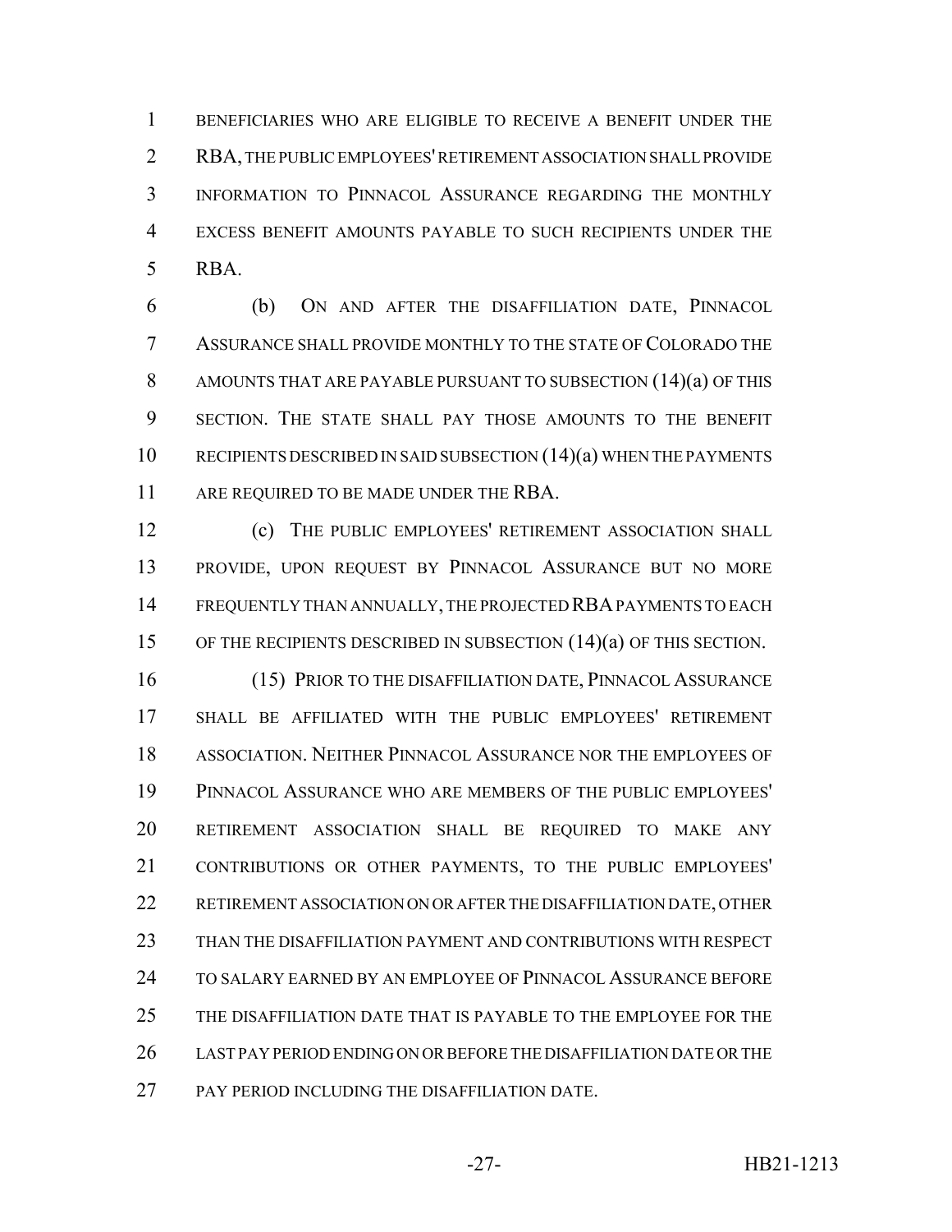BENEFICIARIES WHO ARE ELIGIBLE TO RECEIVE A BENEFIT UNDER THE RBA, THE PUBLIC EMPLOYEES' RETIREMENT ASSOCIATION SHALL PROVIDE INFORMATION TO PINNACOL ASSURANCE REGARDING THE MONTHLY EXCESS BENEFIT AMOUNTS PAYABLE TO SUCH RECIPIENTS UNDER THE RBA.

(b) ON AND AFTER THE DISAFFILIATION DATE, PINNACOL ASSURANCE SHALL PROVIDE MONTHLY TO THE STATE OF COLORADO THE AMOUNTS THAT ARE PAYABLE PURSUANT TO SUBSECTION (14)(a) OF THIS SECTION. THE STATE SHALL PAY THOSE AMOUNTS TO THE BENEFIT RECIPIENTS DESCRIBED IN SAID SUBSECTION (14)(a) WHEN THE PAYMENTS ARE REQUIRED TO BE MADE UNDER THE RBA.

(c) THE PUBLIC EMPLOYEES' RETIREMENT ASSOCIATION SHALL PROVIDE, UPON REQUEST BY PINNACOL ASSURANCE BUT NO MORE FREQUENTLY THAN ANNUALLY, THE PROJECTED RBA PAYMENTS TO EACH OF THE RECIPIENTS DESCRIBED IN SUBSECTION (14)(a) OF THIS SECTION.

(15) PRIOR TO THE DISAFFILIATION DATE, PINNACOL ASSURANCE SHALL BE AFFILIATED WITH THE PUBLIC EMPLOYEES' RETIREMENT ASSOCIATION. NEITHER PINNACOL ASSURANCE NOR THE EMPLOYEES OF PINNACOL ASSURANCE WHO ARE MEMBERS OF THE PUBLIC EMPLOYEES' RETIREMENT ASSOCIATION SHALL BE REQUIRED TO MAKE ANY CONTRIBUTIONS OR OTHER PAYMENTS, TO THE PUBLIC EMPLOYEES' RETIREMENT ASSOCIATION ON OR AFTER THE DISAFFILIATION DATE, OTHER THAN THE DISAFFILIATION PAYMENT AND CONTRIBUTIONS WITH RESPECT TO SALARY EARNED BY AN EMPLOYEE OF PINNACOL ASSURANCE BEFORE THE DISAFFILIATION DATE THAT IS PAYABLE TO THE EMPLOYEE FOR THE LAST PAY PERIOD ENDING ON OR BEFORE THE DISAFFILIATION DATE OR THE PAY PERIOD INCLUDING THE DISAFFILIATION DATE.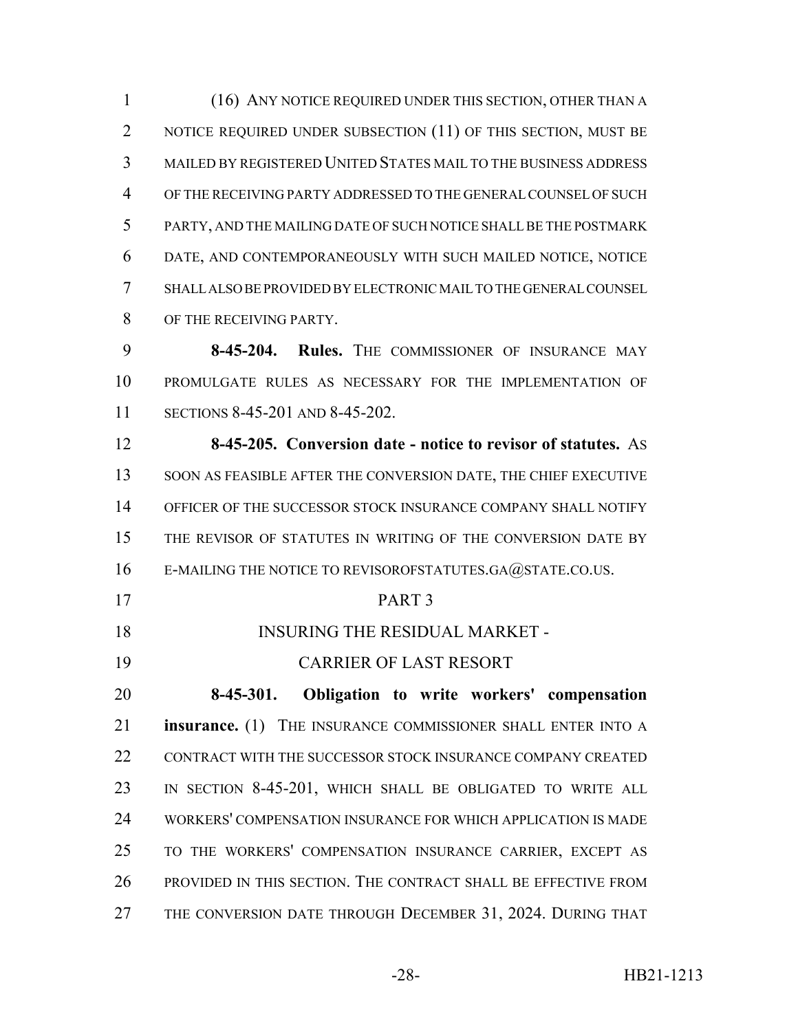(16) ANY NOTICE REQUIRED UNDER THIS SECTION, OTHER THAN A NOTICE REQUIRED UNDER SUBSECTION (11) OF THIS SECTION, MUST BE MAILED BY REGISTERED UNITED STATES MAIL TO THE BUSINESS ADDRESS OF THE RECEIVING PARTY ADDRESSED TO THE GENERAL COUNSEL OF SUCH PARTY, AND THE MAILING DATE OF SUCH NOTICE SHALL BE THE POSTMARK DATE, AND CONTEMPORANEOUSLY WITH SUCH MAILED NOTICE, NOTICE SHALL ALSO BE PROVIDED BY ELECTRONIC MAIL TO THE GENERAL COUNSEL OF THE RECEIVING PARTY.

**8-45-204. Rules.** THE COMMISSIONER OF INSURANCE MAY PROMULGATE RULES AS NECESSARY FOR THE IMPLEMENTATION OF SECTIONS 8-45-201 AND 8-45-202.

**8-45-205. Conversion date - notice to revisor of statutes.** AS SOON AS FEASIBLE AFTER THE CONVERSION DATE, THE CHIEF EXECUTIVE OFFICER OF THE SUCCESSOR STOCK INSURANCE COMPANY SHALL NOTIFY THE REVISOR OF STATUTES IN WRITING OF THE CONVERSION DATE BY E-MAILING THE NOTICE TO REVISOROFSTATUTES.GA@STATE.CO.US.

PART 3

INSURING THE RESIDUAL MARKET - CARRIER OF LAST RESORT

**8-45-301. Obligation to write workers' compensation insurance.** (1) THE INSURANCE COMMISSIONER SHALL ENTER INTO A CONTRACT WITH THE SUCCESSOR STOCK INSURANCE COMPANY CREATED IN SECTION 8-45-201, WHICH SHALL BE OBLIGATED TO WRITE ALL WORKERS' COMPENSATION INSURANCE FOR WHICH APPLICATION IS MADE TO THE WORKERS' COMPENSATION INSURANCE CARRIER, EXCEPT AS PROVIDED IN THIS SECTION. THE CONTRACT SHALL BE EFFECTIVE FROM THE CONVERSION DATE THROUGH DECEMBER 31, 2024. DURING THAT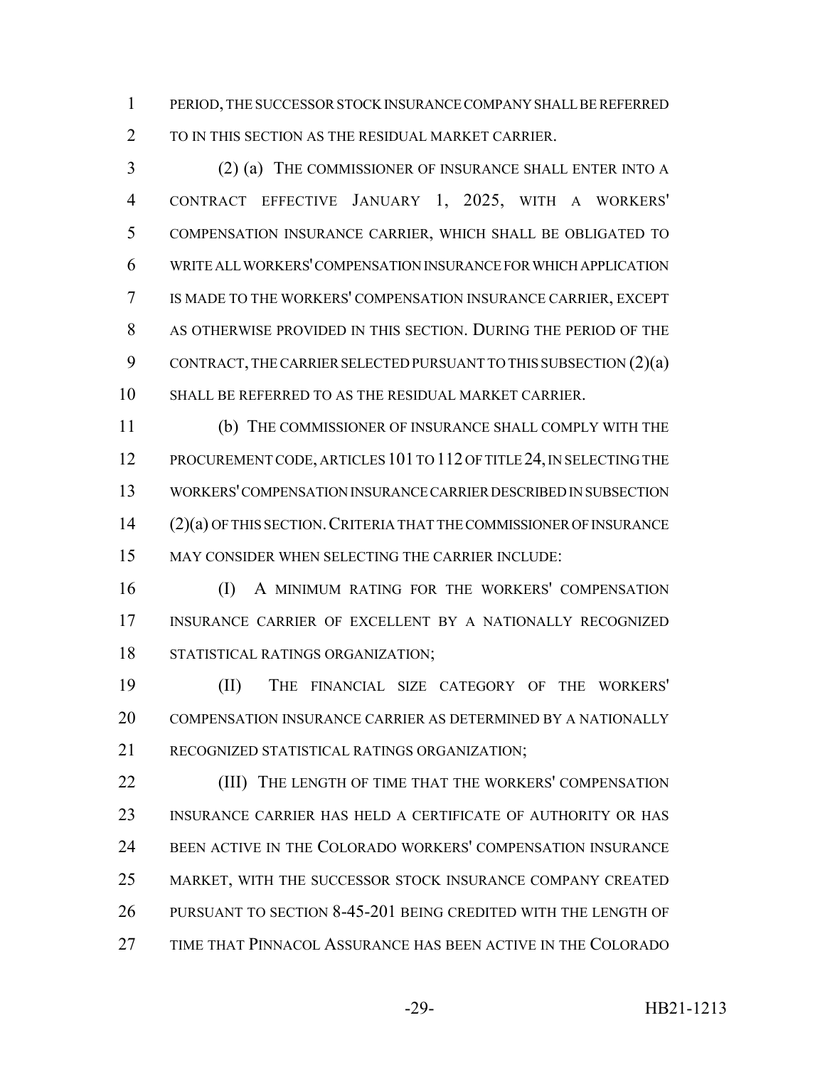PERIOD, THE SUCCESSOR STOCK INSURANCE COMPANY SHALL BE REFERRED TO IN THIS SECTION AS THE RESIDUAL MARKET CARRIER.

(2) (a) THE COMMISSIONER OF INSURANCE SHALL ENTER INTO A CONTRACT EFFECTIVE JANUARY 1, 2025, WITH A WORKERS' COMPENSATION INSURANCE CARRIER, WHICH SHALL BE OBLIGATED TO WRITE ALL WORKERS' COMPENSATION INSURANCE FOR WHICH APPLICATION IS MADE TO THE WORKERS' COMPENSATION INSURANCE CARRIER, EXCEPT AS OTHERWISE PROVIDED IN THIS SECTION. DURING THE PERIOD OF THE CONTRACT, THE CARRIER SELECTED PURSUANT TO THIS SUBSECTION (2)(a) SHALL BE REFERRED TO AS THE RESIDUAL MARKET CARRIER.

(b) THE COMMISSIONER OF INSURANCE SHALL COMPLY WITH THE PROCUREMENT CODE, ARTICLES 101 TO 112 OF TITLE 24, IN SELECTING THE WORKERS' COMPENSATION INSURANCE CARRIER DESCRIBED IN SUBSECTION (2)(a) OF THIS SECTION. CRITERIA THAT THE COMMISSIONER OF INSURANCE MAY CONSIDER WHEN SELECTING THE CARRIER INCLUDE:

(I) A MINIMUM RATING FOR THE WORKERS' COMPENSATION INSURANCE CARRIER OF EXCELLENT BY A NATIONALLY RECOGNIZED STATISTICAL RATINGS ORGANIZATION;

(II) THE FINANCIAL SIZE CATEGORY OF THE WORKERS' COMPENSATION INSURANCE CARRIER AS DETERMINED BY A NATIONALLY RECOGNIZED STATISTICAL RATINGS ORGANIZATION;

(III) THE LENGTH OF TIME THAT THE WORKERS' COMPENSATION INSURANCE CARRIER HAS HELD A CERTIFICATE OF AUTHORITY OR HAS BEEN ACTIVE IN THE COLORADO WORKERS' COMPENSATION INSURANCE MARKET, WITH THE SUCCESSOR STOCK INSURANCE COMPANY CREATED PURSUANT TO SECTION 8-45-201 BEING CREDITED WITH THE LENGTH OF TIME THAT PINNACOL ASSURANCE HAS BEEN ACTIVE IN THE COLORADO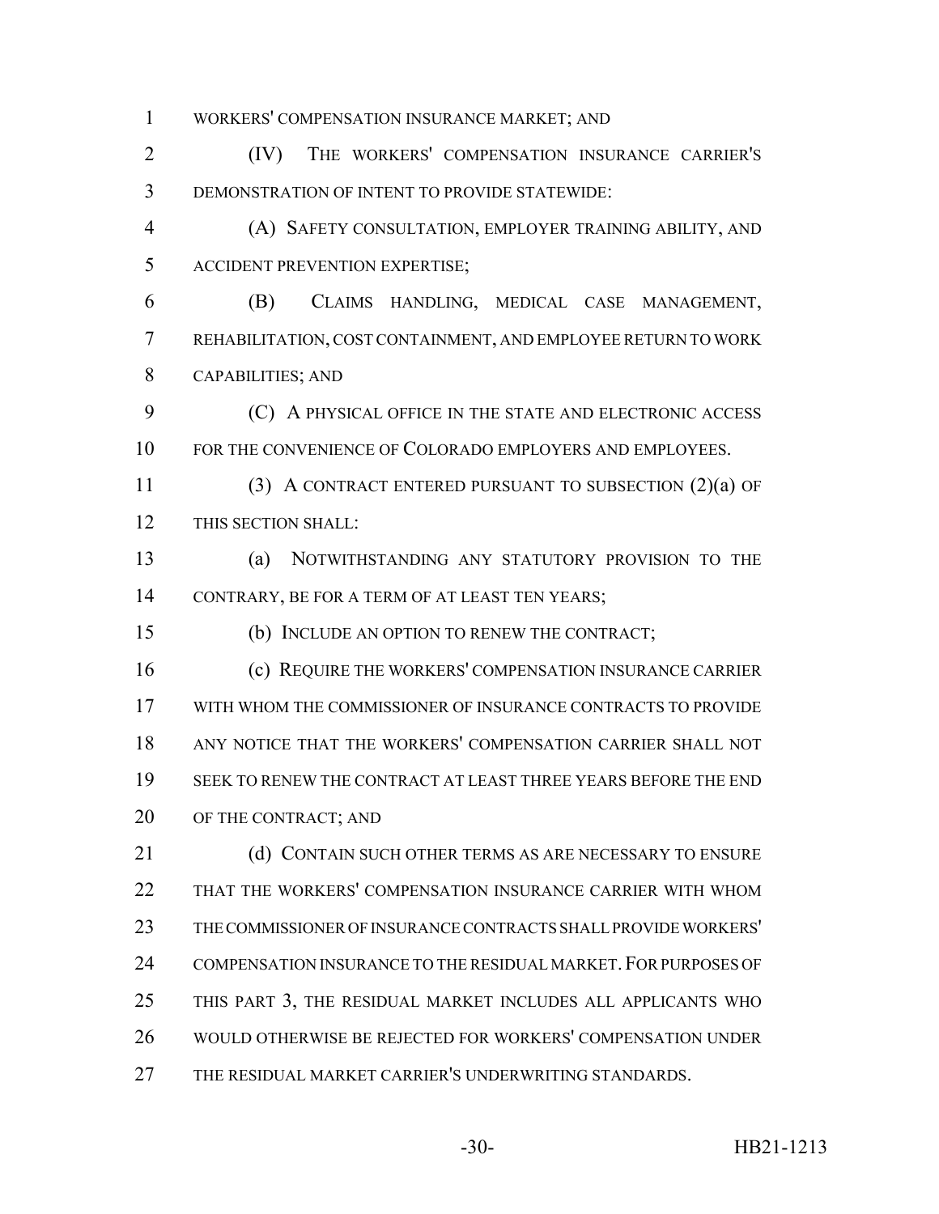WORKERS' COMPENSATION INSURANCE MARKET; AND

(IV) THE WORKERS' COMPENSATION INSURANCE CARRIER'S DEMONSTRATION OF INTENT TO PROVIDE STATEWIDE:

(A) SAFETY CONSULTATION, EMPLOYER TRAINING ABILITY, AND ACCIDENT PREVENTION EXPERTISE;

(B) CLAIMS HANDLING, MEDICAL CASE MANAGEMENT, REHABILITATION, COST CONTAINMENT, AND EMPLOYEE RETURN TO WORK CAPABILITIES; AND

(C) A PHYSICAL OFFICE IN THE STATE AND ELECTRONIC ACCESS FOR THE CONVENIENCE OF COLORADO EMPLOYERS AND EMPLOYEES.

(3) A CONTRACT ENTERED PURSUANT TO SUBSECTION (2)(a) OF THIS SECTION SHALL:

(a) NOTWITHSTANDING ANY STATUTORY PROVISION TO THE CONTRARY, BE FOR A TERM OF AT LEAST TEN YEARS;

(b) INCLUDE AN OPTION TO RENEW THE CONTRACT;

(c) REQUIRE THE WORKERS' COMPENSATION INSURANCE CARRIER WITH WHOM THE COMMISSIONER OF INSURANCE CONTRACTS TO PROVIDE ANY NOTICE THAT THE WORKERS' COMPENSATION CARRIER SHALL NOT SEEK TO RENEW THE CONTRACT AT LEAST THREE YEARS BEFORE THE END OF THE CONTRACT; AND

(d) CONTAIN SUCH OTHER TERMS AS ARE NECESSARY TO ENSURE THAT THE WORKERS' COMPENSATION INSURANCE CARRIER WITH WHOM THE COMMISSIONER OF INSURANCE CONTRACTS SHALL PROVIDE WORKERS' COMPENSATION INSURANCE TO THE RESIDUAL MARKET. FOR PURPOSES OF THIS PART 3, THE RESIDUAL MARKET INCLUDES ALL APPLICANTS WHO WOULD OTHERWISE BE REJECTED FOR WORKERS' COMPENSATION UNDER THE RESIDUAL MARKET CARRIER'S UNDERWRITING STANDARDS.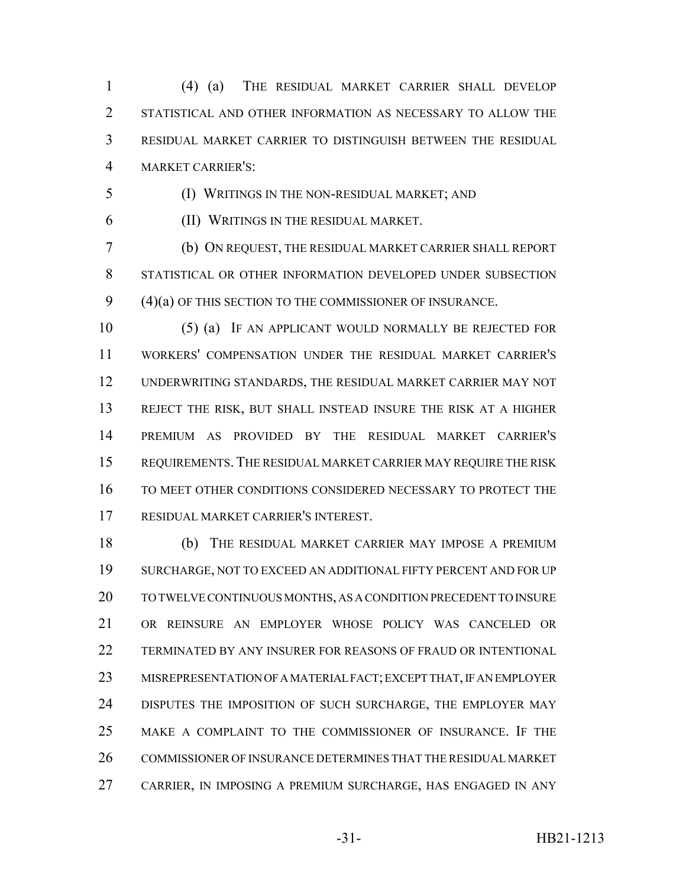(4) (a) THE RESIDUAL MARKET CARRIER SHALL DEVELOP STATISTICAL AND OTHER INFORMATION AS NECESSARY TO ALLOW THE RESIDUAL MARKET CARRIER TO DISTINGUISH BETWEEN THE RESIDUAL MARKET CARRIER'S:

(I) WRITINGS IN THE NON-RESIDUAL MARKET; AND

(II) WRITINGS IN THE RESIDUAL MARKET.

(b) ON REQUEST, THE RESIDUAL MARKET CARRIER SHALL REPORT STATISTICAL OR OTHER INFORMATION DEVELOPED UNDER SUBSECTION (4)(a) OF THIS SECTION TO THE COMMISSIONER OF INSURANCE.

(5) (a) IF AN APPLICANT WOULD NORMALLY BE REJECTED FOR WORKERS' COMPENSATION UNDER THE RESIDUAL MARKET CARRIER'S UNDERWRITING STANDARDS, THE RESIDUAL MARKET CARRIER MAY NOT REJECT THE RISK, BUT SHALL INSTEAD INSURE THE RISK AT A HIGHER PREMIUM AS PROVIDED BY THE RESIDUAL MARKET CARRIER'S REQUIREMENTS. THE RESIDUAL MARKET CARRIER MAY REQUIRE THE RISK TO MEET OTHER CONDITIONS CONSIDERED NECESSARY TO PROTECT THE RESIDUAL MARKET CARRIER'S INTEREST.

(b) THE RESIDUAL MARKET CARRIER MAY IMPOSE A PREMIUM SURCHARGE, NOT TO EXCEED AN ADDITIONAL FIFTY PERCENT AND FOR UP TO TWELVE CONTINUOUS MONTHS, AS A CONDITION PRECEDENT TO INSURE OR REINSURE AN EMPLOYER WHOSE POLICY WAS CANCELED OR TERMINATED BY ANY INSURER FOR REASONS OF FRAUD OR INTENTIONAL MISREPRESENTATION OF A MATERIAL FACT; EXCEPT THAT, IF AN EMPLOYER DISPUTES THE IMPOSITION OF SUCH SURCHARGE, THE EMPLOYER MAY MAKE A COMPLAINT TO THE COMMISSIONER OF INSURANCE. IF THE COMMISSIONER OF INSURANCE DETERMINES THAT THE RESIDUAL MARKET CARRIER, IN IMPOSING A PREMIUM SURCHARGE, HAS ENGAGED IN ANY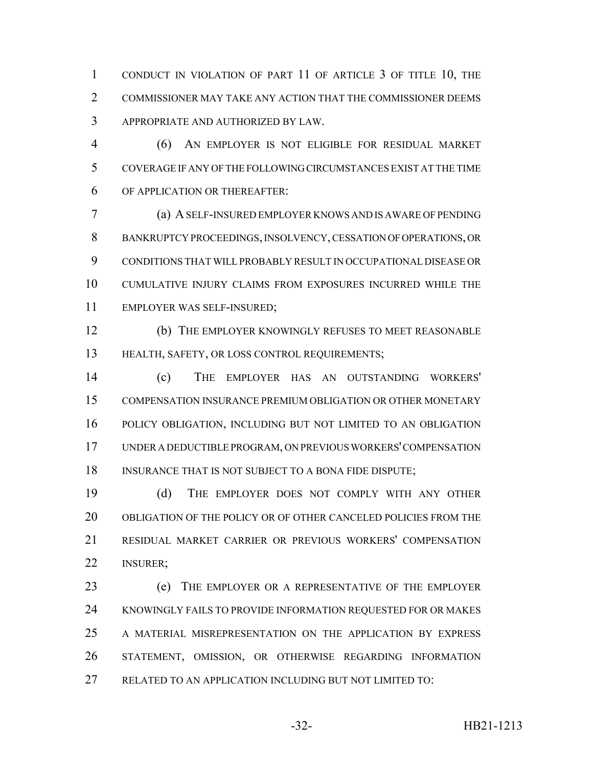CONDUCT IN VIOLATION OF PART 11 OF ARTICLE 3 OF TITLE 10, THE COMMISSIONER MAY TAKE ANY ACTION THAT THE COMMISSIONER DEEMS APPROPRIATE AND AUTHORIZED BY LAW.

(6) AN EMPLOYER IS NOT ELIGIBLE FOR RESIDUAL MARKET COVERAGE IF ANY OF THE FOLLOWING CIRCUMSTANCES EXIST AT THE TIME OF APPLICATION OR THEREAFTER:

(a) A SELF-INSURED EMPLOYER KNOWS AND IS AWARE OF PENDING BANKRUPTCY PROCEEDINGS, INSOLVENCY, CESSATION OF OPERATIONS, OR CONDITIONS THAT WILL PROBABLY RESULT IN OCCUPATIONAL DISEASE OR CUMULATIVE INJURY CLAIMS FROM EXPOSURES INCURRED WHILE THE EMPLOYER WAS SELF-INSURED;

(b) THE EMPLOYER KNOWINGLY REFUSES TO MEET REASONABLE HEALTH, SAFETY, OR LOSS CONTROL REQUIREMENTS;

(c) THE EMPLOYER HAS AN OUTSTANDING WORKERS' COMPENSATION INSURANCE PREMIUM OBLIGATION OR OTHER MONETARY POLICY OBLIGATION, INCLUDING BUT NOT LIMITED TO AN OBLIGATION UNDER A DEDUCTIBLE PROGRAM, ON PREVIOUS WORKERS' COMPENSATION INSURANCE THAT IS NOT SUBJECT TO A BONA FIDE DISPUTE;

(d) THE EMPLOYER DOES NOT COMPLY WITH ANY OTHER OBLIGATION OF THE POLICY OR OF OTHER CANCELED POLICIES FROM THE RESIDUAL MARKET CARRIER OR PREVIOUS WORKERS' COMPENSATION INSURER;

(e) THE EMPLOYER OR A REPRESENTATIVE OF THE EMPLOYER KNOWINGLY FAILS TO PROVIDE INFORMATION REQUESTED FOR OR MAKES A MATERIAL MISREPRESENTATION ON THE APPLICATION BY EXPRESS STATEMENT, OMISSION, OR OTHERWISE REGARDING INFORMATION RELATED TO AN APPLICATION INCLUDING BUT NOT LIMITED TO: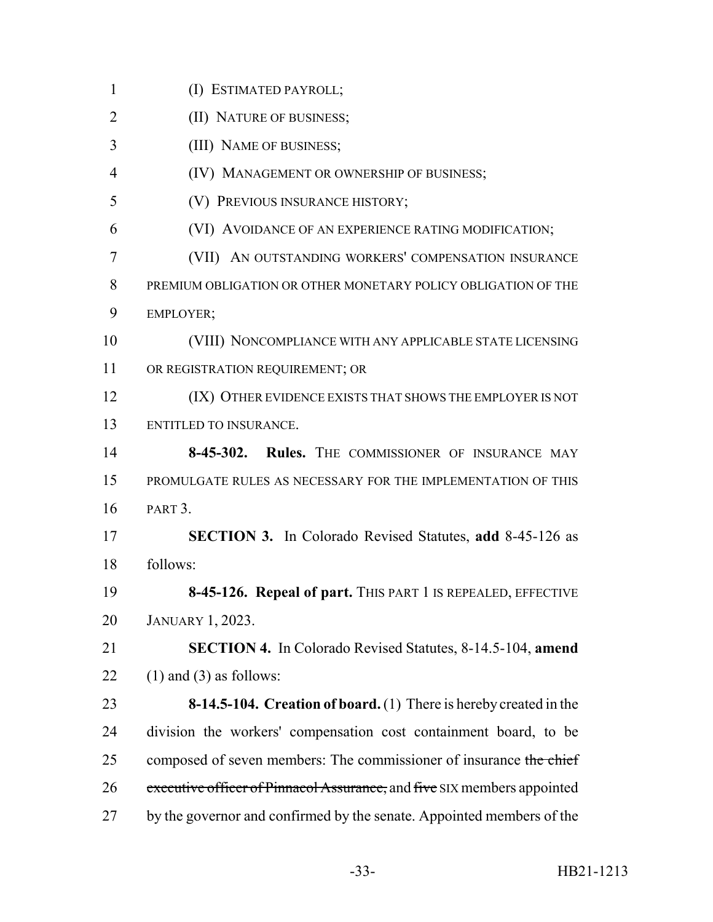(I) ESTIMATED PAYROLL;

(II) NATURE OF BUSINESS;

(III) NAME OF BUSINESS;

(IV) MANAGEMENT OR OWNERSHIP OF BUSINESS;

(V) PREVIOUS INSURANCE HISTORY;

(VI) AVOIDANCE OF AN EXPERIENCE RATING MODIFICATION;

(VII) AN OUTSTANDING WORKERS' COMPENSATION INSURANCE PREMIUM OBLIGATION OR OTHER MONETARY POLICY OBLIGATION OF THE EMPLOYER;

(VIII) NONCOMPLIANCE WITH ANY APPLICABLE STATE LICENSING OR REGISTRATION REQUIREMENT; OR

(IX) OTHER EVIDENCE EXISTS THAT SHOWS THE EMPLOYER IS NOT ENTITLED TO INSURANCE.

**8-45-302. Rules.** THE COMMISSIONER OF INSURANCE MAY PROMULGATE RULES AS NECESSARY FOR THE IMPLEMENTATION OF THIS PART 3.

**SECTION 3.** In Colorado Revised Statutes, **add** 8-45-126 as follows:

**8-45-126. Repeal of part.** THIS PART 1 IS REPEALED, EFFECTIVE JANUARY 1, 2023.

**SECTION 4.** In Colorado Revised Statutes, 8-14.5-104, **amend** (1) and (3) as follows:

**8-14.5-104. Creation of board.** (1) There is hereby created in the division the workers' compensation cost containment board, to be composed of seven members: The commissioner of insurance ~~the chief executive officer of Pinnacol Assurance,~~ and ~~five~~ SIX members appointed by the governor and confirmed by the senate. Appointed members of the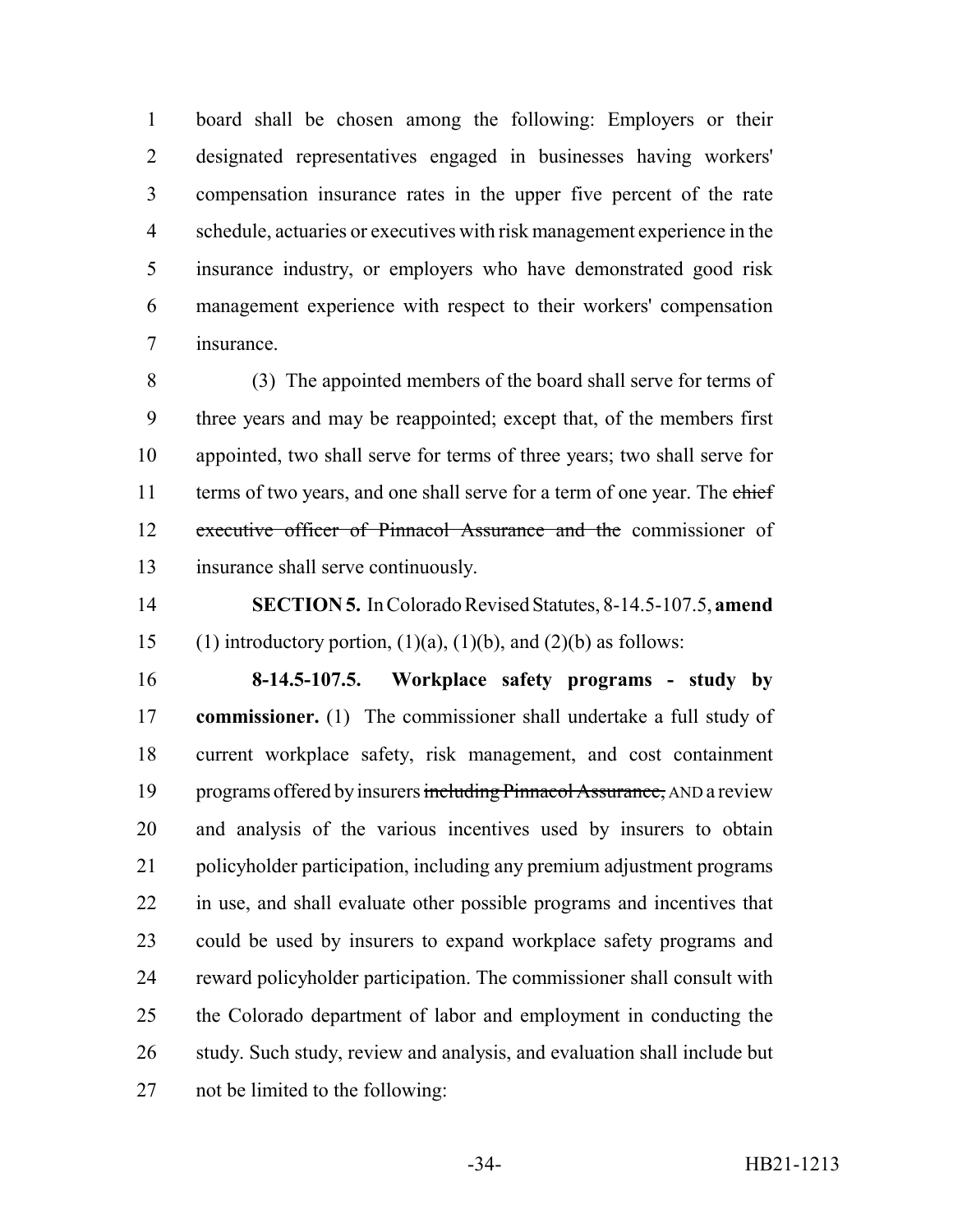board shall be chosen among the following: Employers or their designated representatives engaged in businesses having workers' compensation insurance rates in the upper five percent of the rate schedule, actuaries or executives with risk management experience in the insurance industry, or employers who have demonstrated good risk management experience with respect to their workers' compensation insurance.

(3) The appointed members of the board shall serve for terms of three years and may be reappointed; except that, of the members first appointed, two shall serve for terms of three years; two shall serve for terms of two years, and one shall serve for a term of one year. The ~~chief executive officer of Pinnacol Assurance and the~~ commissioner of insurance shall serve continuously.

**SECTION 5.** In Colorado Revised Statutes, 8-14.5-107.5, **amend** (1) introductory portion, (1)(a), (1)(b), and (2)(b) as follows:

**8-14.5-107.5. Workplace safety programs - study by commissioner.** (1) The commissioner shall undertake a full study of current workplace safety, risk management, and cost containment programs offered by insurers ~~including Pinnacol Assurance,~~ AND a review and analysis of the various incentives used by insurers to obtain policyholder participation, including any premium adjustment programs in use, and shall evaluate other possible programs and incentives that could be used by insurers to expand workplace safety programs and reward policyholder participation. The commissioner shall consult with the Colorado department of labor and employment in conducting the study. Such study, review and analysis, and evaluation shall include but not be limited to the following: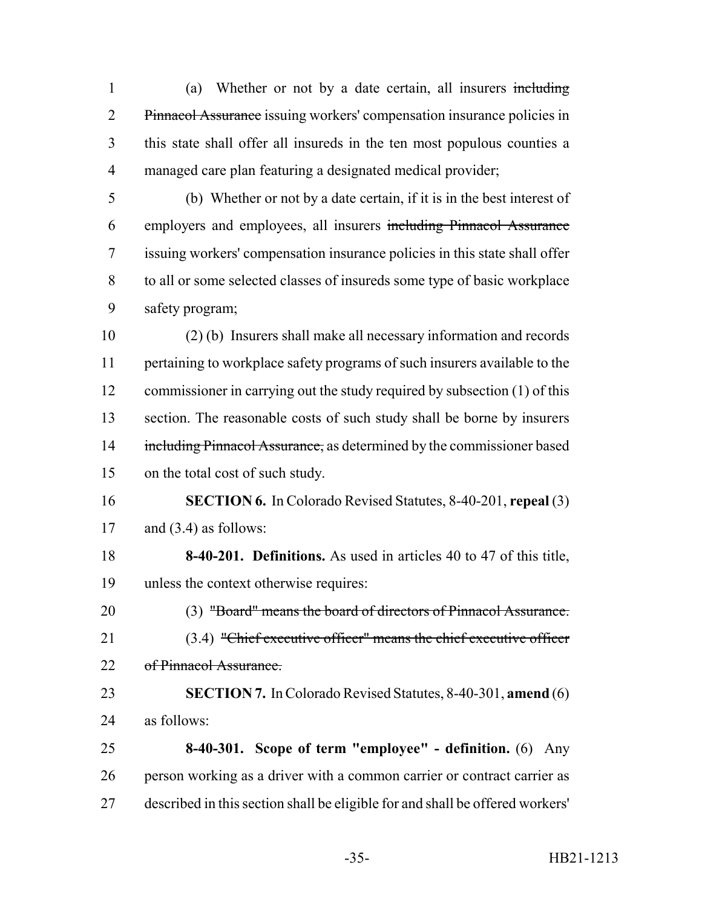(a) Whether or not by a date certain, all insurers ~~including Pinnacol Assurance~~ issuing workers' compensation insurance policies in this state shall offer all insureds in the ten most populous counties a managed care plan featuring a designated medical provider;

(b) Whether or not by a date certain, if it is in the best interest of employers and employees, all insurers ~~including Pinnacol Assurance~~ issuing workers' compensation insurance policies in this state shall offer to all or some selected classes of insureds some type of basic workplace safety program;

(2) (b) Insurers shall make all necessary information and records pertaining to workplace safety programs of such insurers available to the commissioner in carrying out the study required by subsection (1) of this section. The reasonable costs of such study shall be borne by insurers ~~including Pinnacol Assurance,~~ as determined by the commissioner based on the total cost of such study.

**SECTION 6.** In Colorado Revised Statutes, 8-40-201, **repeal** (3) and (3.4) as follows:

**8-40-201. Definitions.** As used in articles 40 to 47 of this title, unless the context otherwise requires:

(3) ~~"Board" means the board of directors of Pinnacol Assurance.~~

(3.4) ~~"Chief executive officer" means the chief executive officer of Pinnacol Assurance.~~

**SECTION 7.** In Colorado Revised Statutes, 8-40-301, **amend** (6) as follows:

**8-40-301. Scope of term "employee" - definition.** (6) Any person working as a driver with a common carrier or contract carrier as described in this section shall be eligible for and shall be offered workers'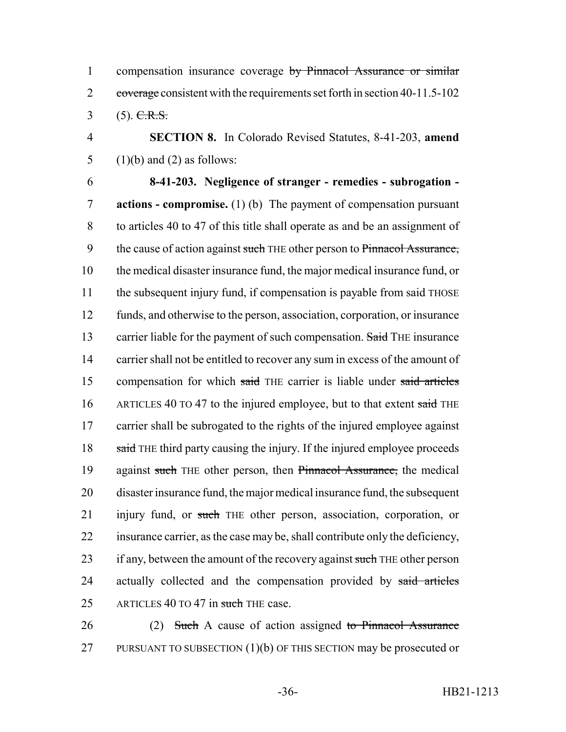compensation insurance coverage ~~by Pinnacol Assurance or similar coverage~~ consistent with the requirements set forth in section 40-11.5-102 (5). ~~C.R.S.~~

**SECTION 8.** In Colorado Revised Statutes, 8-41-203, **amend** (1)(b) and (2) as follows:

**8-41-203. Negligence of stranger - remedies - subrogation - actions - compromise.** (1) (b) The payment of compensation pursuant to articles 40 to 47 of this title shall operate as and be an assignment of the cause of action against ~~such~~ THE other person to ~~Pinnacol Assurance,~~ the medical disaster insurance fund, the major medical insurance fund, or the subsequent injury fund, if compensation is payable from said THOSE funds, and otherwise to the person, association, corporation, or insurance carrier liable for the payment of such compensation. ~~Said~~ THE insurance carrier shall not be entitled to recover any sum in excess of the amount of compensation for which ~~said~~ THE carrier is liable under ~~said articles~~ ARTICLES 40 TO 47 to the injured employee, but to that extent ~~said~~ THE carrier shall be subrogated to the rights of the injured employee against ~~said~~ THE third party causing the injury. If the injured employee proceeds against ~~such~~ THE other person, then ~~Pinnacol Assurance,~~ the medical disaster insurance fund, the major medical insurance fund, the subsequent injury fund, or ~~such~~ THE other person, association, corporation, or insurance carrier, as the case may be, shall contribute only the deficiency, if any, between the amount of the recovery against ~~such~~ THE other person actually collected and the compensation provided by ~~said articles~~ ARTICLES 40 TO 47 in ~~such~~ THE case.

(2) ~~Such~~ A cause of action assigned ~~to Pinnacol Assurance~~ PURSUANT TO SUBSECTION (1)(b) OF THIS SECTION may be prosecuted or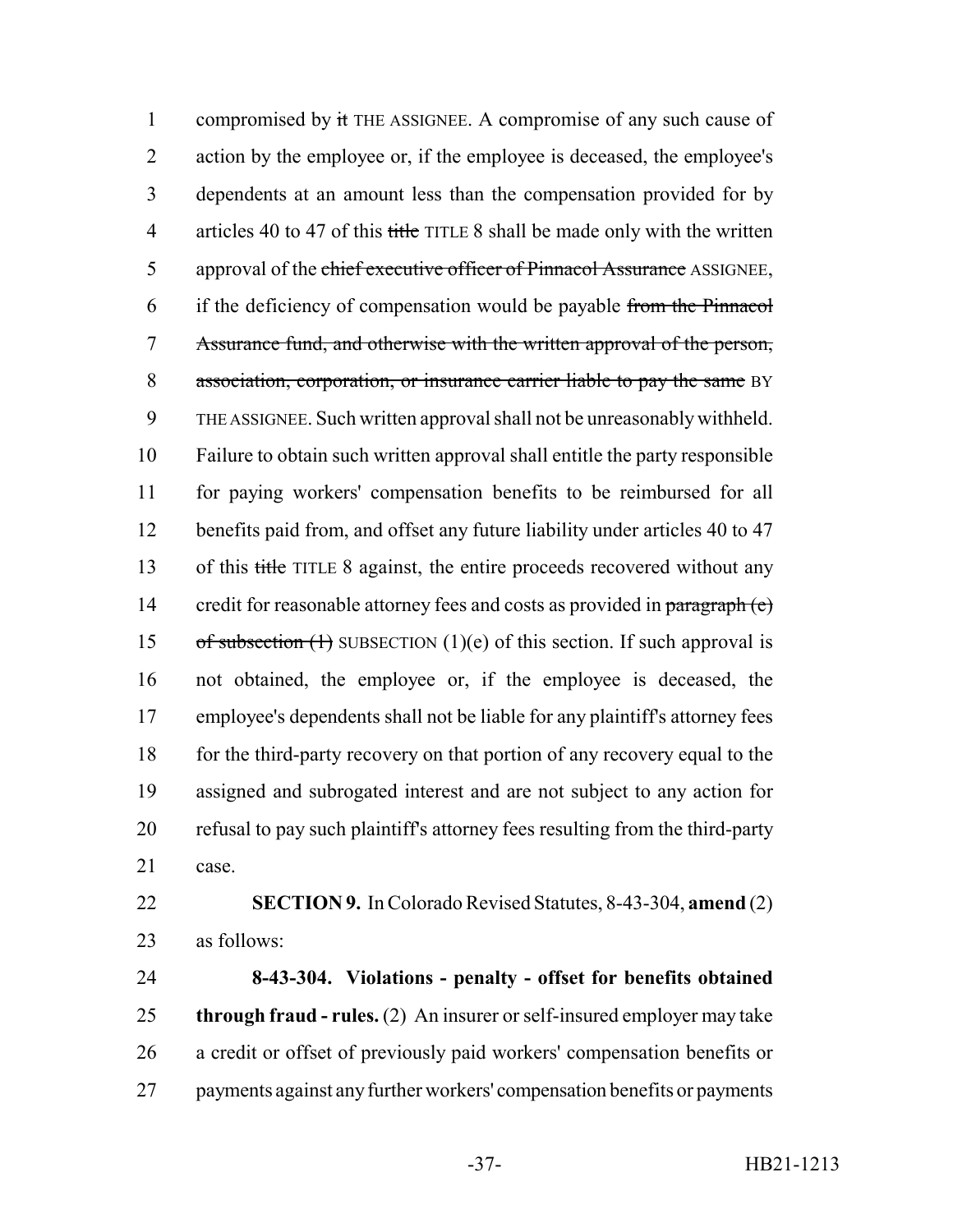compromised by ~~it~~ THE ASSIGNEE. A compromise of any such cause of action by the employee or, if the employee is deceased, the employee's dependents at an amount less than the compensation provided for by articles 40 to 47 of this ~~title~~ TITLE 8 shall be made only with the written approval of the ~~chief executive officer of Pinnacol Assurance~~ ASSIGNEE, if the deficiency of compensation would be payable ~~from the Pinnacol Assurance fund, and otherwise with the written approval of the person, association, corporation, or insurance carrier liable to pay the same~~ BY THE ASSIGNEE. Such written approval shall not be unreasonably withheld. Failure to obtain such written approval shall entitle the party responsible for paying workers' compensation benefits to be reimbursed for all benefits paid from, and offset any future liability under articles 40 to 47 of this ~~title~~ TITLE 8 against, the entire proceeds recovered without any credit for reasonable attorney fees and costs as provided in ~~paragraph (e) of subsection (1)~~ SUBSECTION (1)(e) of this section. If such approval is not obtained, the employee or, if the employee is deceased, the employee's dependents shall not be liable for any plaintiff's attorney fees for the third-party recovery on that portion of any recovery equal to the assigned and subrogated interest and are not subject to any action for refusal to pay such plaintiff's attorney fees resulting from the third-party case.

**SECTION 9.** In Colorado Revised Statutes, 8-43-304, **amend** (2) as follows:

**8-43-304. Violations - penalty - offset for benefits obtained through fraud - rules.** (2) An insurer or self-insured employer may take a credit or offset of previously paid workers' compensation benefits or payments against any further workers' compensation benefits or payments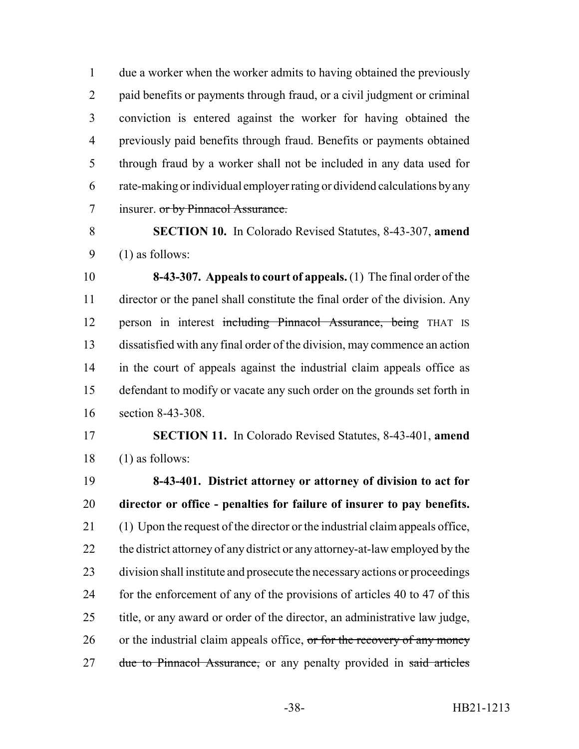due a worker when the worker admits to having obtained the previously paid benefits or payments through fraud, or a civil judgment or criminal conviction is entered against the worker for having obtained the previously paid benefits through fraud. Benefits or payments obtained through fraud by a worker shall not be included in any data used for rate-making or individual employer rating or dividend calculations by any insurer. ~~or by Pinnacol Assurance.~~

**SECTION 10.** In Colorado Revised Statutes, 8-43-307, **amend** (1) as follows:

**8-43-307. Appeals to court of appeals.** (1) The final order of the director or the panel shall constitute the final order of the division. Any person in interest ~~including Pinnacol Assurance, being~~ THAT IS dissatisfied with any final order of the division, may commence an action in the court of appeals against the industrial claim appeals office as defendant to modify or vacate any such order on the grounds set forth in section 8-43-308.

**SECTION 11.** In Colorado Revised Statutes, 8-43-401, **amend** (1) as follows:

**8-43-401. District attorney or attorney of division to act for director or office - penalties for failure of insurer to pay benefits.** (1) Upon the request of the director or the industrial claim appeals office, the district attorney of any district or any attorney-at-law employed by the division shall institute and prosecute the necessary actions or proceedings for the enforcement of any of the provisions of articles 40 to 47 of this title, or any award or order of the director, an administrative law judge, or the industrial claim appeals office, ~~or for the recovery of any money due to Pinnacol Assurance,~~ or any penalty provided in ~~said articles~~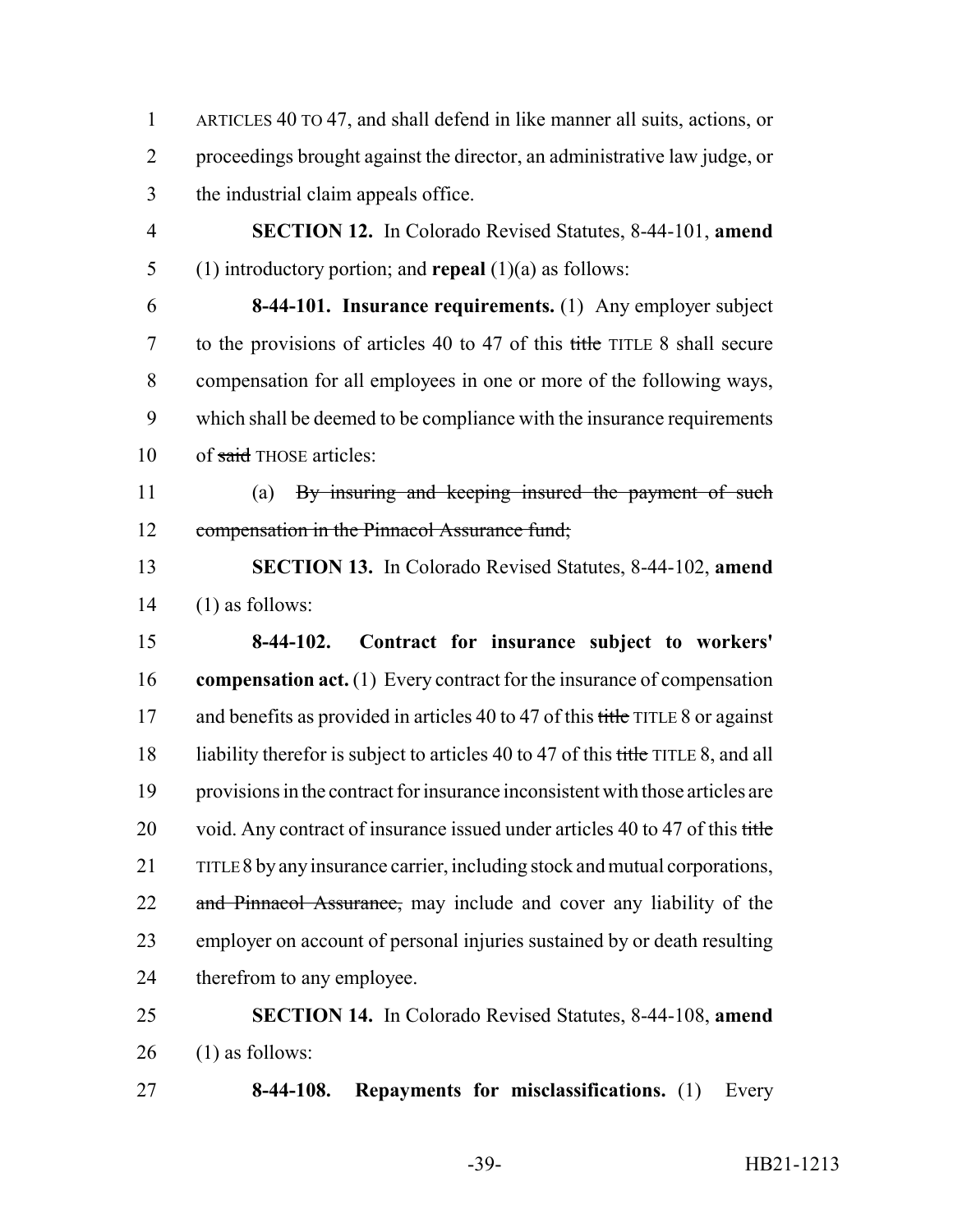ARTICLES 40 TO 47, and shall defend in like manner all suits, actions, or proceedings brought against the director, an administrative law judge, or the industrial claim appeals office.

**SECTION 12.** In Colorado Revised Statutes, 8-44-101, **amend** (1) introductory portion; and **repeal** (1)(a) as follows:

**8-44-101. Insurance requirements.** (1) Any employer subject to the provisions of articles 40 to 47 of this ~~title~~ TITLE 8 shall secure compensation for all employees in one or more of the following ways, which shall be deemed to be compliance with the insurance requirements of ~~said~~ THOSE articles:

(a) ~~By insuring and keeping insured the payment of such compensation in the Pinnacol Assurance fund;~~

**SECTION 13.** In Colorado Revised Statutes, 8-44-102, **amend** (1) as follows:

**8-44-102. Contract for insurance subject to workers' compensation act.** (1) Every contract for the insurance of compensation and benefits as provided in articles 40 to 47 of this ~~title~~ TITLE 8 or against liability therefor is subject to articles 40 to 47 of this ~~title~~ TITLE 8, and all provisions in the contract for insurance inconsistent with those articles are void. Any contract of insurance issued under articles 40 to 47 of this ~~title~~ TITLE 8 by any insurance carrier, including stock and mutual corporations, ~~and Pinnacol Assurance,~~ may include and cover any liability of the employer on account of personal injuries sustained by or death resulting therefrom to any employee.

**SECTION 14.** In Colorado Revised Statutes, 8-44-108, **amend** (1) as follows:

**8-44-108. Repayments for misclassifications.** (1) Every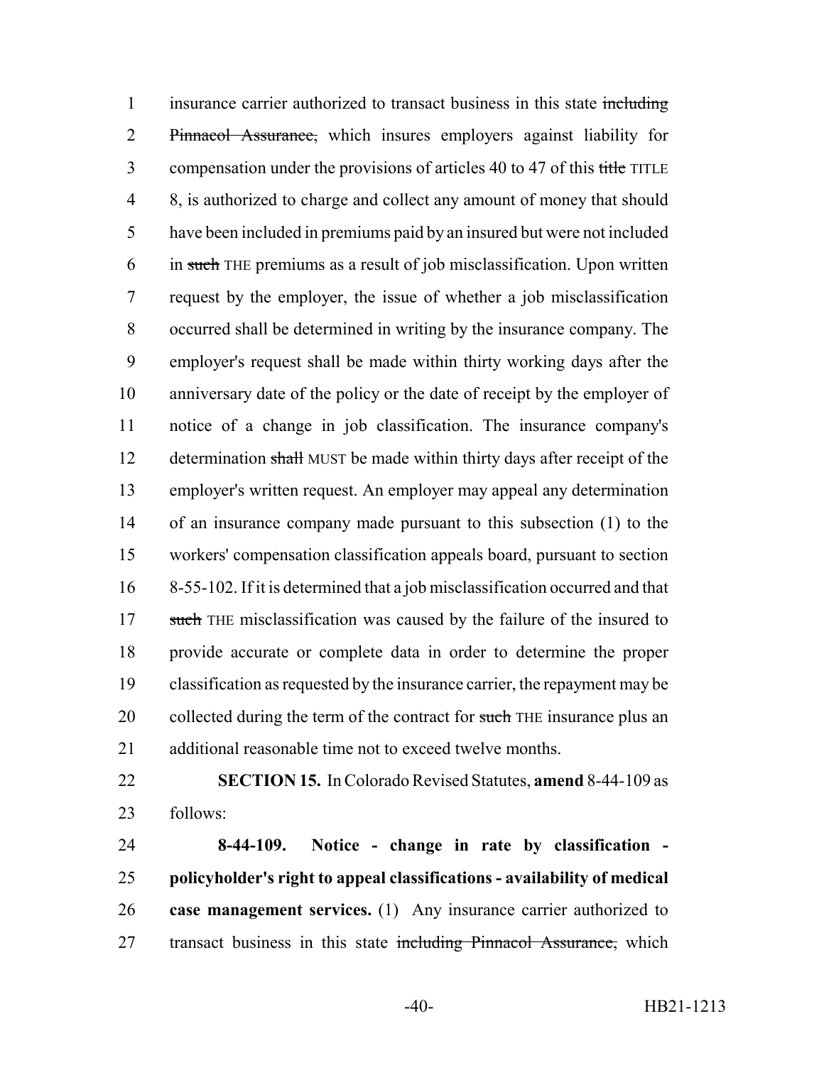insurance carrier authorized to transact business in this state ~~including Pinnacol Assurance,~~ which insures employers against liability for compensation under the provisions of articles 40 to 47 of this ~~title~~ TITLE 8, is authorized to charge and collect any amount of money that should have been included in premiums paid by an insured but were not included in ~~such~~ THE premiums as a result of job misclassification. Upon written request by the employer, the issue of whether a job misclassification occurred shall be determined in writing by the insurance company. The employer's request shall be made within thirty working days after the anniversary date of the policy or the date of receipt by the employer of notice of a change in job classification. The insurance company's determination ~~shall~~ MUST be made within thirty days after receipt of the employer's written request. An employer may appeal any determination of an insurance company made pursuant to this subsection (1) to the workers' compensation classification appeals board, pursuant to section 8-55-102. If it is determined that a job misclassification occurred and that ~~such~~ THE misclassification was caused by the failure of the insured to provide accurate or complete data in order to determine the proper classification as requested by the insurance carrier, the repayment may be collected during the term of the contract for ~~such~~ THE insurance plus an additional reasonable time not to exceed twelve months.

**SECTION 15.** In Colorado Revised Statutes, **amend** 8-44-109 as follows:

**8-44-109. Notice - change in rate by classification - policyholder's right to appeal classifications - availability of medical case management services.** (1) Any insurance carrier authorized to transact business in this state ~~including Pinnacol Assurance,~~ which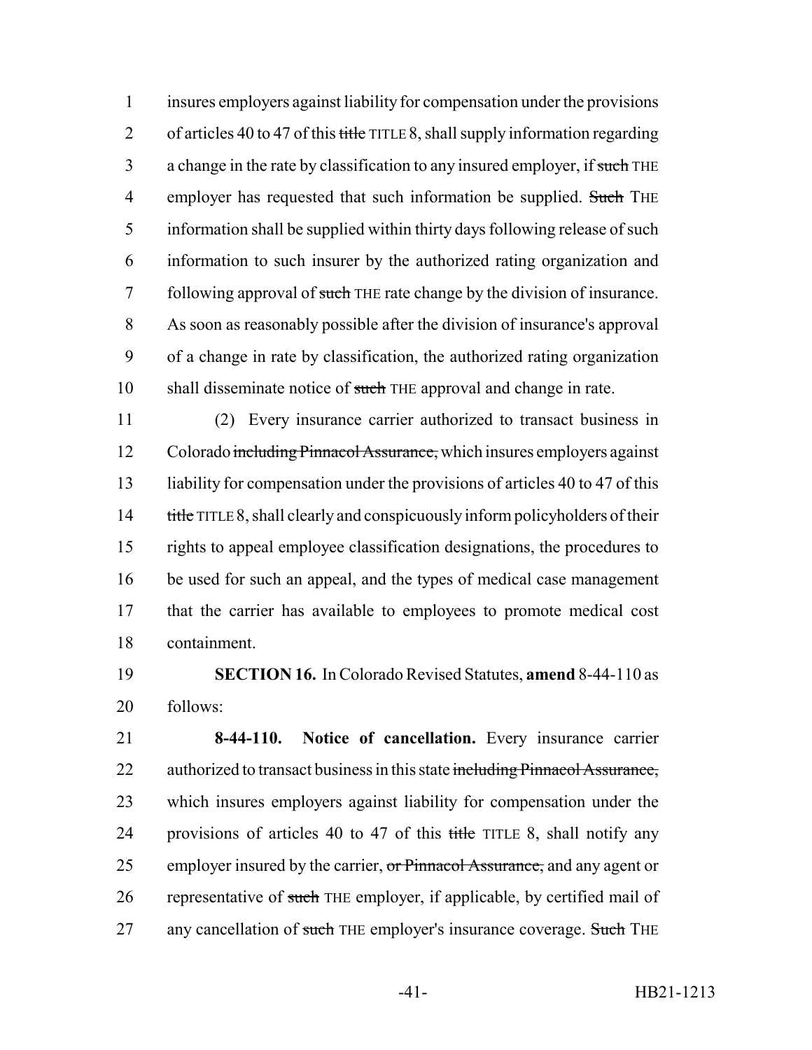insures employers against liability for compensation under the provisions of articles 40 to 47 of this ~~title~~ TITLE 8, shall supply information regarding a change in the rate by classification to any insured employer, if ~~such~~ THE employer has requested that such information be supplied. ~~Such~~ THE information shall be supplied within thirty days following release of such information to such insurer by the authorized rating organization and following approval of ~~such~~ THE rate change by the division of insurance. As soon as reasonably possible after the division of insurance's approval of a change in rate by classification, the authorized rating organization shall disseminate notice of ~~such~~ THE approval and change in rate.

(2) Every insurance carrier authorized to transact business in Colorado ~~including Pinnacol Assurance,~~ which insures employers against liability for compensation under the provisions of articles 40 to 47 of this ~~title~~ TITLE 8, shall clearly and conspicuously inform policyholders of their rights to appeal employee classification designations, the procedures to be used for such an appeal, and the types of medical case management that the carrier has available to employees to promote medical cost containment.

**SECTION 16.** In Colorado Revised Statutes, **amend** 8-44-110 as follows:

**8-44-110. Notice of cancellation.** Every insurance carrier authorized to transact business in this state ~~including Pinnacol Assurance,~~ which insures employers against liability for compensation under the provisions of articles 40 to 47 of this ~~title~~ TITLE 8, shall notify any employer insured by the carrier, ~~or Pinnacol Assurance,~~ and any agent or representative of ~~such~~ THE employer, if applicable, by certified mail of any cancellation of ~~such~~ THE employer's insurance coverage. ~~Such~~ THE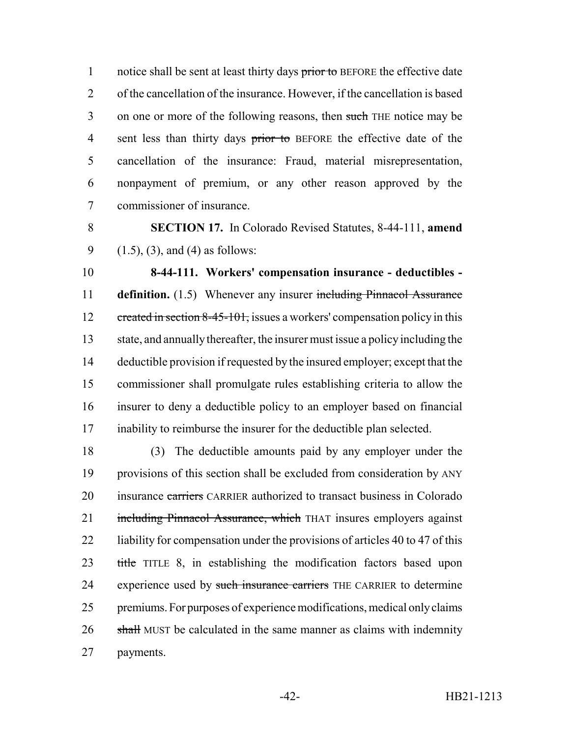notice shall be sent at least thirty days ~~prior to~~ BEFORE the effective date of the cancellation of the insurance. However, if the cancellation is based on one or more of the following reasons, then ~~such~~ THE notice may be sent less than thirty days ~~prior to~~ BEFORE the effective date of the cancellation of the insurance: Fraud, material misrepresentation, nonpayment of premium, or any other reason approved by the commissioner of insurance.

**SECTION 17.** In Colorado Revised Statutes, 8-44-111, **amend** (1.5), (3), and (4) as follows:

**8-44-111. Workers' compensation insurance - deductibles - definition.** (1.5) Whenever any insurer ~~including Pinnacol Assurance created in section 8-45-101,~~ issues a workers' compensation policy in this state, and annually thereafter, the insurer must issue a policy including the deductible provision if requested by the insured employer; except that the commissioner shall promulgate rules establishing criteria to allow the insurer to deny a deductible policy to an employer based on financial inability to reimburse the insurer for the deductible plan selected.

(3) The deductible amounts paid by any employer under the provisions of this section shall be excluded from consideration by ANY insurance ~~carriers~~ CARRIER authorized to transact business in Colorado ~~including Pinnacol Assurance, which~~ THAT insures employers against liability for compensation under the provisions of articles 40 to 47 of this ~~title~~ TITLE 8, in establishing the modification factors based upon experience used by ~~such insurance carriers~~ THE CARRIER to determine premiums. For purposes of experience modifications, medical only claims ~~shall~~ MUST be calculated in the same manner as claims with indemnity payments.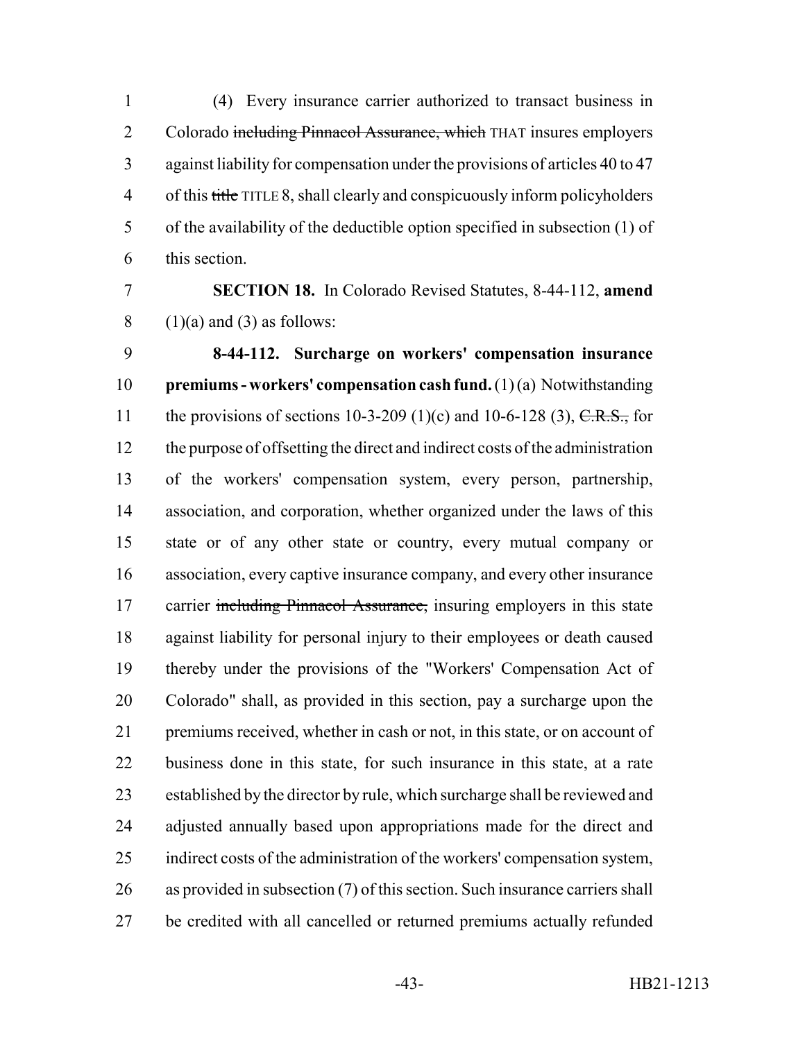(4) Every insurance carrier authorized to transact business in Colorado ~~including Pinnacol Assurance, which~~ THAT insures employers against liability for compensation under the provisions of articles 40 to 47 of this ~~title~~ TITLE 8, shall clearly and conspicuously inform policyholders of the availability of the deductible option specified in subsection (1) of this section.

**SECTION 18.** In Colorado Revised Statutes, 8-44-112, **amend** (1)(a) and (3) as follows:

**8-44-112. Surcharge on workers' compensation insurance premiums - workers' compensation cash fund.** (1) (a) Notwithstanding the provisions of sections 10-3-209 (1)(c) and 10-6-128 (3), ~~C.R.S.,~~ for the purpose of offsetting the direct and indirect costs of the administration of the workers' compensation system, every person, partnership, association, and corporation, whether organized under the laws of this state or of any other state or country, every mutual company or association, every captive insurance company, and every other insurance carrier ~~including Pinnacol Assurance,~~ insuring employers in this state against liability for personal injury to their employees or death caused thereby under the provisions of the "Workers' Compensation Act of Colorado" shall, as provided in this section, pay a surcharge upon the premiums received, whether in cash or not, in this state, or on account of business done in this state, for such insurance in this state, at a rate established by the director by rule, which surcharge shall be reviewed and adjusted annually based upon appropriations made for the direct and indirect costs of the administration of the workers' compensation system, as provided in subsection (7) of this section. Such insurance carriers shall be credited with all cancelled or returned premiums actually refunded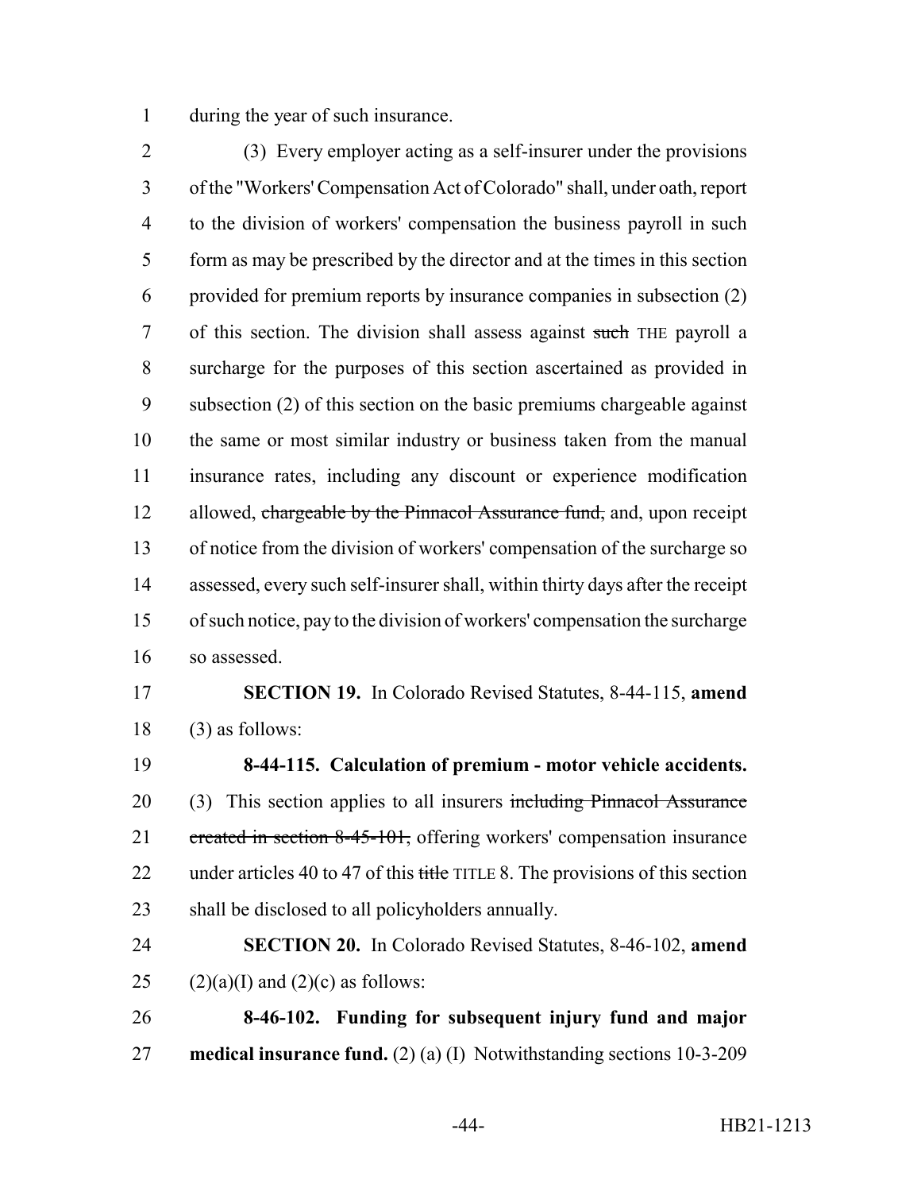during the year of such insurance.

(3) Every employer acting as a self-insurer under the provisions of the "Workers' Compensation Act of Colorado" shall, under oath, report to the division of workers' compensation the business payroll in such form as may be prescribed by the director and at the times in this section provided for premium reports by insurance companies in subsection (2) of this section. The division shall assess against ~~such~~ THE payroll a surcharge for the purposes of this section ascertained as provided in subsection (2) of this section on the basic premiums chargeable against the same or most similar industry or business taken from the manual insurance rates, including any discount or experience modification allowed, ~~chargeable by the Pinnacol Assurance fund,~~ and, upon receipt of notice from the division of workers' compensation of the surcharge so assessed, every such self-insurer shall, within thirty days after the receipt of such notice, pay to the division of workers' compensation the surcharge so assessed.

**SECTION 19.** In Colorado Revised Statutes, 8-44-115, **amend** (3) as follows:

**8-44-115. Calculation of premium - motor vehicle accidents.** (3) This section applies to all insurers ~~including Pinnacol Assurance created in section 8-45-101,~~ offering workers' compensation insurance under articles 40 to 47 of this ~~title~~ TITLE 8. The provisions of this section shall be disclosed to all policyholders annually.

**SECTION 20.** In Colorado Revised Statutes, 8-46-102, **amend** (2)(a)(I) and (2)(c) as follows:

**8-46-102. Funding for subsequent injury fund and major medical insurance fund.** (2) (a) (I) Notwithstanding sections 10-3-209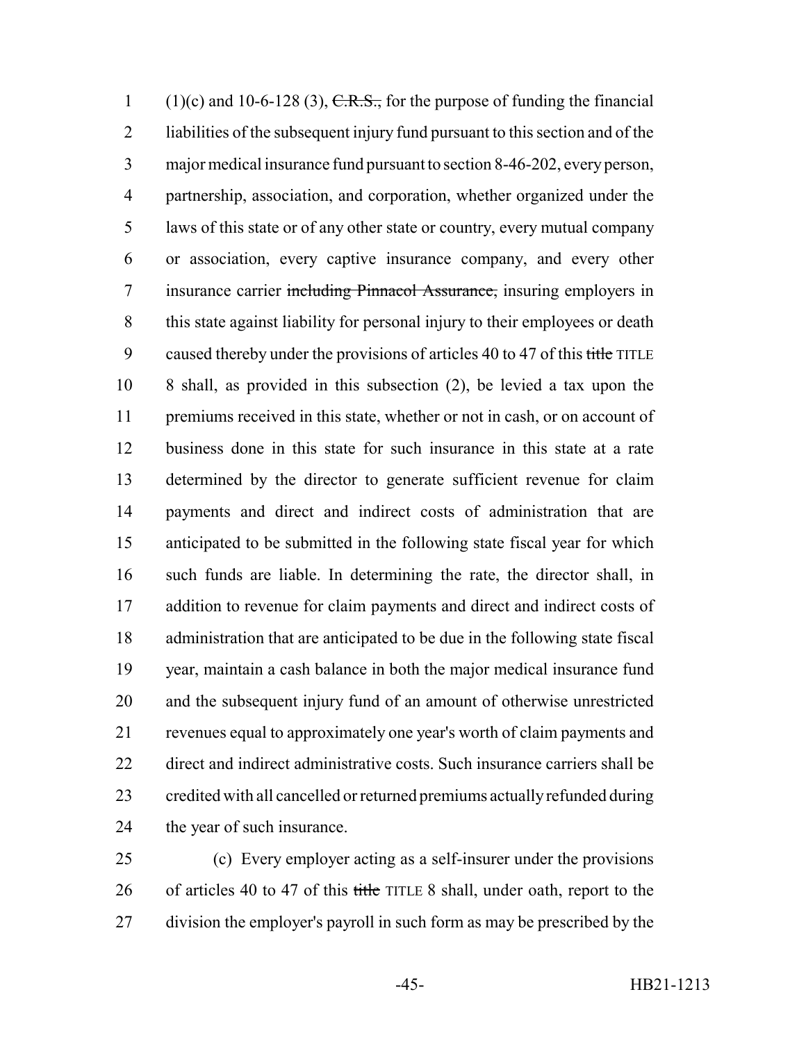(1)(c) and 10-6-128 (3), ~~C.R.S.,~~ for the purpose of funding the financial liabilities of the subsequent injury fund pursuant to this section and of the major medical insurance fund pursuant to section 8-46-202, every person, partnership, association, and corporation, whether organized under the laws of this state or of any other state or country, every mutual company or association, every captive insurance company, and every other insurance carrier ~~including Pinnacol Assurance,~~ insuring employers in this state against liability for personal injury to their employees or death caused thereby under the provisions of articles 40 to 47 of this ~~title~~ TITLE 8 shall, as provided in this subsection (2), be levied a tax upon the premiums received in this state, whether or not in cash, or on account of business done in this state for such insurance in this state at a rate determined by the director to generate sufficient revenue for claim payments and direct and indirect costs of administration that are anticipated to be submitted in the following state fiscal year for which such funds are liable. In determining the rate, the director shall, in addition to revenue for claim payments and direct and indirect costs of administration that are anticipated to be due in the following state fiscal year, maintain a cash balance in both the major medical insurance fund and the subsequent injury fund of an amount of otherwise unrestricted revenues equal to approximately one year's worth of claim payments and direct and indirect administrative costs. Such insurance carriers shall be credited with all cancelled or returned premiums actually refunded during the year of such insurance.

(c) Every employer acting as a self-insurer under the provisions of articles 40 to 47 of this ~~title~~ TITLE 8 shall, under oath, report to the division the employer's payroll in such form as may be prescribed by the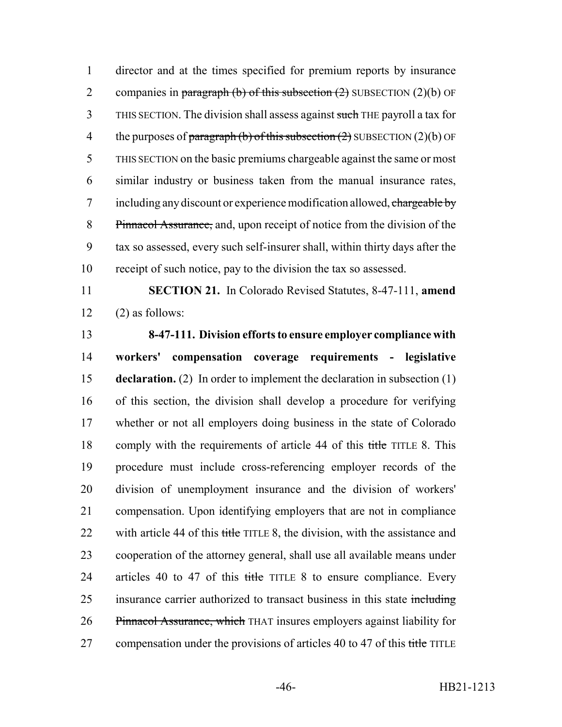director and at the times specified for premium reports by insurance companies in ~~paragraph (b) of this subsection (2)~~ SUBSECTION (2)(b) OF THIS SECTION. The division shall assess against ~~such~~ THE payroll a tax for the purposes of ~~paragraph (b) of this subsection (2)~~ SUBSECTION (2)(b) OF THIS SECTION on the basic premiums chargeable against the same or most similar industry or business taken from the manual insurance rates, including any discount or experience modification allowed, ~~chargeable by Pinnacol Assurance,~~ and, upon receipt of notice from the division of the tax so assessed, every such self-insurer shall, within thirty days after the receipt of such notice, pay to the division the tax so assessed.

**SECTION 21.** In Colorado Revised Statutes, 8-47-111, **amend** (2) as follows:

**8-47-111. Division efforts to ensure employer compliance with workers' compensation coverage requirements - legislative declaration.** (2) In order to implement the declaration in subsection (1) of this section, the division shall develop a procedure for verifying whether or not all employers doing business in the state of Colorado comply with the requirements of article 44 of this ~~title~~ TITLE 8. This procedure must include cross-referencing employer records of the division of unemployment insurance and the division of workers' compensation. Upon identifying employers that are not in compliance with article 44 of this ~~title~~ TITLE 8, the division, with the assistance and cooperation of the attorney general, shall use all available means under articles 40 to 47 of this ~~title~~ TITLE 8 to ensure compliance. Every insurance carrier authorized to transact business in this state ~~including Pinnacol Assurance, which~~ THAT insures employers against liability for compensation under the provisions of articles 40 to 47 of this ~~title~~ TITLE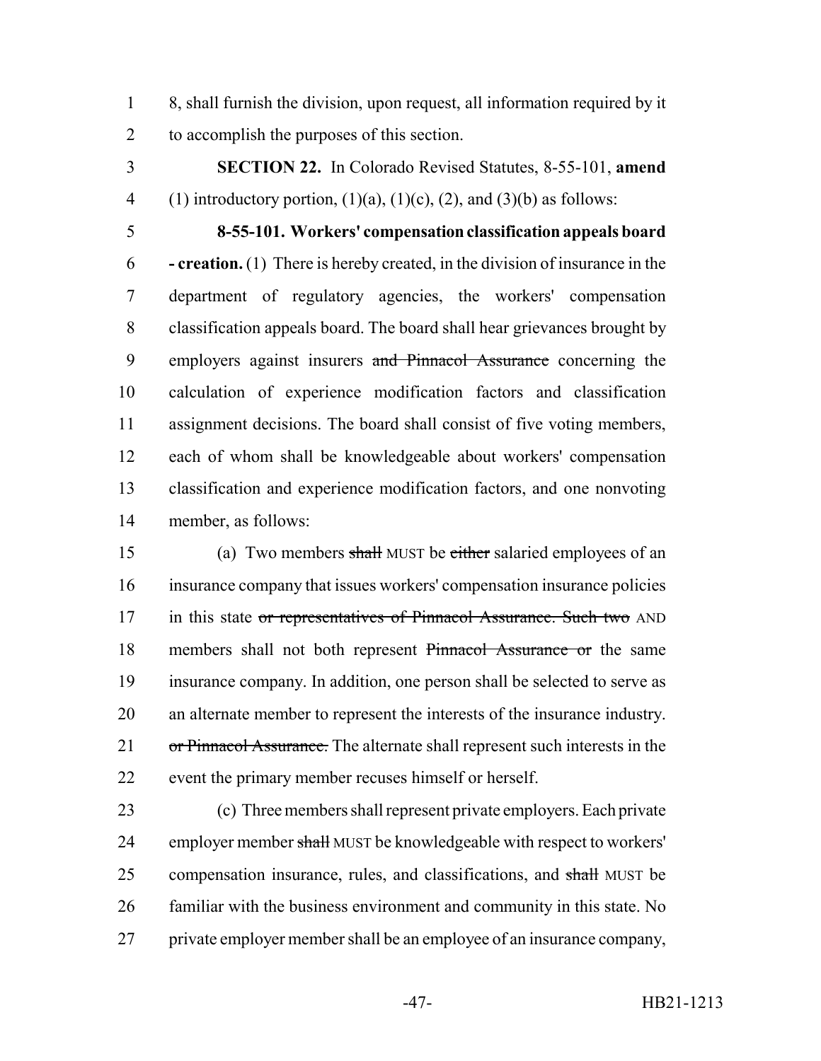8, shall furnish the division, upon request, all information required by it to accomplish the purposes of this section.

**SECTION 22.** In Colorado Revised Statutes, 8-55-101, **amend** (1) introductory portion, (1)(a), (1)(c), (2), and (3)(b) as follows:

**8-55-101. Workers' compensation classification appeals board - creation.** (1) There is hereby created, in the division of insurance in the department of regulatory agencies, the workers' compensation classification appeals board. The board shall hear grievances brought by employers against insurers ~~and Pinnacol Assurance~~ concerning the calculation of experience modification factors and classification assignment decisions. The board shall consist of five voting members, each of whom shall be knowledgeable about workers' compensation classification and experience modification factors, and one nonvoting member, as follows:

(a) Two members ~~shall~~ MUST be ~~either~~ salaried employees of an insurance company that issues workers' compensation insurance policies in this state ~~or representatives of Pinnacol Assurance. Such two~~ AND members shall not both represent ~~Pinnacol Assurance or~~ the same insurance company. In addition, one person shall be selected to serve as an alternate member to represent the interests of the insurance industry. ~~or Pinnacol Assurance.~~ The alternate shall represent such interests in the event the primary member recuses himself or herself.

(c) Three members shall represent private employers. Each private employer member ~~shall~~ MUST be knowledgeable with respect to workers' compensation insurance, rules, and classifications, and ~~shall~~ MUST be familiar with the business environment and community in this state. No private employer member shall be an employee of an insurance company,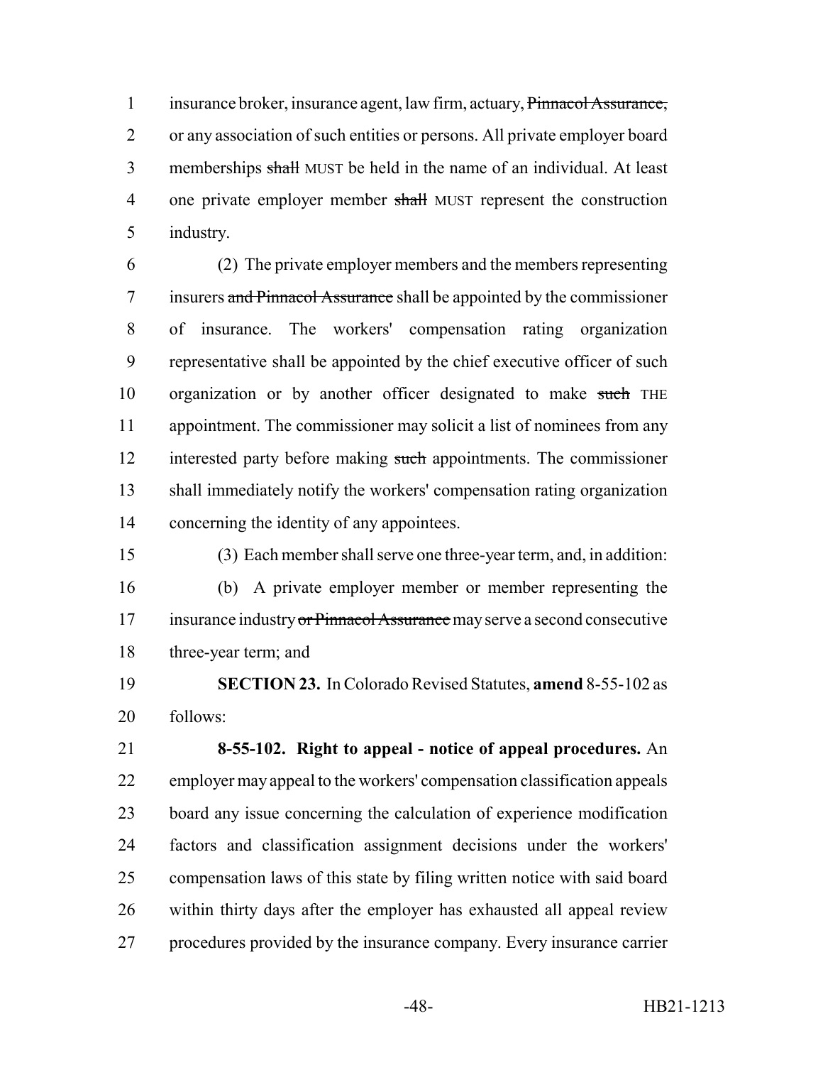insurance broker, insurance agent, law firm, actuary, ~~Pinnacol Assurance,~~ or any association of such entities or persons. All private employer board memberships ~~shall~~ MUST be held in the name of an individual. At least one private employer member ~~shall~~ MUST represent the construction industry.

(2) The private employer members and the members representing insurers ~~and Pinnacol Assurance~~ shall be appointed by the commissioner of insurance. The workers' compensation rating organization representative shall be appointed by the chief executive officer of such organization or by another officer designated to make ~~such~~ THE appointment. The commissioner may solicit a list of nominees from any interested party before making ~~such~~ appointments. The commissioner shall immediately notify the workers' compensation rating organization concerning the identity of any appointees.

(3) Each member shall serve one three-year term, and, in addition:

(b) A private employer member or member representing the insurance industry ~~or Pinnacol Assurance~~ may serve a second consecutive three-year term; and

**SECTION 23.** In Colorado Revised Statutes, **amend** 8-55-102 as follows:

**8-55-102. Right to appeal - notice of appeal procedures.** An employer may appeal to the workers' compensation classification appeals board any issue concerning the calculation of experience modification factors and classification assignment decisions under the workers' compensation laws of this state by filing written notice with said board within thirty days after the employer has exhausted all appeal review procedures provided by the insurance company. Every insurance carrier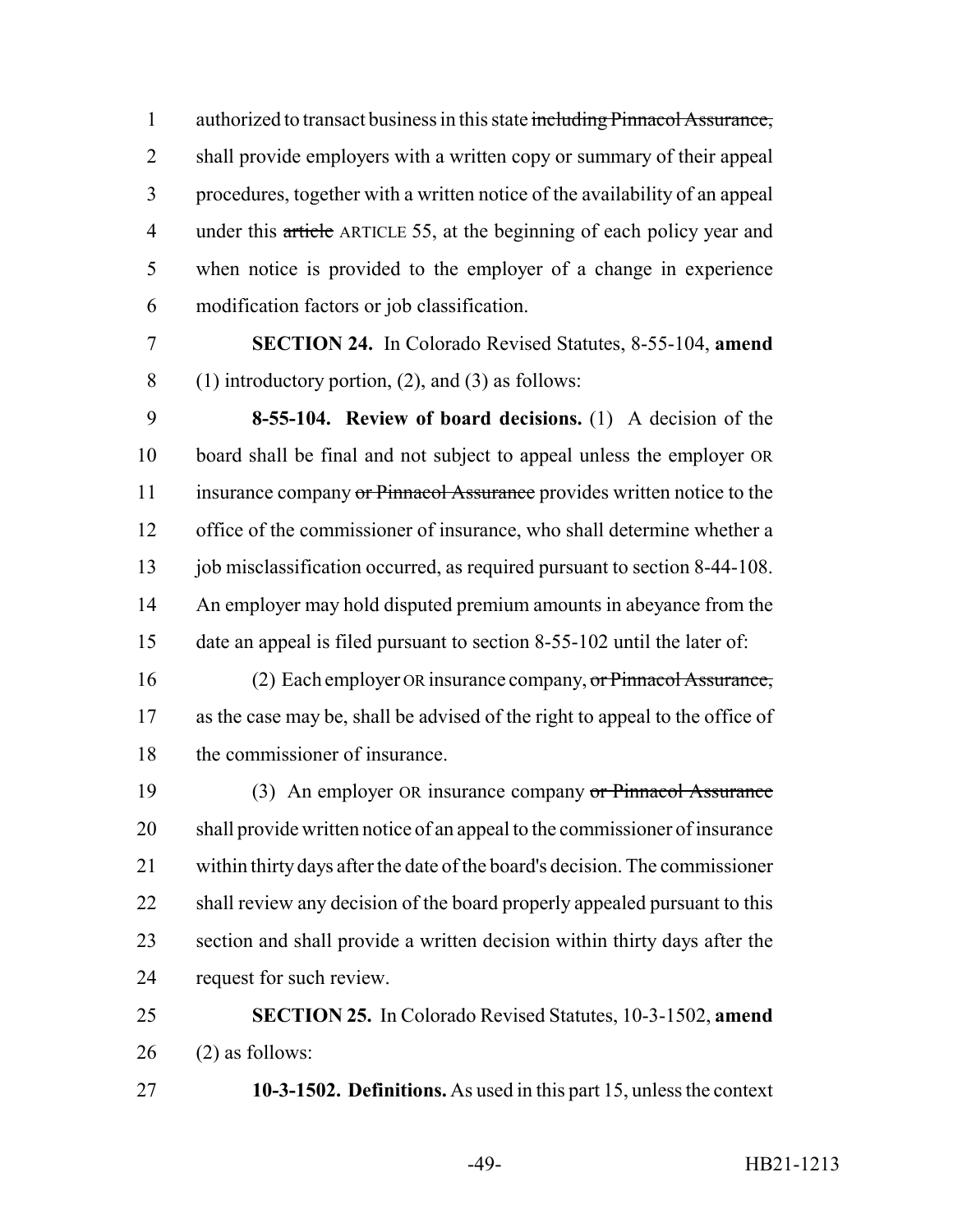authorized to transact business in this state ~~including Pinnacol Assurance,~~ shall provide employers with a written copy or summary of their appeal procedures, together with a written notice of the availability of an appeal under this ~~article~~ ARTICLE 55, at the beginning of each policy year and when notice is provided to the employer of a change in experience modification factors or job classification.

**SECTION 24.** In Colorado Revised Statutes, 8-55-104, **amend** (1) introductory portion, (2), and (3) as follows:

**8-55-104. Review of board decisions.** (1) A decision of the board shall be final and not subject to appeal unless the employer OR insurance company ~~or Pinnacol Assurance~~ provides written notice to the office of the commissioner of insurance, who shall determine whether a job misclassification occurred, as required pursuant to section 8-44-108. An employer may hold disputed premium amounts in abeyance from the date an appeal is filed pursuant to section 8-55-102 until the later of:

(2) Each employer OR insurance company, ~~or Pinnacol Assurance,~~ as the case may be, shall be advised of the right to appeal to the office of the commissioner of insurance.

(3) An employer OR insurance company ~~or Pinnacol Assurance~~ shall provide written notice of an appeal to the commissioner of insurance within thirty days after the date of the board's decision. The commissioner shall review any decision of the board properly appealed pursuant to this section and shall provide a written decision within thirty days after the request for such review.

**SECTION 25.** In Colorado Revised Statutes, 10-3-1502, **amend** (2) as follows:

**10-3-1502. Definitions.** As used in this part 15, unless the context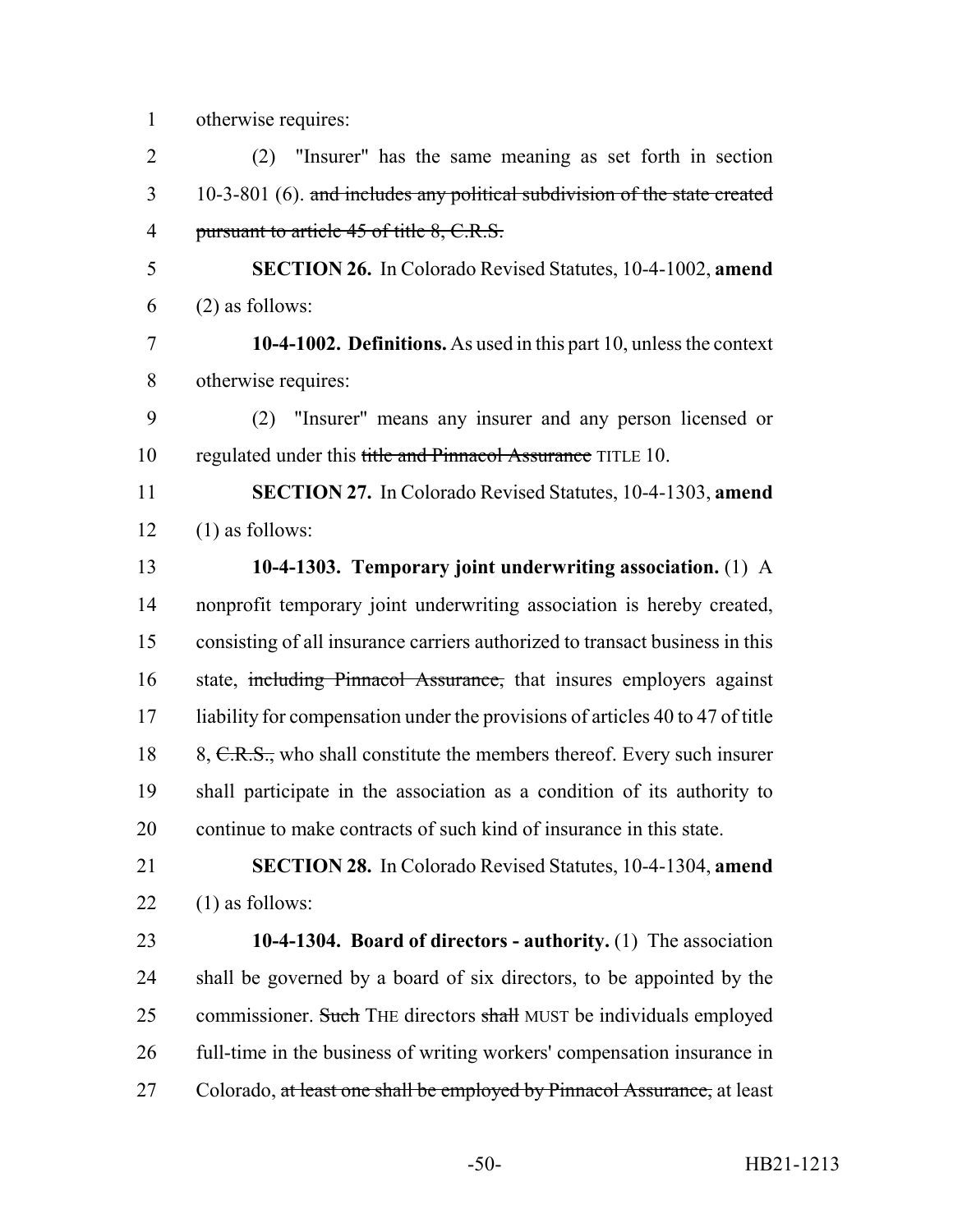otherwise requires:

(2) "Insurer" has the same meaning as set forth in section 10-3-801 (6). ~~and includes any political subdivision of the state created pursuant to article 45 of title 8, C.R.S.~~

**SECTION 26.** In Colorado Revised Statutes, 10-4-1002, **amend** (2) as follows:

**10-4-1002. Definitions.** As used in this part 10, unless the context otherwise requires:

(2) "Insurer" means any insurer and any person licensed or regulated under this ~~title and Pinnacol Assurance~~ TITLE 10.

**SECTION 27.** In Colorado Revised Statutes, 10-4-1303, **amend** (1) as follows:

**10-4-1303. Temporary joint underwriting association.** (1) A nonprofit temporary joint underwriting association is hereby created, consisting of all insurance carriers authorized to transact business in this state, ~~including Pinnacol Assurance,~~ that insures employers against liability for compensation under the provisions of articles 40 to 47 of title 8, ~~C.R.S.,~~ who shall constitute the members thereof. Every such insurer shall participate in the association as a condition of its authority to continue to make contracts of such kind of insurance in this state.

**SECTION 28.** In Colorado Revised Statutes, 10-4-1304, **amend** (1) as follows:

**10-4-1304. Board of directors - authority.** (1) The association shall be governed by a board of six directors, to be appointed by the commissioner. ~~Such~~ THE directors ~~shall~~ MUST be individuals employed full-time in the business of writing workers' compensation insurance in Colorado, ~~at least one shall be employed by Pinnacol Assurance,~~ at least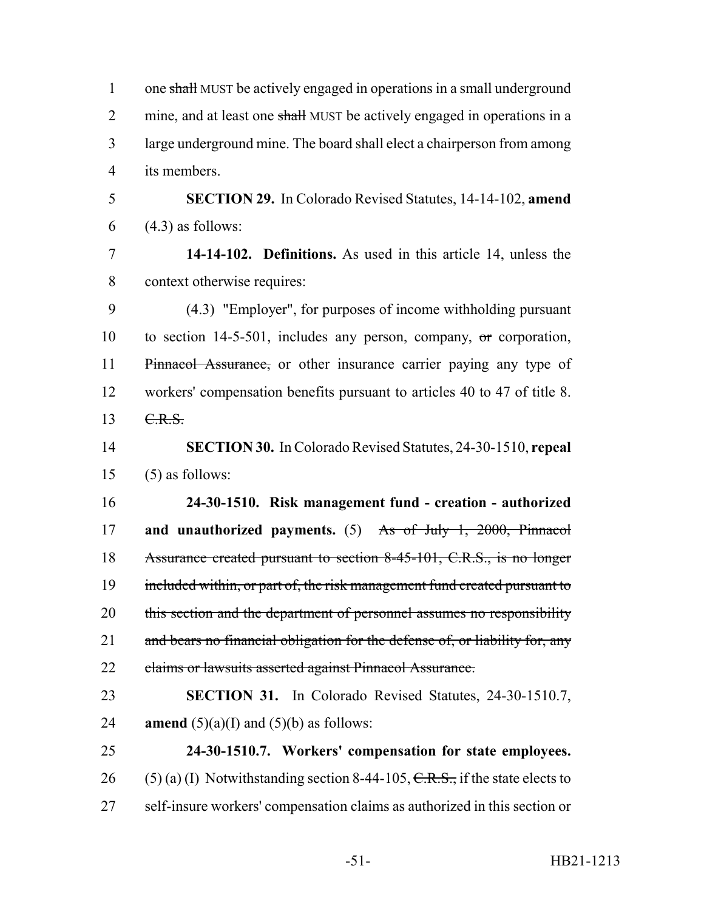one ~~shall~~ MUST be actively engaged in operations in a small underground mine, and at least one ~~shall~~ MUST be actively engaged in operations in a large underground mine. The board shall elect a chairperson from among its members.

**SECTION 29.** In Colorado Revised Statutes, 14-14-102, **amend** (4.3) as follows:

**14-14-102. Definitions.** As used in this article 14, unless the context otherwise requires:

(4.3) "Employer", for purposes of income withholding pursuant to section 14-5-501, includes any person, company, ~~or~~ corporation, ~~Pinnacol Assurance,~~ or other insurance carrier paying any type of workers' compensation benefits pursuant to articles 40 to 47 of title 8. ~~C.R.S.~~

**SECTION 30.** In Colorado Revised Statutes, 24-30-1510, **repeal** (5) as follows:

**24-30-1510. Risk management fund - creation - authorized and unauthorized payments.** (5) ~~As of July 1, 2000, Pinnacol Assurance created pursuant to section 8-45-101, C.R.S., is no longer included within, or part of, the risk management fund created pursuant to this section and the department of personnel assumes no responsibility and bears no financial obligation for the defense of, or liability for, any claims or lawsuits asserted against Pinnacol Assurance.~~

**SECTION 31.** In Colorado Revised Statutes, 24-30-1510.7, **amend** (5)(a)(I) and (5)(b) as follows:

**24-30-1510.7. Workers' compensation for state employees.** (5) (a) (I) Notwithstanding section 8-44-105, ~~C.R.S.,~~ if the state elects to self-insure workers' compensation claims as authorized in this section or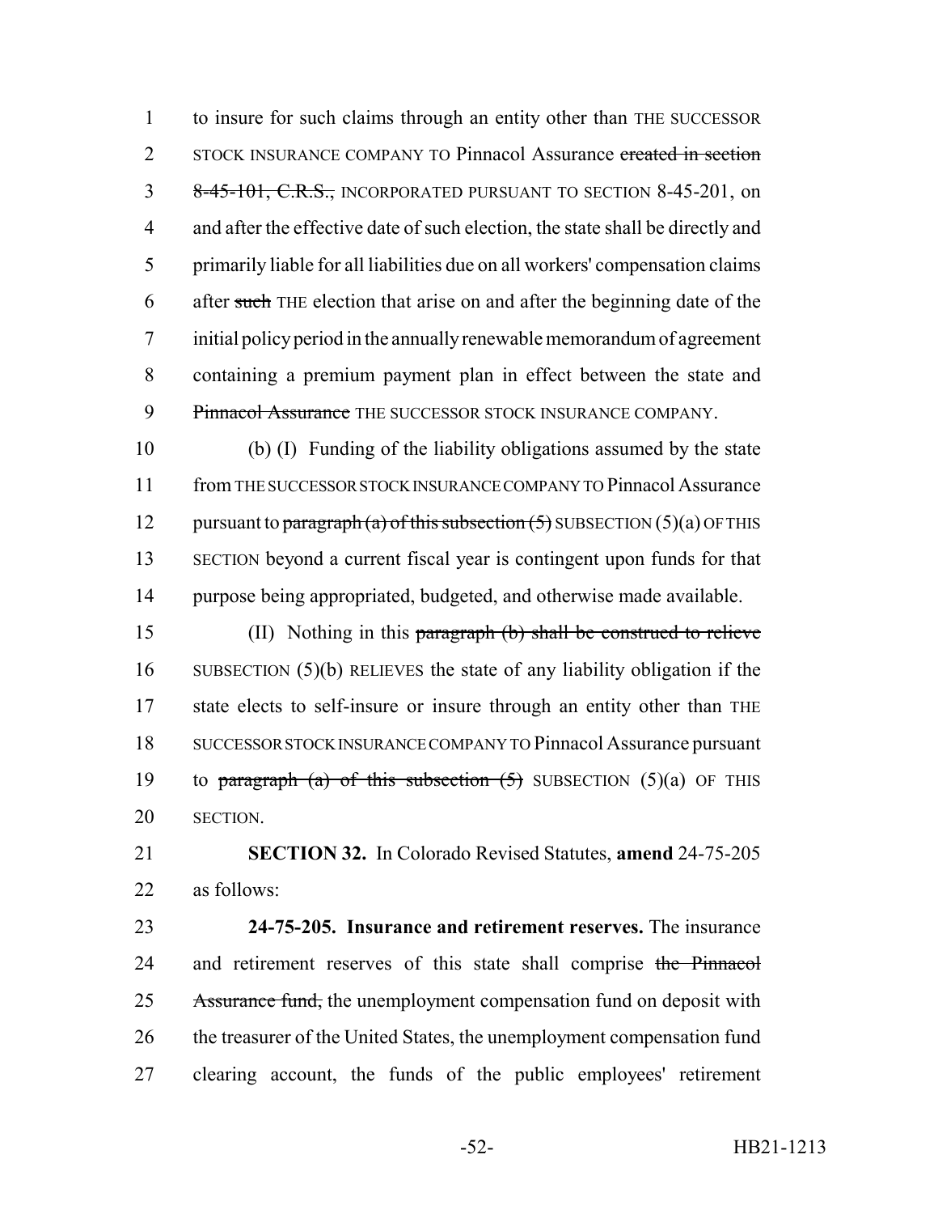to insure for such claims through an entity other than THE SUCCESSOR STOCK INSURANCE COMPANY TO Pinnacol Assurance ~~created in section 8-45-101, C.R.S.,~~ INCORPORATED PURSUANT TO SECTION 8-45-201, on and after the effective date of such election, the state shall be directly and primarily liable for all liabilities due on all workers' compensation claims after ~~such~~ THE election that arise on and after the beginning date of the initial policy period in the annually renewable memorandum of agreement containing a premium payment plan in effect between the state and ~~Pinnacol Assurance~~ THE SUCCESSOR STOCK INSURANCE COMPANY.

(b) (I) Funding of the liability obligations assumed by the state from THE SUCCESSOR STOCK INSURANCE COMPANY TO Pinnacol Assurance pursuant to ~~paragraph (a) of this subsection (5)~~ SUBSECTION (5)(a) OF THIS SECTION beyond a current fiscal year is contingent upon funds for that purpose being appropriated, budgeted, and otherwise made available.

(II) Nothing in this ~~paragraph (b) shall be construed to relieve~~ SUBSECTION (5)(b) RELIEVES the state of any liability obligation if the state elects to self-insure or insure through an entity other than THE SUCCESSOR STOCK INSURANCE COMPANY TO Pinnacol Assurance pursuant to ~~paragraph (a) of this subsection (5)~~ SUBSECTION (5)(a) OF THIS SECTION.

**SECTION 32.** In Colorado Revised Statutes, **amend** 24-75-205 as follows:

**24-75-205. Insurance and retirement reserves.** The insurance and retirement reserves of this state shall comprise ~~the Pinnacol Assurance fund,~~ the unemployment compensation fund on deposit with the treasurer of the United States, the unemployment compensation fund clearing account, the funds of the public employees' retirement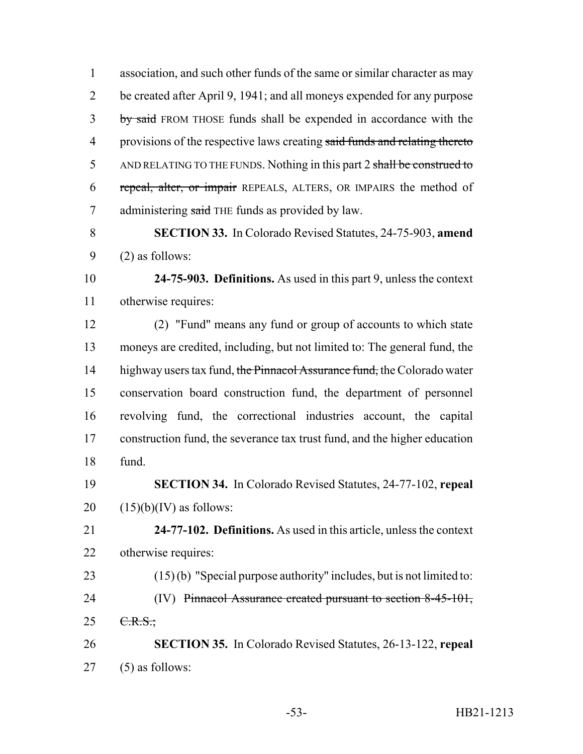association, and such other funds of the same or similar character as may be created after April 9, 1941; and all moneys expended for any purpose ~~by said~~ FROM THOSE funds shall be expended in accordance with the provisions of the respective laws creating ~~said funds and relating thereto~~ AND RELATING TO THE FUNDS. Nothing in this part 2 ~~shall be construed to repeal, alter, or impair~~ REPEALS, ALTERS, OR IMPAIRS the method of administering ~~said~~ THE funds as provided by law.

**SECTION 33.** In Colorado Revised Statutes, 24-75-903, **amend** (2) as follows:

**24-75-903. Definitions.** As used in this part 9, unless the context otherwise requires:

(2) "Fund" means any fund or group of accounts to which state moneys are credited, including, but not limited to: The general fund, the highway users tax fund, ~~the Pinnacol Assurance fund,~~ the Colorado water conservation board construction fund, the department of personnel revolving fund, the correctional industries account, the capital construction fund, the severance tax trust fund, and the higher education fund.

**SECTION 34.** In Colorado Revised Statutes, 24-77-102, **repeal** (15)(b)(IV) as follows:

**24-77-102. Definitions.** As used in this article, unless the context otherwise requires:

(15) (b) "Special purpose authority" includes, but is not limited to:

(IV) ~~Pinnacol Assurance created pursuant to section 8-45-101, C.R.S.;~~

**SECTION 35.** In Colorado Revised Statutes, 26-13-122, **repeal** (5) as follows: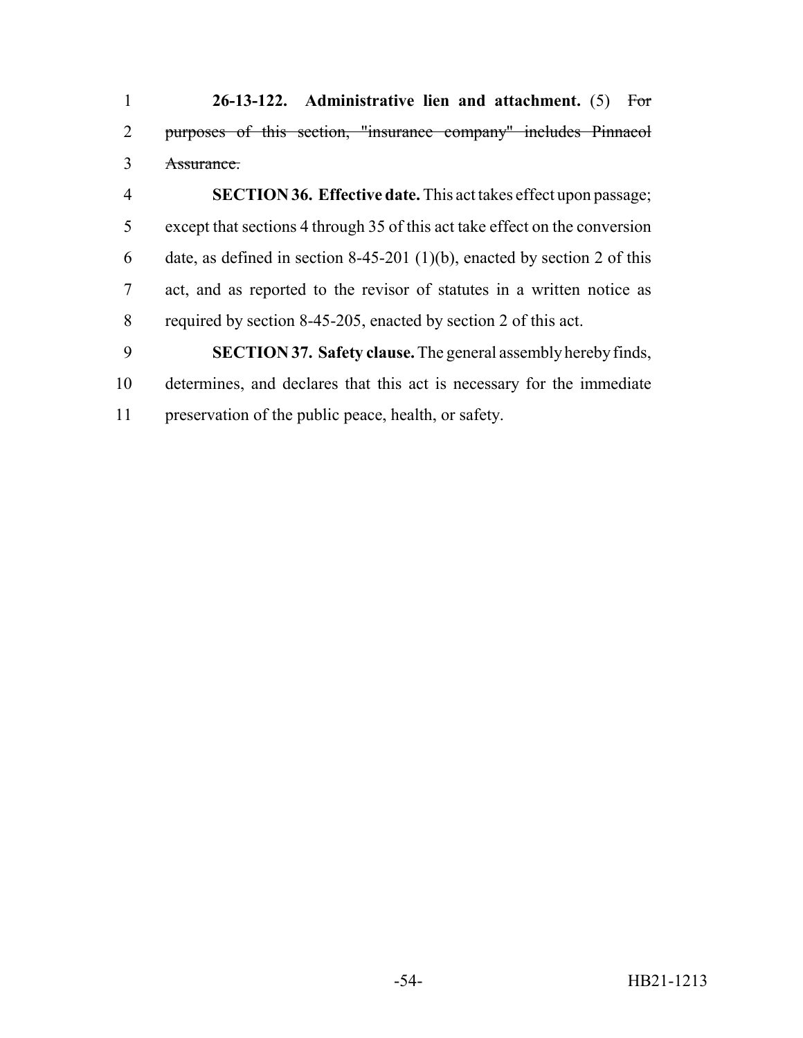**26-13-122. Administrative lien and attachment.** (5) ~~For purposes of this section, "insurance company" includes Pinnacol Assurance.~~

**SECTION 36. Effective date.** This act takes effect upon passage; except that sections 4 through 35 of this act take effect on the conversion date, as defined in section 8-45-201 (1)(b), enacted by section 2 of this act, and as reported to the revisor of statutes in a written notice as required by section 8-45-205, enacted by section 2 of this act.

**SECTION 37. Safety clause.** The general assembly hereby finds, determines, and declares that this act is necessary for the immediate preservation of the public peace, health, or safety.